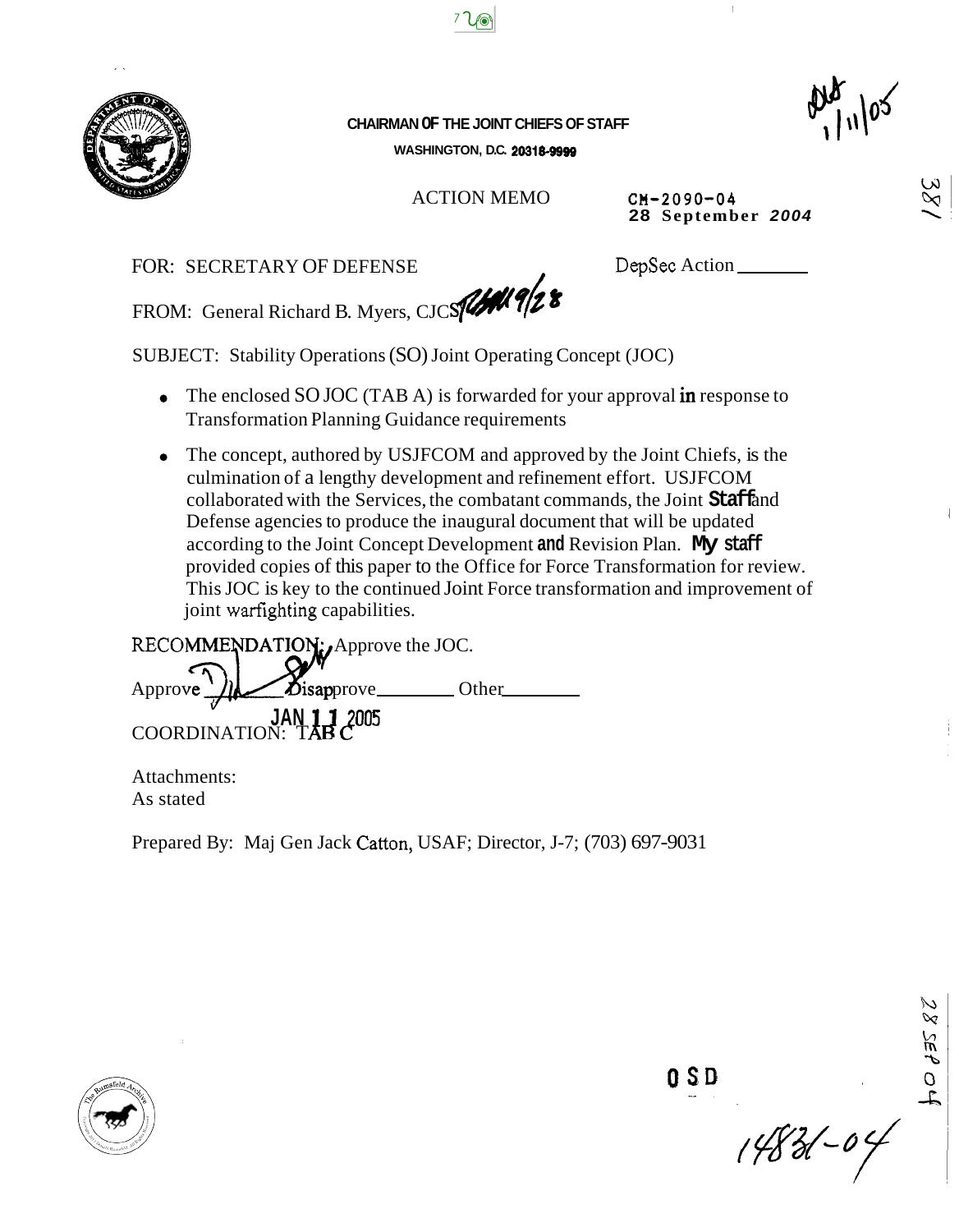**CHAIRMAN OF THE JOINT CHIEFS OF STAFF**
**WASHINGTON, D.C. 20318-9999**

ACTION MEMO

CM-2090-04
28 September 2004

FOR: SECRETARY OF DEFENSE

DepSec Action ________

FROM: General Richard B. Myers, CJCS

SUBJECT: Stability Operations (SO) Joint Operating Concept (JOC)

- The enclosed SO JOC (TAB A) is forwarded for your approval in response to Transformation Planning Guidance requirements
- The concept, authored by USJFCOM and approved by the Joint Chiefs, is the culmination of a lengthy development and refinement effort. USJFCOM collaborated with the Services, the combatant commands, the Joint Staff and Defense agencies to produce the inaugural document that will be updated according to the Joint Concept Development and Revision Plan. My staff provided copies of this paper to the Office for Force Transformation for review. This JOC is key to the continued Joint Force transformation and improvement of joint warfighting capabilities.

RECOMMENDATION: Approve the JOC.

Approve ________ Disapprove ________ Other ________

JAN 11 2005

COORDINATION: TAB C

Attachments:
As stated

Prepared By: Maj Gen Jack Catton, USAF; Director, J-7; (703) 697-9031

OSD

14831-04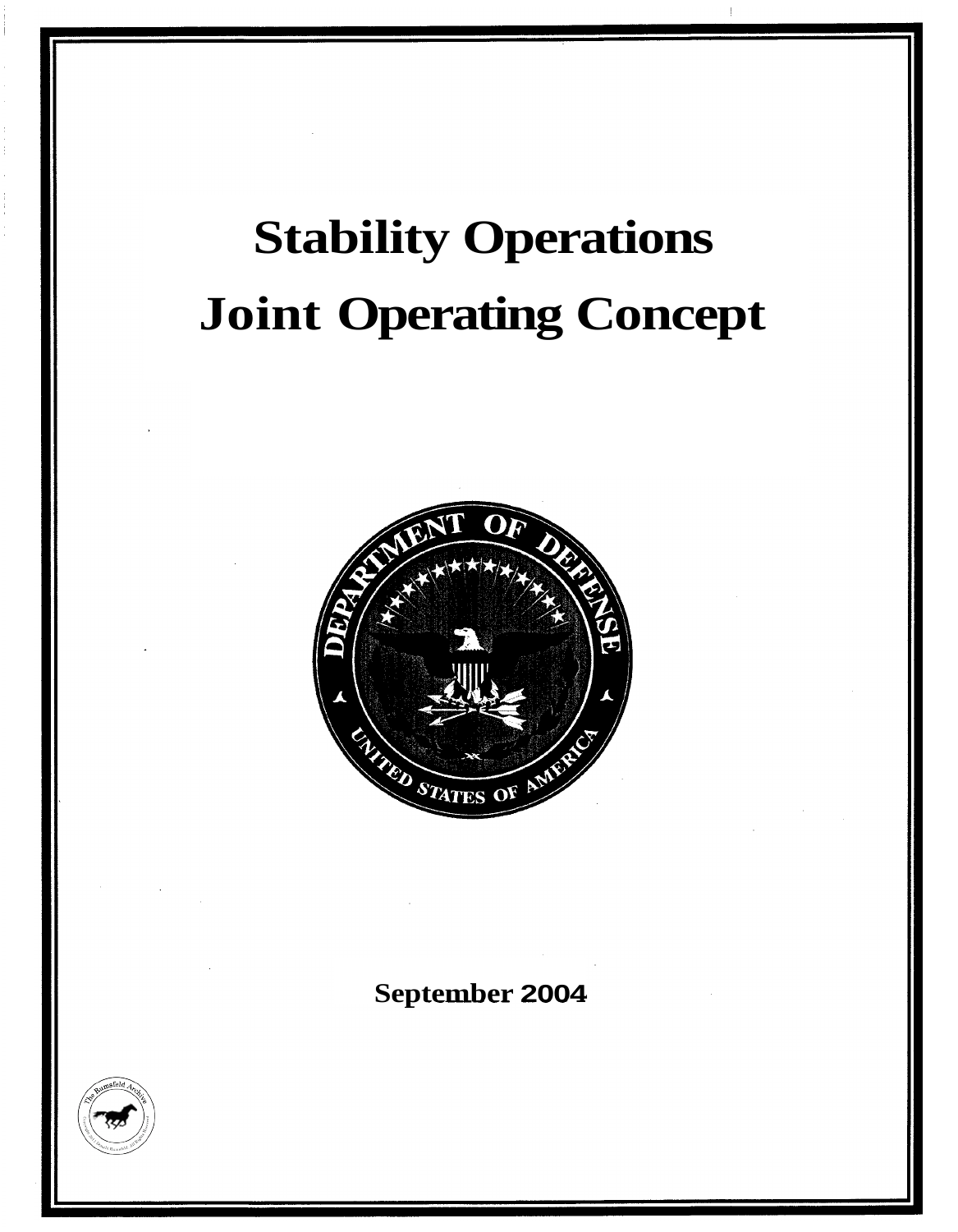# Stability Operations

# Joint Operating Concept

September 2004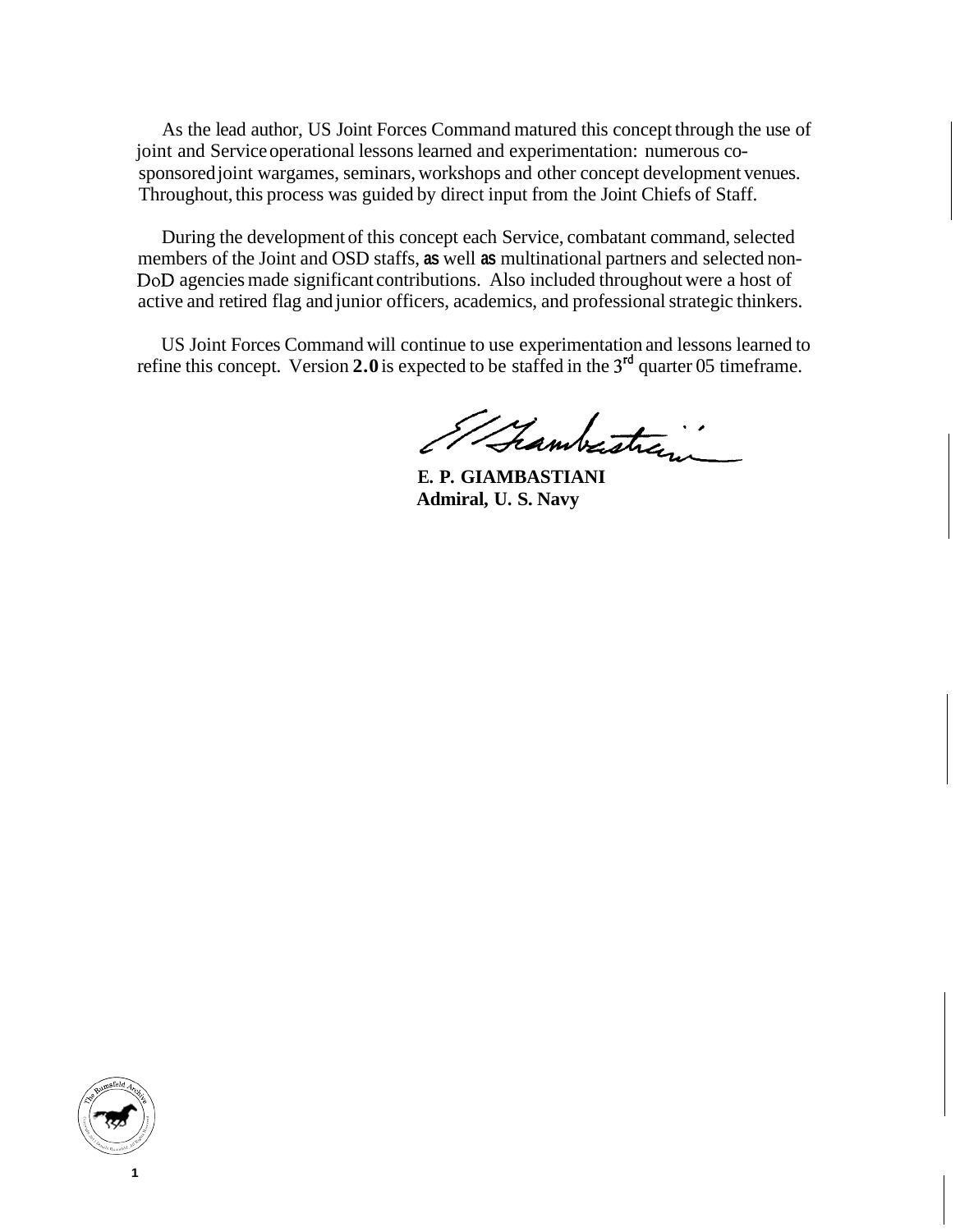As the lead author, US Joint Forces Command matured this concept through the use of joint and Service operational lessons learned and experimentation: numerous co-sponsored joint wargames, seminars, workshops and other concept development venues. Throughout, this process was guided by direct input from the Joint Chiefs of Staff.

During the development of this concept each Service, combatant command, selected members of the Joint and OSD staffs, as well as multinational partners and selected non-DoD agencies made significant contributions. Also included throughout were a host of active and retired flag and junior officers, academics, and professional strategic thinkers.

US Joint Forces Command will continue to use experimentation and lessons learned to refine this concept. Version **2.0** is expected to be staffed in the 3rd quarter 05 timeframe.

**E. P. GIAMBASTIANI**
**Admiral, U. S. Navy**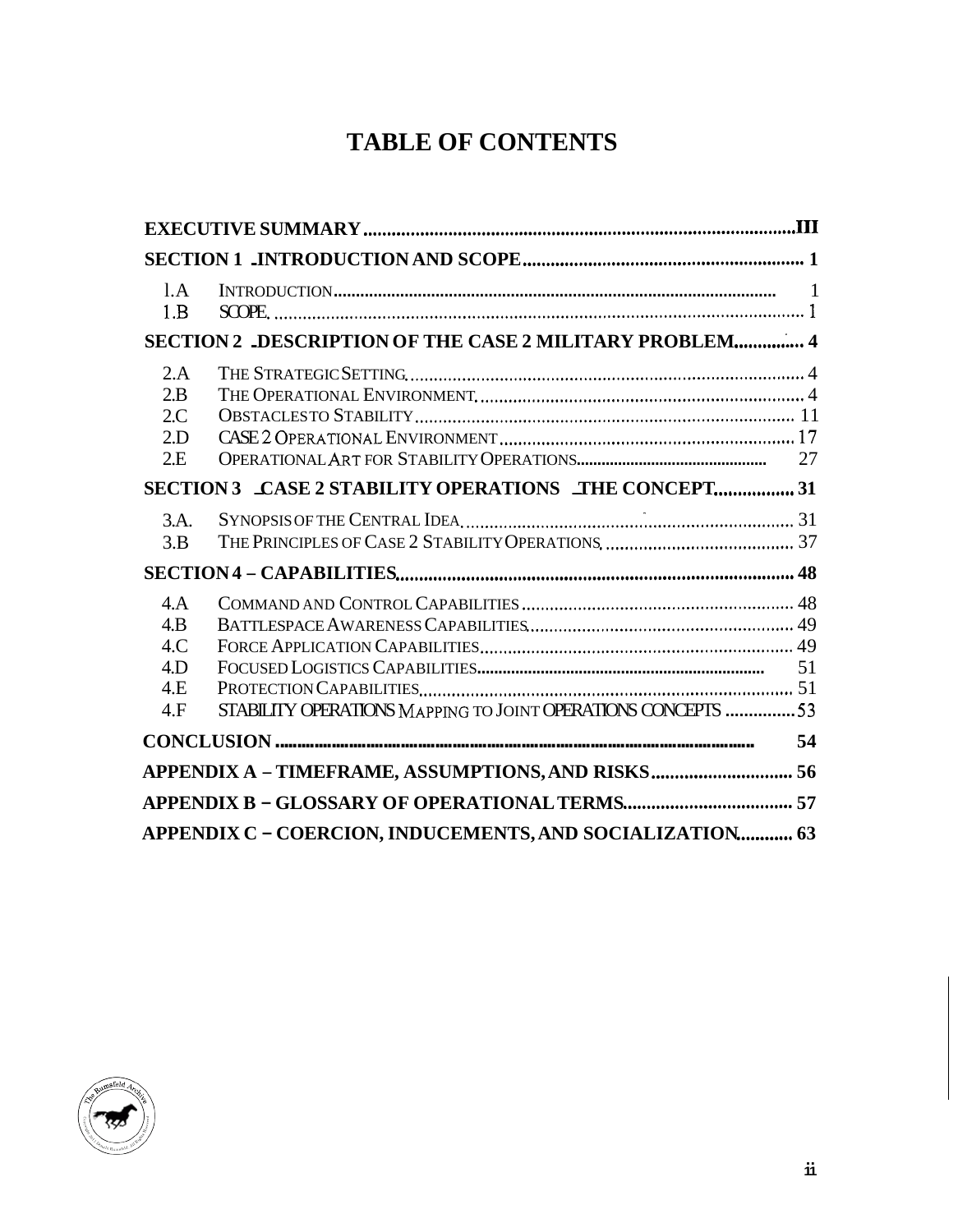# TABLE OF CONTENTS

**EXECUTIVE SUMMARY** .......... III

**SECTION 1 - INTRODUCTION AND SCOPE** .......... 1

- 1.A INTRODUCTION .......... 1
- 1.B SCOPE .......... 1

**SECTION 2 - DESCRIPTION OF THE CASE 2 MILITARY PROBLEM** .......... 4

- 2.A THE STRATEGIC SETTING .......... 4
- 2.B THE OPERATIONAL ENVIRONMENT .......... 4
- 2.C OBSTACLES TO STABILITY .......... 11
- 2.D CASE 2 OPERATIONAL ENVIRONMENT .......... 17
- 2.E OPERATIONAL ART FOR STABILITY OPERATIONS .......... 27

**SECTION 3 - CASE 2 STABILITY OPERATIONS - THE CONCEPT** .......... 31

- 3.A. SYNOPSIS OF THE CENTRAL IDEA .......... 31
- 3.B THE PRINCIPLES OF CASE 2 STABILITY OPERATIONS .......... 37

**SECTION 4 – CAPABILITIES** .......... 48

- 4.A COMMAND AND CONTROL CAPABILITIES .......... 48
- 4.B BATTLESPACE AWARENESS CAPABILITIES .......... 49
- 4.C FORCE APPLICATION CAPABILITIES .......... 49
- 4.D FOCUSED LOGISTICS CAPABILITIES .......... 51
- 4.E PROTECTION CAPABILITIES .......... 51
- 4.F STABILITY OPERATIONS MAPPING TO JOINT OPERATIONS CONCEPTS .......... 53

**CONCLUSION** .......... 54

**APPENDIX A – TIMEFRAME, ASSUMPTIONS, AND RISKS** .......... 56

**APPENDIX B – GLOSSARY OF OPERATIONAL TERMS** .......... 57

**APPENDIX C – COERCION, INDUCEMENTS, AND SOCIALIZATION** .......... 63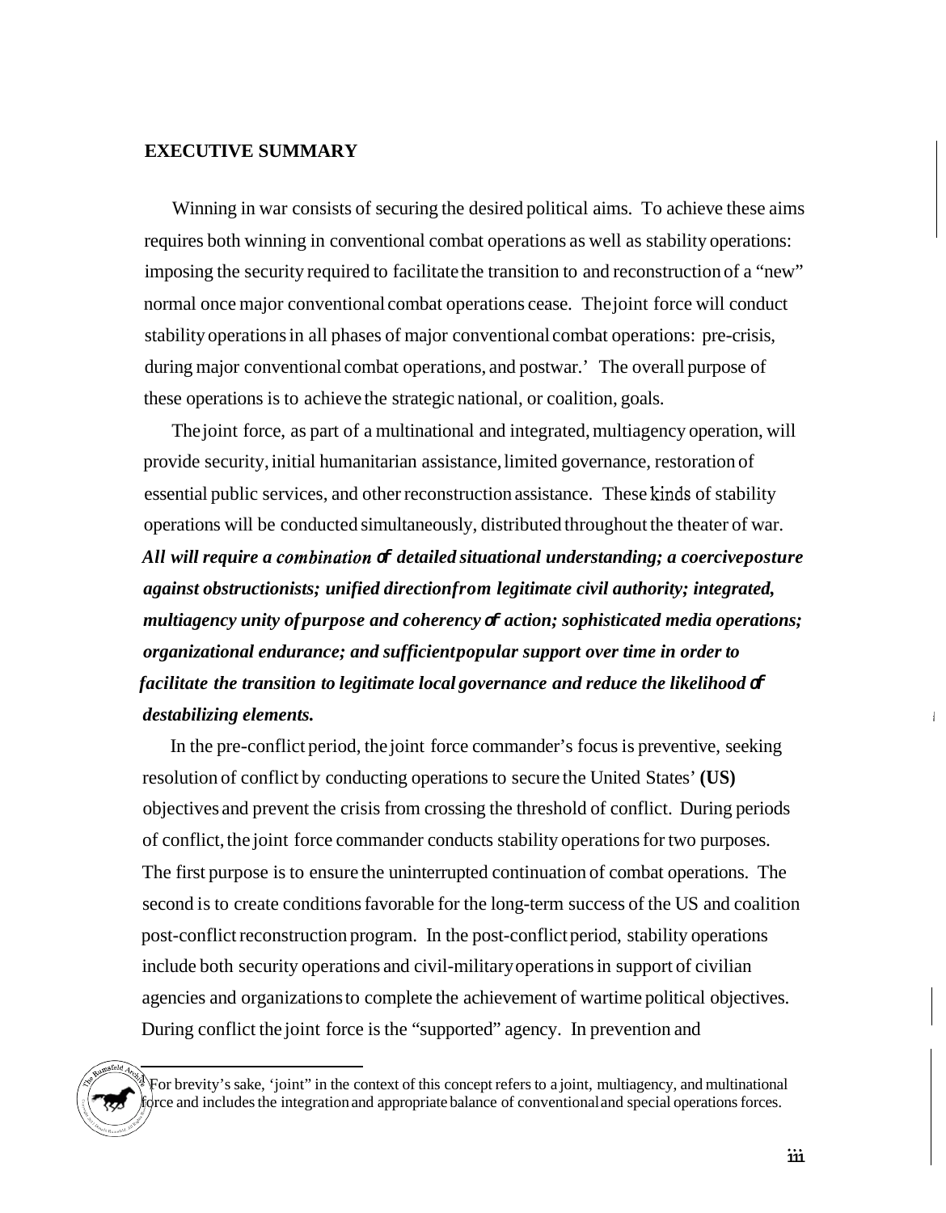## EXECUTIVE SUMMARY

Winning in war consists of securing the desired political aims. To achieve these aims requires both winning in conventional combat operations as well as stability operations: imposing the security required to facilitate the transition to and reconstruction of a "new" normal once major conventional combat operations cease. The joint force will conduct stability operations in all phases of major conventional combat operations: pre-crisis, during major conventional combat operations, and postwar.[1] The overall purpose of these operations is to achieve the strategic national, or coalition, goals.

The joint force, as part of a multinational and integrated, multiagency operation, will provide security, initial humanitarian assistance, limited governance, restoration of essential public services, and other reconstruction assistance. These kinds of stability operations will be conducted simultaneously, distributed throughout the theater of war. ***All will require a combination of detailed situational understanding; a coercive posture against obstructionists; unified direction from legitimate civil authority; integrated, multiagency unity of purpose and coherency of action; sophisticated media operations; organizational endurance; and sufficient popular support over time in order to facilitate the transition to legitimate local governance and reduce the likelihood of destabilizing elements.***

In the pre-conflict period, the joint force commander's focus is preventive, seeking resolution of conflict by conducting operations to secure the United States' **(US)** objectives and prevent the crisis from crossing the threshold of conflict. During periods of conflict, the joint force commander conducts stability operations for two purposes. The first purpose is to ensure the uninterrupted continuation of combat operations. The second is to create conditions favorable for the long-term success of the US and coalition post-conflict reconstruction program. In the post-conflict period, stability operations include both security operations and civil-military operations in support of civilian agencies and organizations to complete the achievement of wartime political objectives. During conflict the joint force is the "supported" agency. In prevention and

[1] For brevity's sake, 'joint" in the context of this concept refers to a joint, multiagency, and multinational force and includes the integration and appropriate balance of conventional and special operations forces.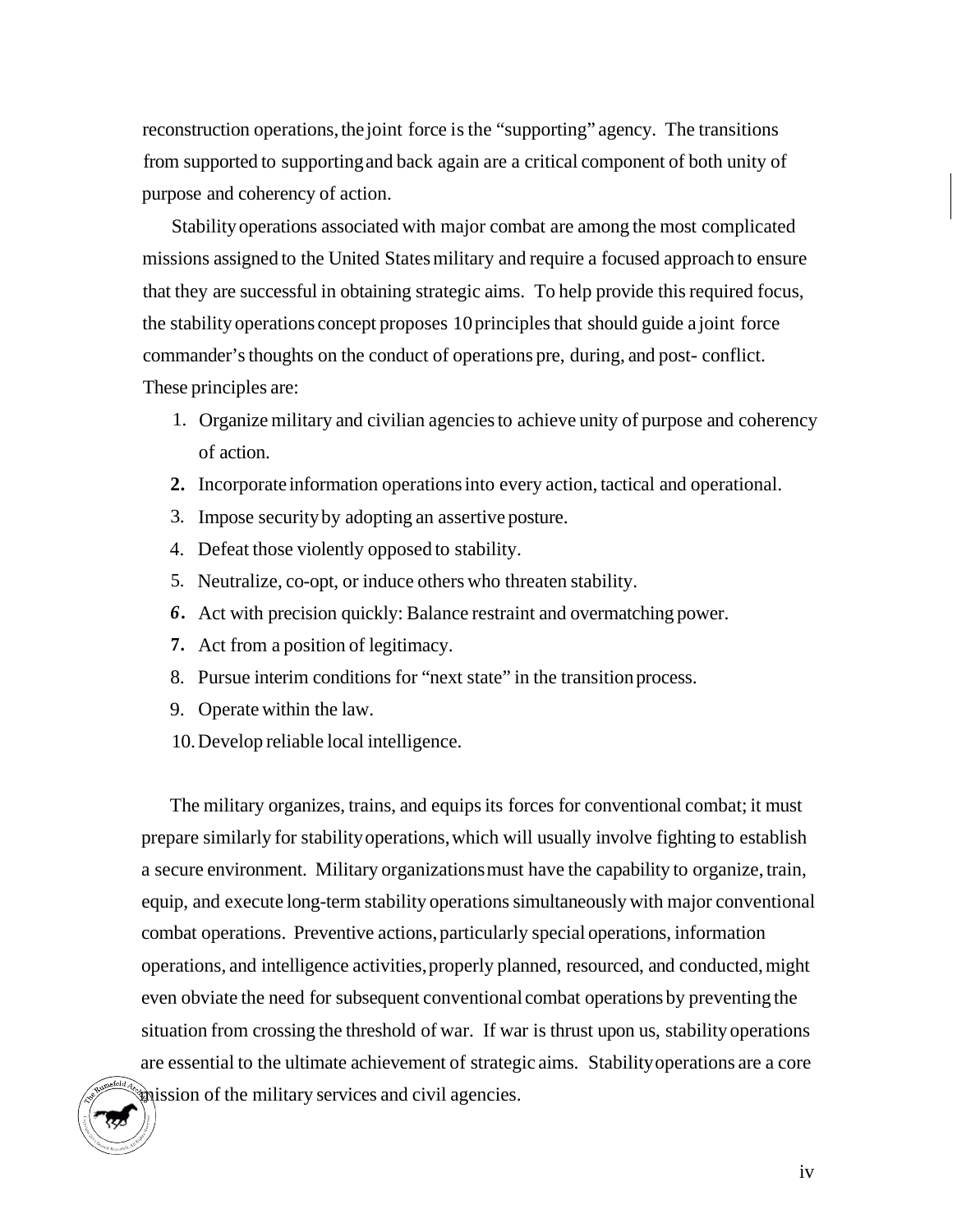reconstruction operations, the joint force is the "supporting" agency. The transitions from supported to supporting and back again are a critical component of both unity of purpose and coherency of action.

Stability operations associated with major combat are among the most complicated missions assigned to the United States military and require a focused approach to ensure that they are successful in obtaining strategic aims. To help provide this required focus, the stability operations concept proposes 10 principles that should guide a joint force commander's thoughts on the conduct of operations pre, during, and post- conflict. These principles are:

1. Organize military and civilian agencies to achieve unity of purpose and coherency of action.
2. Incorporate information operations into every action, tactical and operational.
3. Impose security by adopting an assertive posture.
4. Defeat those violently opposed to stability.
5. Neutralize, co-opt, or induce others who threaten stability.
6. Act with precision quickly: Balance restraint and overmatching power.
7. Act from a position of legitimacy.
8. Pursue interim conditions for "next state" in the transition process.
9. Operate within the law.
10. Develop reliable local intelligence.

The military organizes, trains, and equips its forces for conventional combat; it must prepare similarly for stability operations, which will usually involve fighting to establish a secure environment. Military organizations must have the capability to organize, train, equip, and execute long-term stability operations simultaneously with major conventional combat operations. Preventive actions, particularly special operations, information operations, and intelligence activities, properly planned, resourced, and conducted, might even obviate the need for subsequent conventional combat operations by preventing the situation from crossing the threshold of war. If war is thrust upon us, stability operations are essential to the ultimate achievement of strategic aims. Stability operations are a core mission of the military services and civil agencies.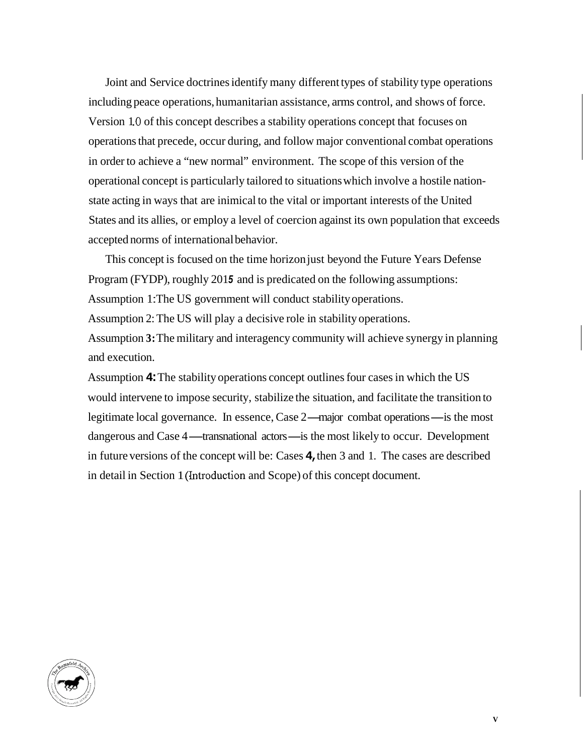Joint and Service doctrines identify many different types of stability type operations including peace operations, humanitarian assistance, arms control, and shows of force. Version 1.0 of this concept describes a stability operations concept that focuses on operations that precede, occur during, and follow major conventional combat operations in order to achieve a "new normal" environment. The scope of this version of the operational concept is particularly tailored to situations which involve a hostile nation-state acting in ways that are inimical to the vital or important interests of the United States and its allies, or employ a level of coercion against its own population that exceeds accepted norms of international behavior.

This concept is focused on the time horizon just beyond the Future Years Defense Program (FYDP), roughly 2015 and is predicated on the following assumptions:

Assumption 1: The US government will conduct stability operations.

Assumption 2: The US will play a decisive role in stability operations.

Assumption 3: The military and interagency community will achieve synergy in planning and execution.

Assumption 4: The stability operations concept outlines four cases in which the US would intervene to impose security, stabilize the situation, and facilitate the transition to legitimate local governance. In essence, Case 2—major combat operations—is the most dangerous and Case 4—transnational actors—is the most likely to occur. Development in future versions of the concept will be: Cases 4, then 3 and 1. The cases are described in detail in Section 1 (Introduction and Scope) of this concept document.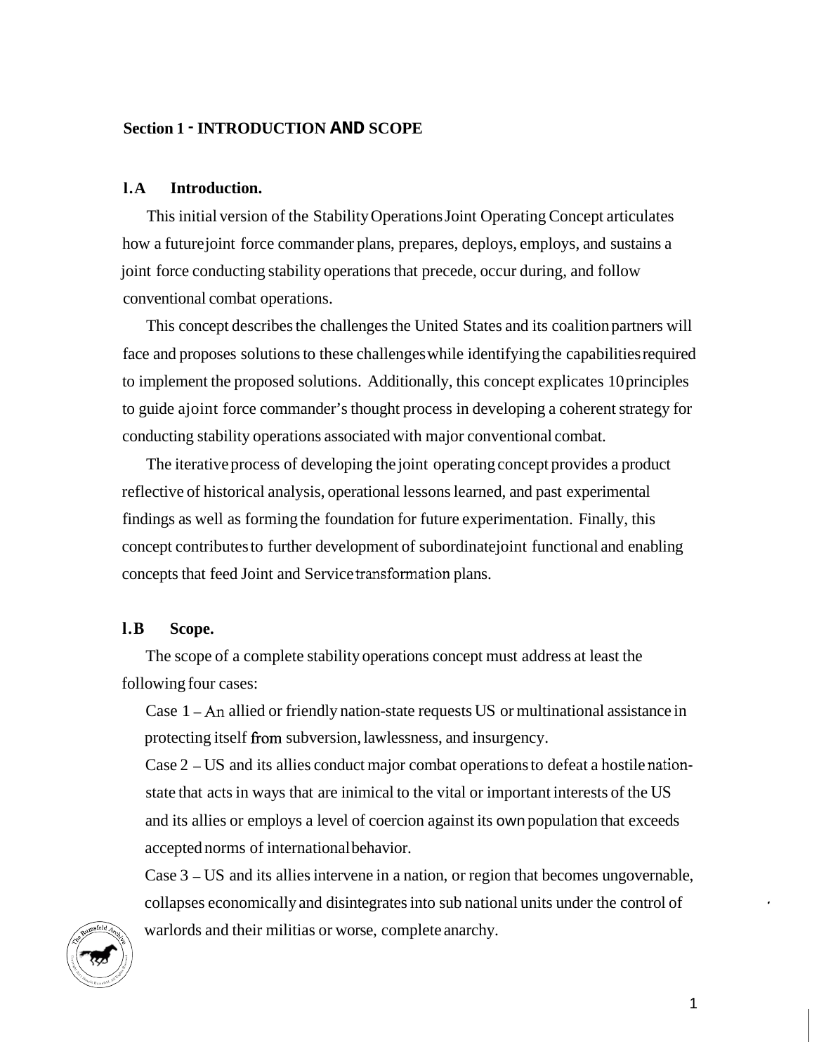## Section 1 - INTRODUCTION AND SCOPE

### 1.A Introduction.

This initial version of the Stability Operations Joint Operating Concept articulates how a future joint force commander plans, prepares, deploys, employs, and sustains a joint force conducting stability operations that precede, occur during, and follow conventional combat operations.

This concept describes the challenges the United States and its coalition partners will face and proposes solutions to these challenges while identifying the capabilities required to implement the proposed solutions. Additionally, this concept explicates 10 principles to guide a joint force commander's thought process in developing a coherent strategy for conducting stability operations associated with major conventional combat.

The iterative process of developing the joint operating concept provides a product reflective of historical analysis, operational lessons learned, and past experimental findings as well as forming the foundation for future experimentation. Finally, this concept contributes to further development of subordinate joint functional and enabling concepts that feed Joint and Service transformation plans.

### 1.B Scope.

The scope of a complete stability operations concept must address at least the following four cases:

Case 1 – An allied or friendly nation-state requests US or multinational assistance in protecting itself from subversion, lawlessness, and insurgency.

Case 2 – US and its allies conduct major combat operations to defeat a hostile nation-state that acts in ways that are inimical to the vital or important interests of the US and its allies or employs a level of coercion against its own population that exceeds accepted norms of international behavior.

Case 3 – US and its allies intervene in a nation, or region that becomes ungovernable, collapses economically and disintegrates into sub national units under the control of warlords and their militias or worse, complete anarchy.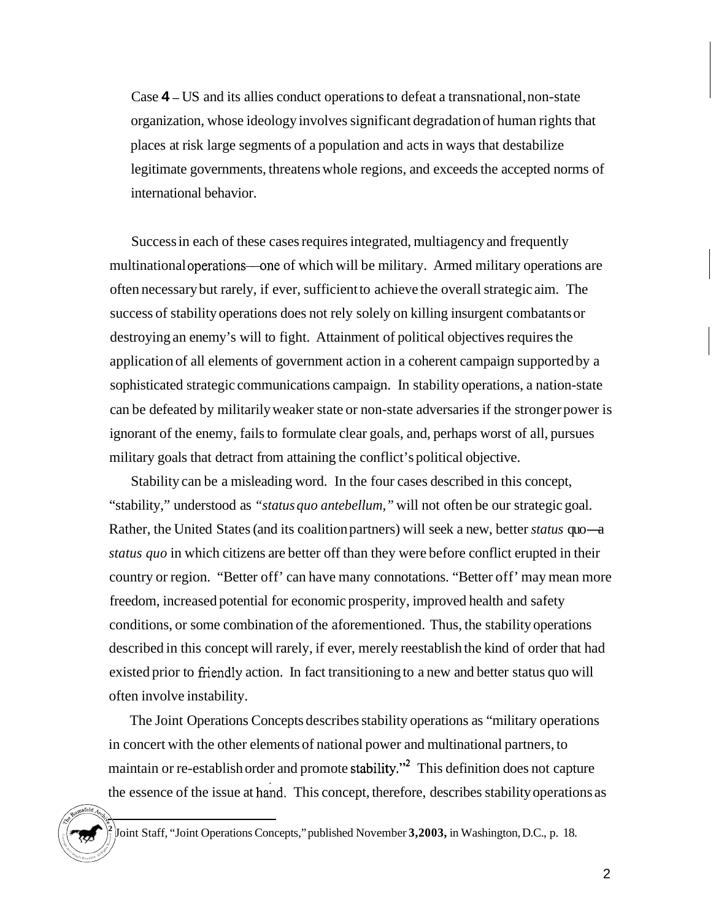Case **4** – US and its allies conduct operations to defeat a transnational, non-state organization, whose ideology involves significant degradation of human rights that places at risk large segments of a population and acts in ways that destabilize legitimate governments, threatens whole regions, and exceeds the accepted norms of international behavior.

Success in each of these cases requires integrated, multiagency and frequently multinational operations—one of which will be military. Armed military operations are often necessary but rarely, if ever, sufficient to achieve the overall strategic aim. The success of stability operations does not rely solely on killing insurgent combatants or destroying an enemy's will to fight. Attainment of political objectives requires the application of all elements of government action in a coherent campaign supported by a sophisticated strategic communications campaign. In stability operations, a nation-state can be defeated by militarily weaker state or non-state adversaries if the stronger power is ignorant of the enemy, fails to formulate clear goals, and, perhaps worst of all, pursues military goals that detract from attaining the conflict's political objective.

Stability can be a misleading word. In the four cases described in this concept, "stability," understood as *"status quo antebellum,"* will not often be our strategic goal. Rather, the United States (and its coalition partners) will seek a new, better *status quo*—a *status quo* in which citizens are better off than they were before conflict erupted in their country or region. "Better off' can have many connotations. "Better off' may mean more freedom, increased potential for economic prosperity, improved health and safety conditions, or some combination of the aforementioned. Thus, the stability operations described in this concept will rarely, if ever, merely reestablish the kind of order that had existed prior to friendly action. In fact transitioning to a new and better status quo will often involve instability.

The Joint Operations Concepts describes stability operations as "military operations in concert with the other elements of national power and multinational partners, to maintain or re-establish order and promote stability."[2] This definition does not capture the essence of the issue at hand. This concept, therefore, describes stability operations as

---

[2] Joint Staff, "Joint Operations Concepts," published November **3,2003,** in Washington, D.C., p. 18.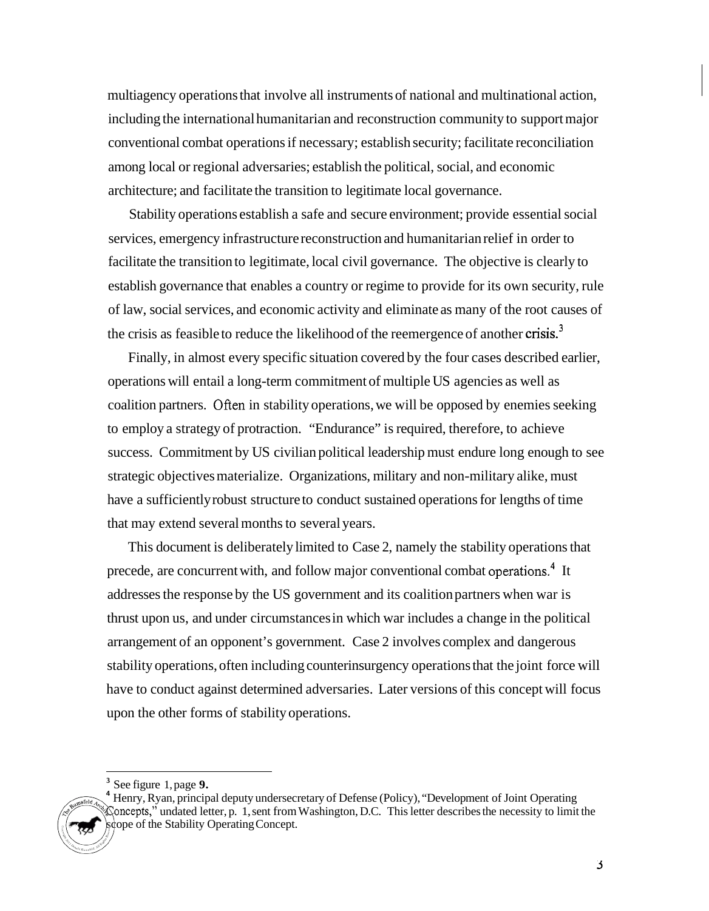multiagency operations that involve all instruments of national and multinational action, including the international humanitarian and reconstruction community to support major conventional combat operations if necessary; establish security; facilitate reconciliation among local or regional adversaries; establish the political, social, and economic architecture; and facilitate the transition to legitimate local governance.

Stability operations establish a safe and secure environment; provide essential social services, emergency infrastructure reconstruction and humanitarian relief in order to facilitate the transition to legitimate, local civil governance. The objective is clearly to establish governance that enables a country or regime to provide for its own security, rule of law, social services, and economic activity and eliminate as many of the root causes of the crisis as feasible to reduce the likelihood of the reemergence of another crisis.[3]

Finally, in almost every specific situation covered by the four cases described earlier, operations will entail a long-term commitment of multiple US agencies as well as coalition partners. Often in stability operations, we will be opposed by enemies seeking to employ a strategy of protraction. "Endurance" is required, therefore, to achieve success. Commitment by US civilian political leadership must endure long enough to see strategic objectives materialize. Organizations, military and non-military alike, must have a sufficiently robust structure to conduct sustained operations for lengths of time that may extend several months to several years.

This document is deliberately limited to Case 2, namely the stability operations that precede, are concurrent with, and follow major conventional combat operations.[4] It addresses the response by the US government and its coalition partners when war is thrust upon us, and under circumstances in which war includes a change in the political arrangement of an opponent's government. Case 2 involves complex and dangerous stability operations, often including counterinsurgency operations that the joint force will have to conduct against determined adversaries. Later versions of this concept will focus upon the other forms of stability operations.

---

[3] See figure 1, page **9.**

[4] Henry, Ryan, principal deputy undersecretary of Defense (Policy), "Development of Joint Operating Concepts," undated letter, p. 1, sent from Washington, D.C. This letter describes the necessity to limit the scope of the Stability Operating Concept.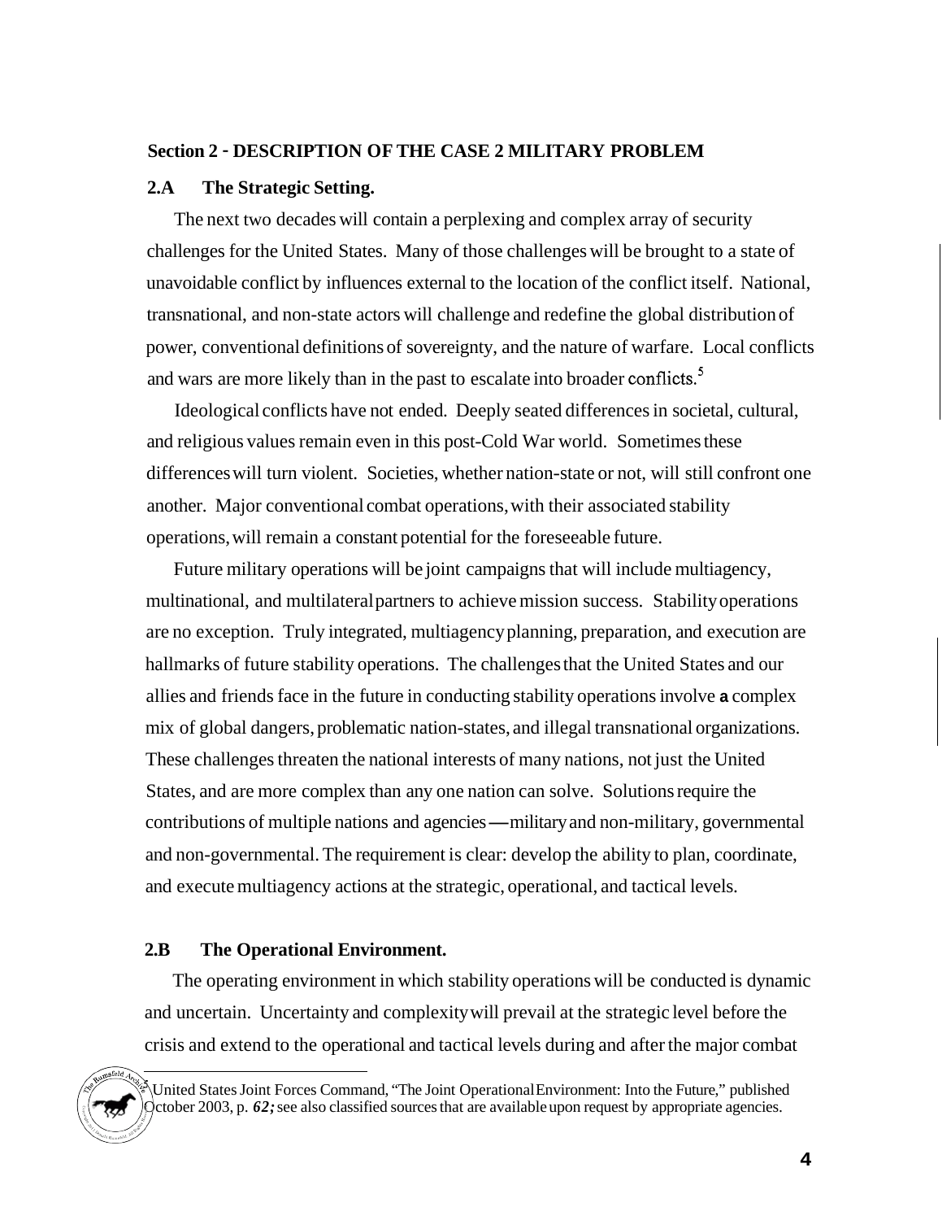**Section 2 - DESCRIPTION OF THE CASE 2 MILITARY PROBLEM**

**2.A The Strategic Setting.**

The next two decades will contain a perplexing and complex array of security challenges for the United States. Many of those challenges will be brought to a state of unavoidable conflict by influences external to the location of the conflict itself. National, transnational, and non-state actors will challenge and redefine the global distribution of power, conventional definitions of sovereignty, and the nature of warfare. Local conflicts and wars are more likely than in the past to escalate into broader conflicts.[5]

Ideological conflicts have not ended. Deeply seated differences in societal, cultural, and religious values remain even in this post-Cold War world. Sometimes these differences will turn violent. Societies, whether nation-state or not, will still confront one another. Major conventional combat operations, with their associated stability operations, will remain a constant potential for the foreseeable future.

Future military operations will be joint campaigns that will include multiagency, multinational, and multilateral partners to achieve mission success. Stability operations are no exception. Truly integrated, multiagency planning, preparation, and execution are hallmarks of future stability operations. The challenges that the United States and our allies and friends face in the future in conducting stability operations involve a complex mix of global dangers, problematic nation-states, and illegal transnational organizations. These challenges threaten the national interests of many nations, not just the United States, and are more complex than any one nation can solve. Solutions require the contributions of multiple nations and agencies—military and non-military, governmental and non-governmental. The requirement is clear: develop the ability to plan, coordinate, and execute multiagency actions at the strategic, operational, and tactical levels.

**2.B The Operational Environment.**

The operating environment in which stability operations will be conducted is dynamic and uncertain. Uncertainty and complexity will prevail at the strategic level before the crisis and extend to the operational and tactical levels during and after the major combat

[5] United States Joint Forces Command, "The Joint Operational Environment: Into the Future," published October 2003, p. *62;* see also classified sources that are available upon request by appropriate agencies.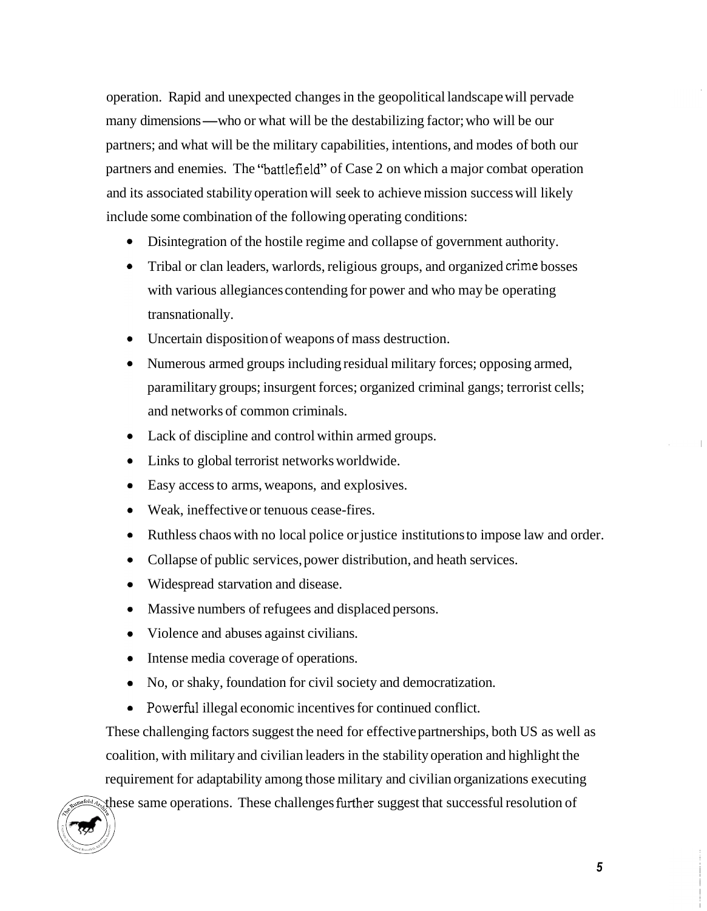operation. Rapid and unexpected changes in the geopolitical landscape will pervade many dimensions—who or what will be the destabilizing factor; who will be our partners; and what will be the military capabilities, intentions, and modes of both our partners and enemies. The "battlefield" of Case 2 on which a major combat operation and its associated stability operation will seek to achieve mission success will likely include some combination of the following operating conditions:

- Disintegration of the hostile regime and collapse of government authority.
- Tribal or clan leaders, warlords, religious groups, and organized crime bosses with various allegiances contending for power and who may be operating transnationally.
- Uncertain disposition of weapons of mass destruction.
- Numerous armed groups including residual military forces; opposing armed, paramilitary groups; insurgent forces; organized criminal gangs; terrorist cells; and networks of common criminals.
- Lack of discipline and control within armed groups.
- Links to global terrorist networks worldwide.
- Easy access to arms, weapons, and explosives.
- Weak, ineffective or tenuous cease-fires.
- Ruthless chaos with no local police or justice institutions to impose law and order.
- Collapse of public services, power distribution, and heath services.
- Widespread starvation and disease.
- Massive numbers of refugees and displaced persons.
- Violence and abuses against civilians.
- Intense media coverage of operations.
- No, or shaky, foundation for civil society and democratization.
- Powerful illegal economic incentives for continued conflict.

These challenging factors suggest the need for effective partnerships, both US as well as coalition, with military and civilian leaders in the stability operation and highlight the requirement for adaptability among those military and civilian organizations executing these same operations. These challenges further suggest that successful resolution of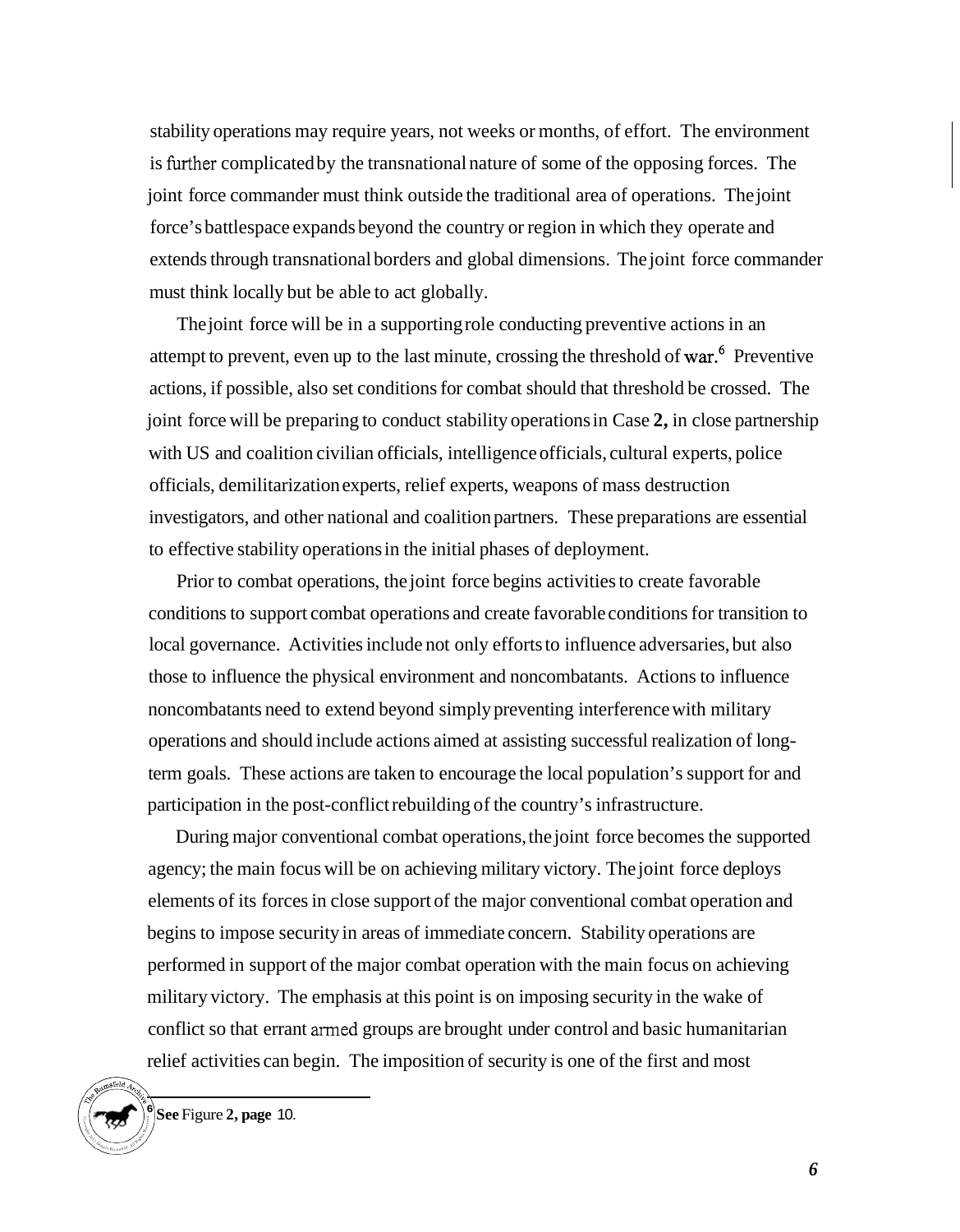stability operations may require years, not weeks or months, of effort. The environment is further complicated by the transnational nature of some of the opposing forces. The joint force commander must think outside the traditional area of operations. The joint force's battlespace expands beyond the country or region in which they operate and extends through transnational borders and global dimensions. The joint force commander must think locally but be able to act globally.

The joint force will be in a supporting role conducting preventive actions in an attempt to prevent, even up to the last minute, crossing the threshold of war.[6] Preventive actions, if possible, also set conditions for combat should that threshold be crossed. The joint force will be preparing to conduct stability operations in Case **2,** in close partnership with US and coalition civilian officials, intelligence officials, cultural experts, police officials, demilitarization experts, relief experts, weapons of mass destruction investigators, and other national and coalition partners. These preparations are essential to effective stability operations in the initial phases of deployment.

Prior to combat operations, the joint force begins activities to create favorable conditions to support combat operations and create favorable conditions for transition to local governance. Activities include not only efforts to influence adversaries, but also those to influence the physical environment and noncombatants. Actions to influence noncombatants need to extend beyond simply preventing interference with military operations and should include actions aimed at assisting successful realization of long-term goals. These actions are taken to encourage the local population's support for and participation in the post-conflict rebuilding of the country's infrastructure.

During major conventional combat operations, the joint force becomes the supported agency; the main focus will be on achieving military victory. The joint force deploys elements of its forces in close support of the major conventional combat operation and begins to impose security in areas of immediate concern. Stability operations are performed in support of the major combat operation with the main focus on achieving military victory. The emphasis at this point is on imposing security in the wake of conflict so that errant armed groups are brought under control and basic humanitarian relief activities can begin. The imposition of security is one of the first and most

[6] **See** Figure **2, page** 10.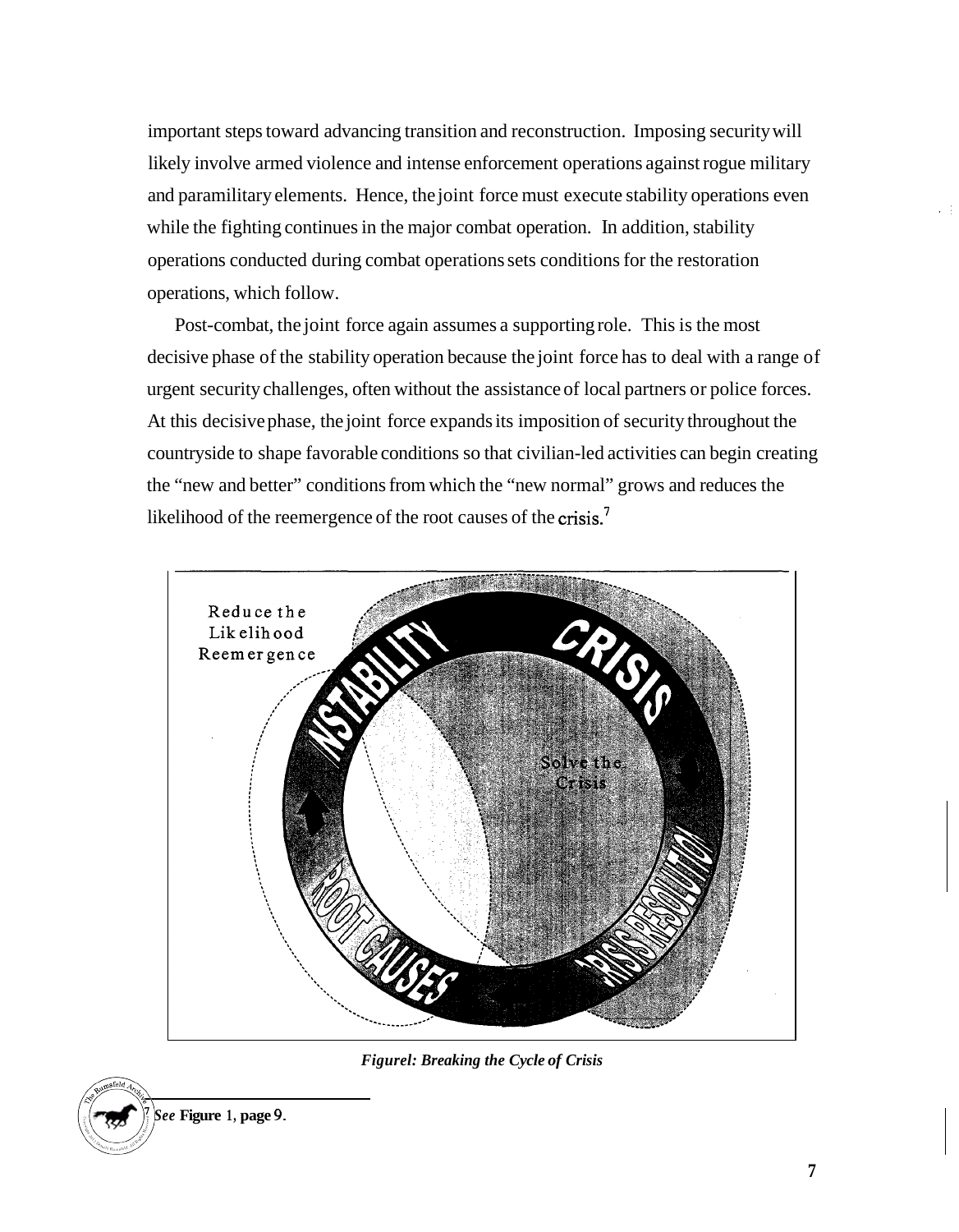important steps toward advancing transition and reconstruction. Imposing security will likely involve armed violence and intense enforcement operations against rogue military and paramilitary elements. Hence, the joint force must execute stability operations even while the fighting continues in the major combat operation. In addition, stability operations conducted during combat operations sets conditions for the restoration operations, which follow.

Post-combat, the joint force again assumes a supporting role. This is the most decisive phase of the stability operation because the joint force has to deal with a range of urgent security challenges, often without the assistance of local partners or police forces. At this decisive phase, the joint force expands its imposition of security throughout the countryside to shape favorable conditions so that civilian-led activities can begin creating the "new and better" conditions from which the "new normal" grows and reduces the likelihood of the reemergence of the root causes of the crisis.[7]

*Figurel: Breaking the Cycle of Crisis*

[7] *See* **Figure** 1, **page** 9.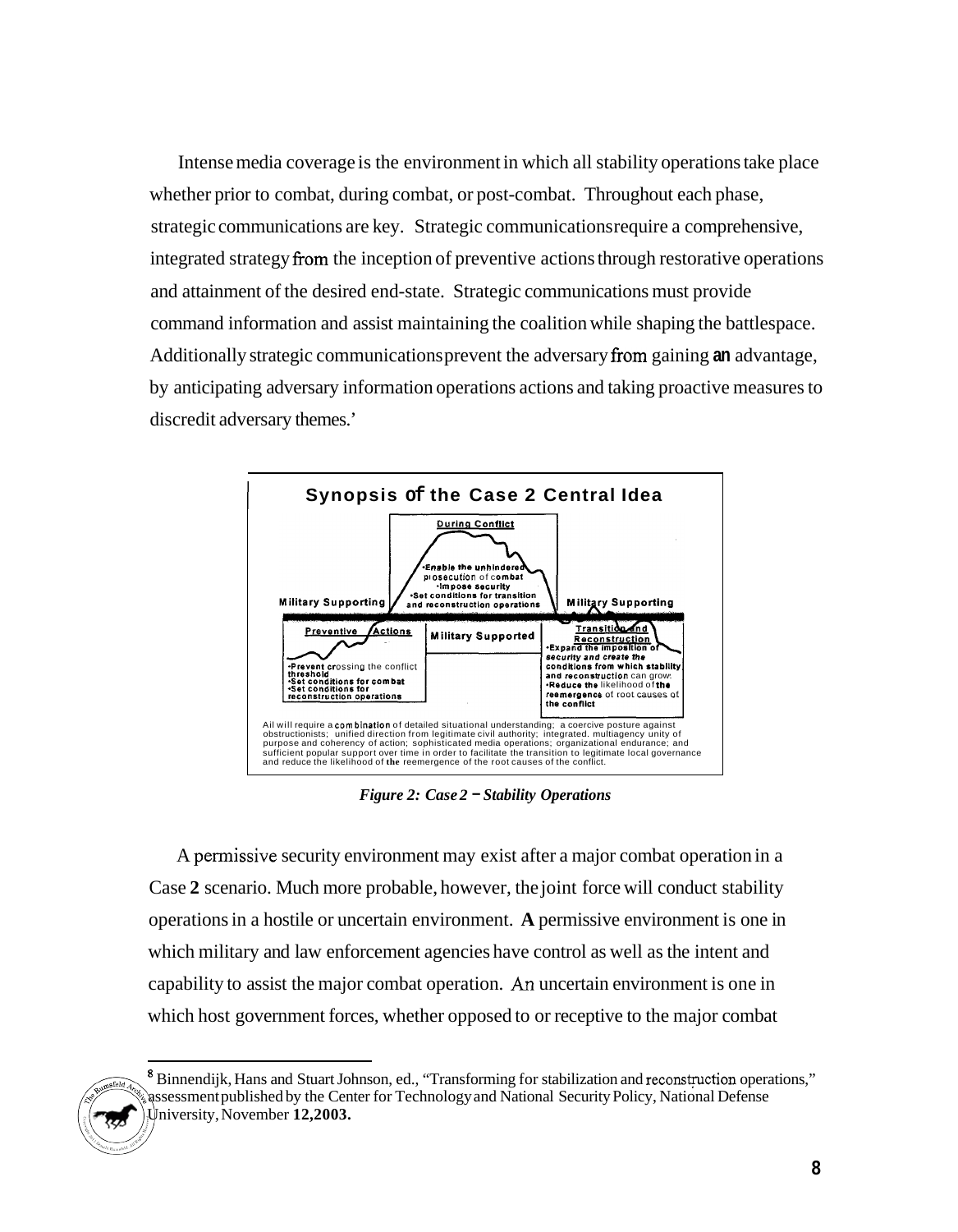Intense media coverage is the environment in which all stability operations take place whether prior to combat, during combat, or post-combat. Throughout each phase, strategic communications are key. Strategic communications require a comprehensive, integrated strategy from the inception of preventive actions through restorative operations and attainment of the desired end-state. Strategic communications must provide command information and assist maintaining the coalition while shaping the battlespace. Additionally strategic communications prevent the adversary from gaining an advantage, by anticipating adversary information operations actions and taking proactive measures to discredit adversary themes.[8]

**Synopsis of the Case 2 Central Idea**

**During Conflict**
- Enable the unhindered prosecution of combat
- Impose security
- Set conditions for transition and reconstruction operations

**Military Supporting** | **Military Supported** | **Military Supporting**

**Preventive Actions**
- Prevent crossing the conflict threshold
- Set conditions for combat
- Set conditions for reconstruction operations

**Transition and Reconstruction**
- Expand the imposition of security and create the conditions from which stability and reconstruction can grow
- Reduce the likelihood of the reemergence of root causes of the conflict

All will require a combination of detailed situational understanding; a coercive posture against obstructionists; unified direction from legitimate civil authority; integrated, multiagency unity of purpose and coherency of action; sophisticated media operations; organizational endurance; and sufficient popular support over time in order to facilitate the transition to legitimate local governance and reduce the likelihood of the reemergence of the root causes of the conflict.

*Figure 2: Case 2 – Stability Operations*

A permissive security environment may exist after a major combat operation in a Case **2** scenario. Much more probable, however, the joint force will conduct stability operations in a hostile or uncertain environment. **A** permissive environment is one in which military and law enforcement agencies have control as well as the intent and capability to assist the major combat operation. An uncertain environment is one in which host government forces, whether opposed to or receptive to the major combat

---

[8] Binnendijk, Hans and Stuart Johnson, ed., "Transforming for stabilization and reconstruction operations," assessment published by the Center for Technology and National Security Policy, National Defense University, November **12,2003.**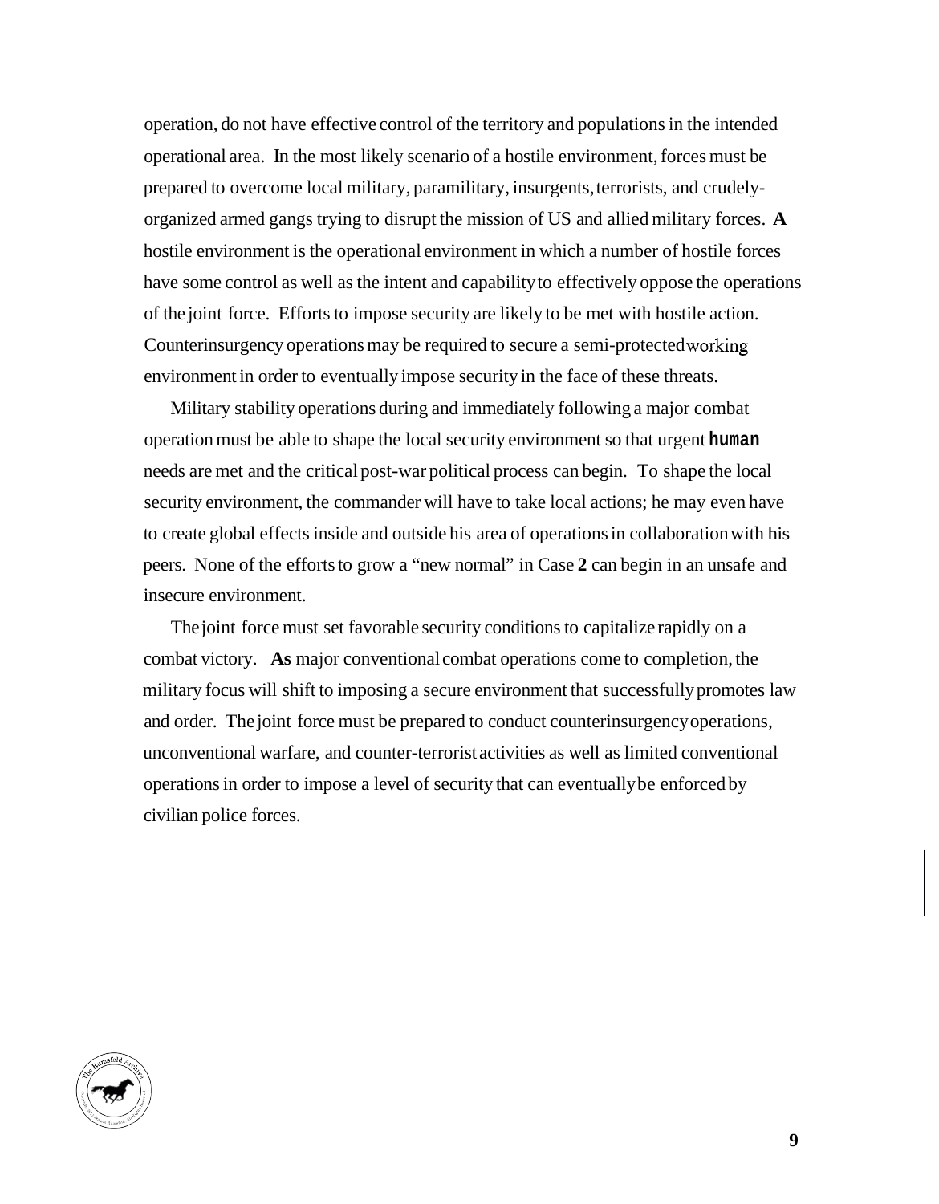operation, do not have effective control of the territory and populations in the intended operational area. In the most likely scenario of a hostile environment, forces must be prepared to overcome local military, paramilitary, insurgents, terrorists, and crudely-organized armed gangs trying to disrupt the mission of US and allied military forces. A hostile environment is the operational environment in which a number of hostile forces have some control as well as the intent and capability to effectively oppose the operations of the joint force. Efforts to impose security are likely to be met with hostile action. Counterinsurgency operations may be required to secure a semi-protected working environment in order to eventually impose security in the face of these threats.

Military stability operations during and immediately following a major combat operation must be able to shape the local security environment so that urgent human needs are met and the critical post-war political process can begin. To shape the local security environment, the commander will have to take local actions; he may even have to create global effects inside and outside his area of operations in collaboration with his peers. None of the efforts to grow a "new normal" in Case 2 can begin in an unsafe and insecure environment.

The joint force must set favorable security conditions to capitalize rapidly on a combat victory. As major conventional combat operations come to completion, the military focus will shift to imposing a secure environment that successfully promotes law and order. The joint force must be prepared to conduct counterinsurgency operations, unconventional warfare, and counter-terrorist activities as well as limited conventional operations in order to impose a level of security that can eventually be enforced by civilian police forces.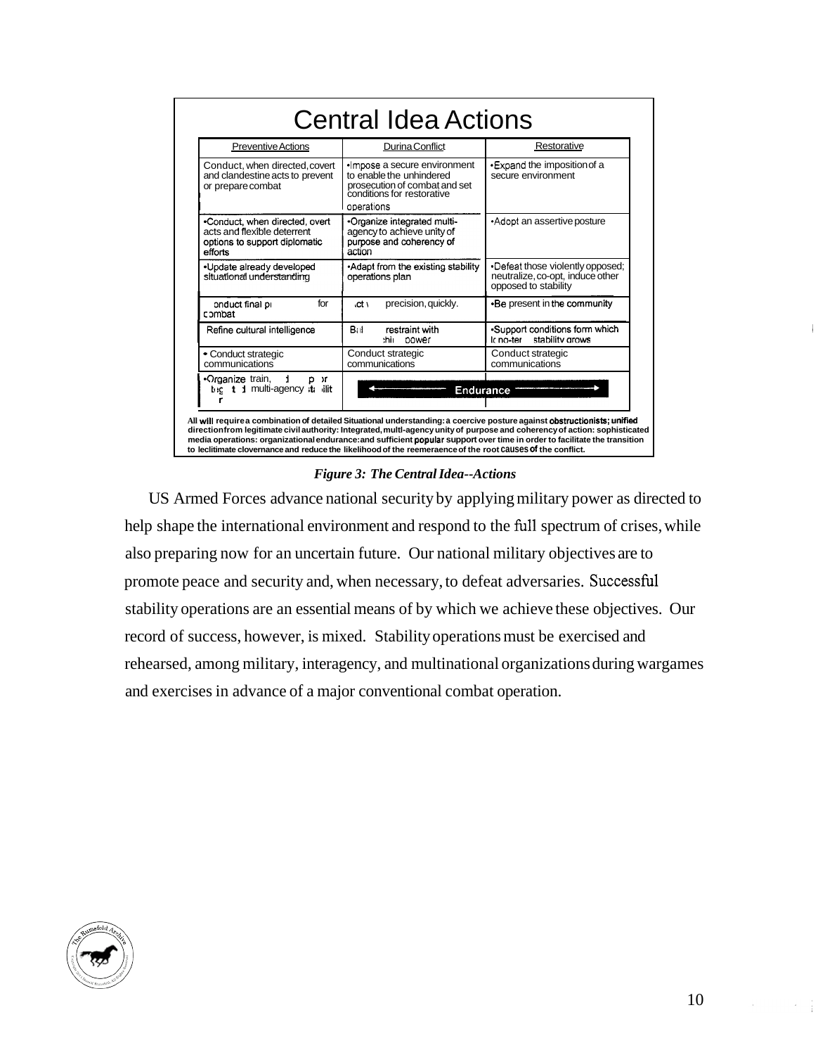# Central Idea Actions

| Preventive Actions | During Conflict | Restorative |
|---|---|---|
| Conduct, when directed, covert and clandestine acts to prevent or prepare combat | •Impose a secure environment to enable the unhindered prosecution of combat and set conditions for restorative operations | •Expand the imposition of a secure environment |
| •Conduct, when directed, overt acts and flexible deterrent options to support diplomatic efforts | •Organize integrated multi-agency to achieve unity of purpose and coherency of action | •Adopt an assertive posture |
| •Update already developed situational understanding | •Adapt from the existing stability operations plan | •Defeat those violently opposed; neutralize, co-opt, induce other opposed to stability |
| onduct final pi for combat | ct \ precision, quickly. | •Be present in the community |
| Refine cultural intelligence | B restraint with hi power | •Support conditions form which long-ter stability grows |
| • Conduct strategic communications | Conduct strategic communications | Conduct strategic communications |
| •Organize train, d p r t t d multi-agency stability r | ← Endurance → | |

All will require a combination of detailed Situational understanding: a coercive posture against obstructionists; unified direction from legitimate civil authority: Integrated, multi-agency unity of purpose and coherency of action: sophisticated media operations: organizational endurance: and sufficient popular support over time in order to facilitate the transition to legitimate governance and reduce the likelihood of the reemergence of the root causes of the conflict.

*Figure 3: The Central Idea--Actions*

US Armed Forces advance national security by applying military power as directed to help shape the international environment and respond to the full spectrum of crises, while also preparing now for an uncertain future. Our national military objectives are to promote peace and security and, when necessary, to defeat adversaries. Successful stability operations are an essential means of by which we achieve these objectives. Our record of success, however, is mixed. Stability operations must be exercised and rehearsed, among military, interagency, and multinational organizations during wargames and exercises in advance of a major conventional combat operation.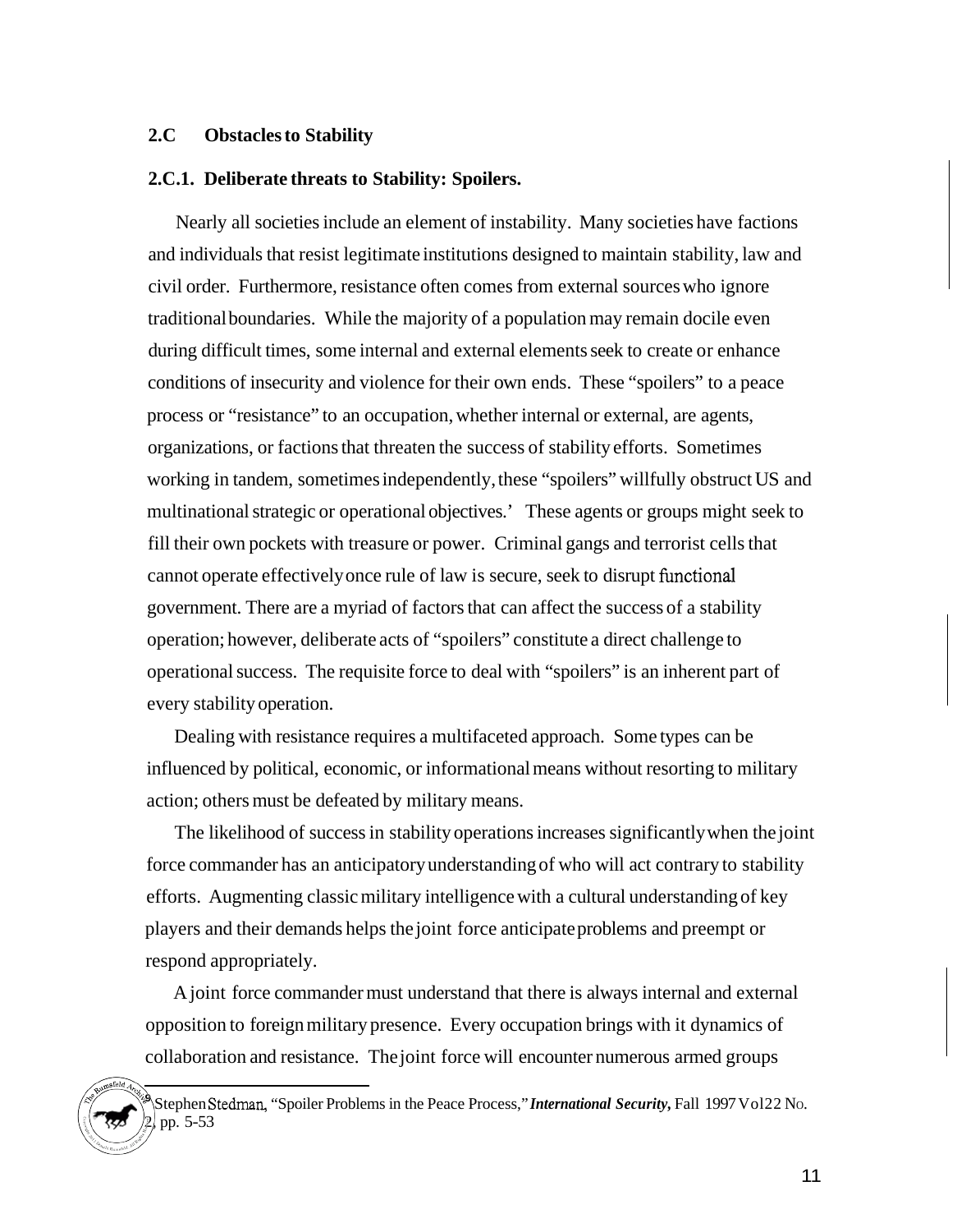## 2.C Obstacles to Stability

### 2.C.1. Deliberate threats to Stability: Spoilers.

Nearly all societies include an element of instability. Many societies have factions and individuals that resist legitimate institutions designed to maintain stability, law and civil order. Furthermore, resistance often comes from external sources who ignore traditional boundaries. While the majority of a population may remain docile even during difficult times, some internal and external elements seek to create or enhance conditions of insecurity and violence for their own ends. These "spoilers" to a peace process or "resistance" to an occupation, whether internal or external, are agents, organizations, or factions that threaten the success of stability efforts. Sometimes working in tandem, sometimes independently, these "spoilers" willfully obstruct US and multinational strategic or operational objectives.[9] These agents or groups might seek to fill their own pockets with treasure or power. Criminal gangs and terrorist cells that cannot operate effectively once rule of law is secure, seek to disrupt functional government. There are a myriad of factors that can affect the success of a stability operation; however, deliberate acts of "spoilers" constitute a direct challenge to operational success. The requisite force to deal with "spoilers" is an inherent part of every stability operation.

Dealing with resistance requires a multifaceted approach. Some types can be influenced by political, economic, or informational means without resorting to military action; others must be defeated by military means.

The likelihood of success in stability operations increases significantly when the joint force commander has an anticipatory understanding of who will act contrary to stability efforts. Augmenting classic military intelligence with a cultural understanding of key players and their demands helps the joint force anticipate problems and preempt or respond appropriately.

A joint force commander must understand that there is always internal and external opposition to foreign military presence. Every occupation brings with it dynamics of collaboration and resistance. The joint force will encounter numerous armed groups

[9] Stephen Stedman, "Spoiler Problems in the Peace Process," ***International Security,*** Fall 1997 Vol22 No. 2, pp. 5-53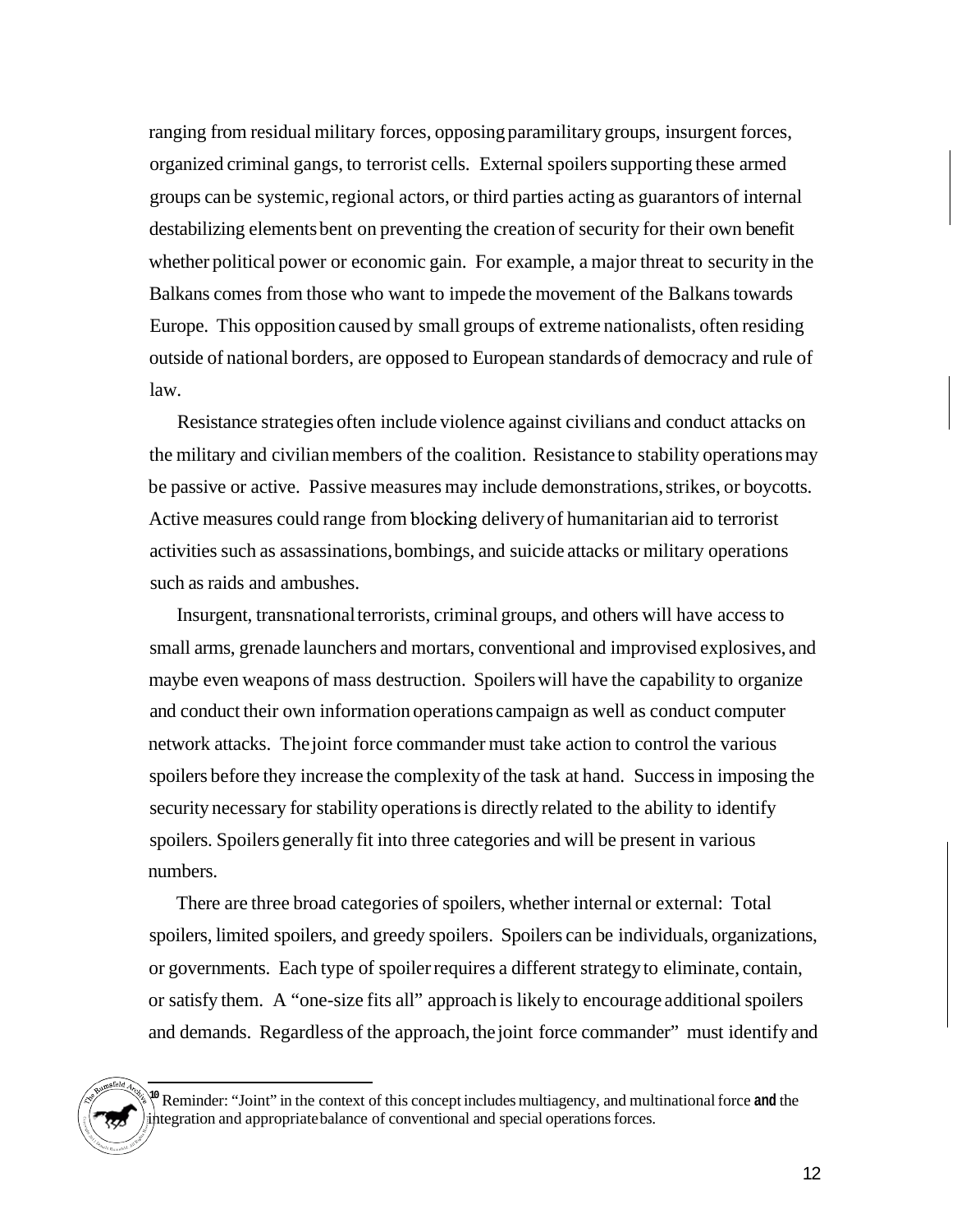ranging from residual military forces, opposing paramilitary groups, insurgent forces, organized criminal gangs, to terrorist cells. External spoilers supporting these armed groups can be systemic, regional actors, or third parties acting as guarantors of internal destabilizing elements bent on preventing the creation of security for their own benefit whether political power or economic gain. For example, a major threat to security in the Balkans comes from those who want to impede the movement of the Balkans towards Europe. This opposition caused by small groups of extreme nationalists, often residing outside of national borders, are opposed to European standards of democracy and rule of law.

Resistance strategies often include violence against civilians and conduct attacks on the military and civilian members of the coalition. Resistance to stability operations may be passive or active. Passive measures may include demonstrations, strikes, or boycotts. Active measures could range from blocking delivery of humanitarian aid to terrorist activities such as assassinations, bombings, and suicide attacks or military operations such as raids and ambushes.

Insurgent, transnational terrorists, criminal groups, and others will have access to small arms, grenade launchers and mortars, conventional and improvised explosives, and maybe even weapons of mass destruction. Spoilers will have the capability to organize and conduct their own information operations campaign as well as conduct computer network attacks. The joint force commander must take action to control the various spoilers before they increase the complexity of the task at hand. Success in imposing the security necessary for stability operations is directly related to the ability to identify spoilers. Spoilers generally fit into three categories and will be present in various numbers.

There are three broad categories of spoilers, whether internal or external: Total spoilers, limited spoilers, and greedy spoilers. Spoilers can be individuals, organizations, or governments. Each type of spoiler requires a different strategy to eliminate, contain, or satisfy them. A "one-size fits all" approach is likely to encourage additional spoilers and demands. Regardless of the approach, the joint force commander" must identify and

---

[10] Reminder: "Joint" in the context of this concept includes multiagency, and multinational force **and** the integration and appropriate balance of conventional and special operations forces.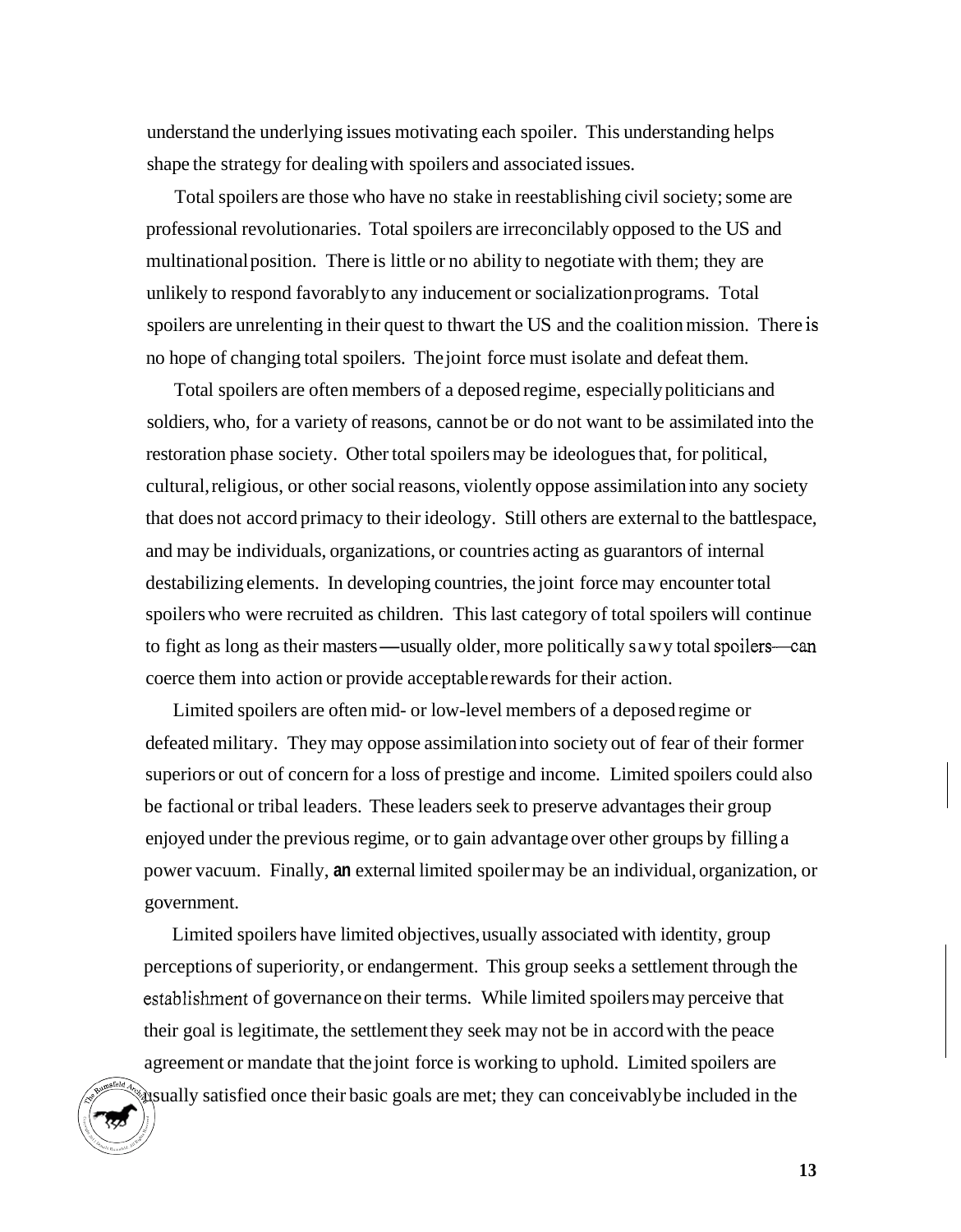understand the underlying issues motivating each spoiler. This understanding helps shape the strategy for dealing with spoilers and associated issues.

Total spoilers are those who have no stake in reestablishing civil society; some are professional revolutionaries. Total spoilers are irreconcilably opposed to the US and multinational position. There is little or no ability to negotiate with them; they are unlikely to respond favorably to any inducement or socialization programs. Total spoilers are unrelenting in their quest to thwart the US and the coalition mission. There is no hope of changing total spoilers. The joint force must isolate and defeat them.

Total spoilers are often members of a deposed regime, especially politicians and soldiers, who, for a variety of reasons, cannot be or do not want to be assimilated into the restoration phase society. Other total spoilers may be ideologues that, for political, cultural, religious, or other social reasons, violently oppose assimilation into any society that does not accord primacy to their ideology. Still others are external to the battlespace, and may be individuals, organizations, or countries acting as guarantors of internal destabilizing elements. In developing countries, the joint force may encounter total spoilers who were recruited as children. This last category of total spoilers will continue to fight as long as their masters—usually older, more politically savvy total spoilers—can coerce them into action or provide acceptable rewards for their action.

Limited spoilers are often mid- or low-level members of a deposed regime or defeated military. They may oppose assimilation into society out of fear of their former superiors or out of concern for a loss of prestige and income. Limited spoilers could also be factional or tribal leaders. These leaders seek to preserve advantages their group enjoyed under the previous regime, or to gain advantage over other groups by filling a power vacuum. Finally, an external limited spoiler may be an individual, organization, or government.

Limited spoilers have limited objectives, usually associated with identity, group perceptions of superiority, or endangerment. This group seeks a settlement through the establishment of governance on their terms. While limited spoilers may perceive that their goal is legitimate, the settlement they seek may not be in accord with the peace agreement or mandate that the joint force is working to uphold. Limited spoilers are usually satisfied once their basic goals are met; they can conceivably be included in the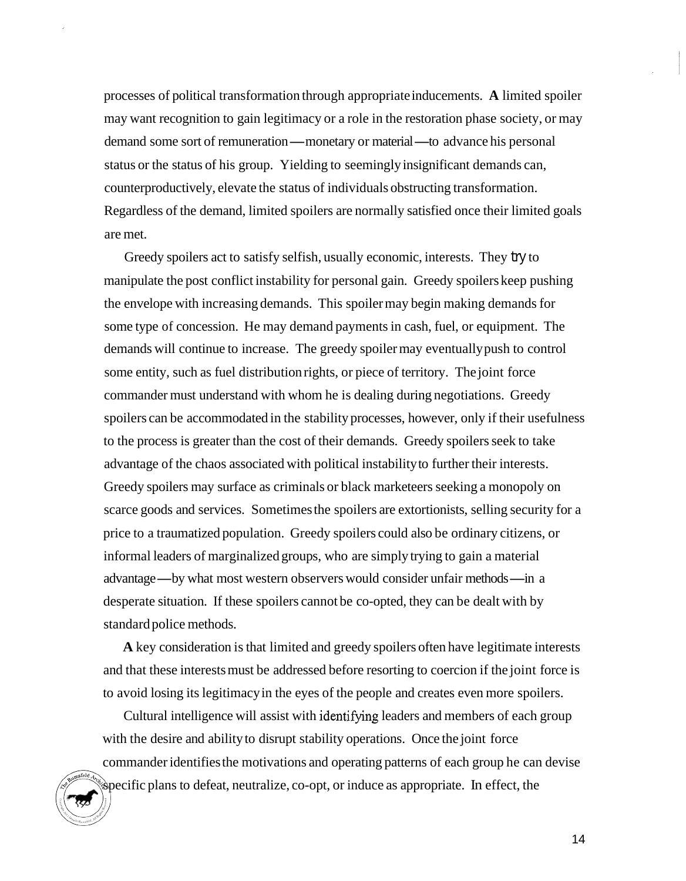processes of political transformation through appropriate inducements. **A** limited spoiler may want recognition to gain legitimacy or a role in the restoration phase society, or may demand some sort of remuneration—monetary or material—to advance his personal status or the status of his group. Yielding to seemingly insignificant demands can, counterproductively, elevate the status of individuals obstructing transformation. Regardless of the demand, limited spoilers are normally satisfied once their limited goals are met.

Greedy spoilers act to satisfy selfish, usually economic, interests. They try to manipulate the post conflict instability for personal gain. Greedy spoilers keep pushing the envelope with increasing demands. This spoiler may begin making demands for some type of concession. He may demand payments in cash, fuel, or equipment. The demands will continue to increase. The greedy spoiler may eventually push to control some entity, such as fuel distribution rights, or piece of territory. The joint force commander must understand with whom he is dealing during negotiations. Greedy spoilers can be accommodated in the stability processes, however, only if their usefulness to the process is greater than the cost of their demands. Greedy spoilers seek to take advantage of the chaos associated with political instability to further their interests. Greedy spoilers may surface as criminals or black marketeers seeking a monopoly on scarce goods and services. Sometimes the spoilers are extortionists, selling security for a price to a traumatized population. Greedy spoilers could also be ordinary citizens, or informal leaders of marginalized groups, who are simply trying to gain a material advantage—by what most western observers would consider unfair methods—in a desperate situation. If these spoilers cannot be co-opted, they can be dealt with by standard police methods.

**A** key consideration is that limited and greedy spoilers often have legitimate interests and that these interests must be addressed before resorting to coercion if the joint force is to avoid losing its legitimacy in the eyes of the people and creates even more spoilers.

Cultural intelligence will assist with identifying leaders and members of each group with the desire and ability to disrupt stability operations. Once the joint force commander identifies the motivations and operating patterns of each group he can devise specific plans to defeat, neutralize, co-opt, or induce as appropriate. In effect, the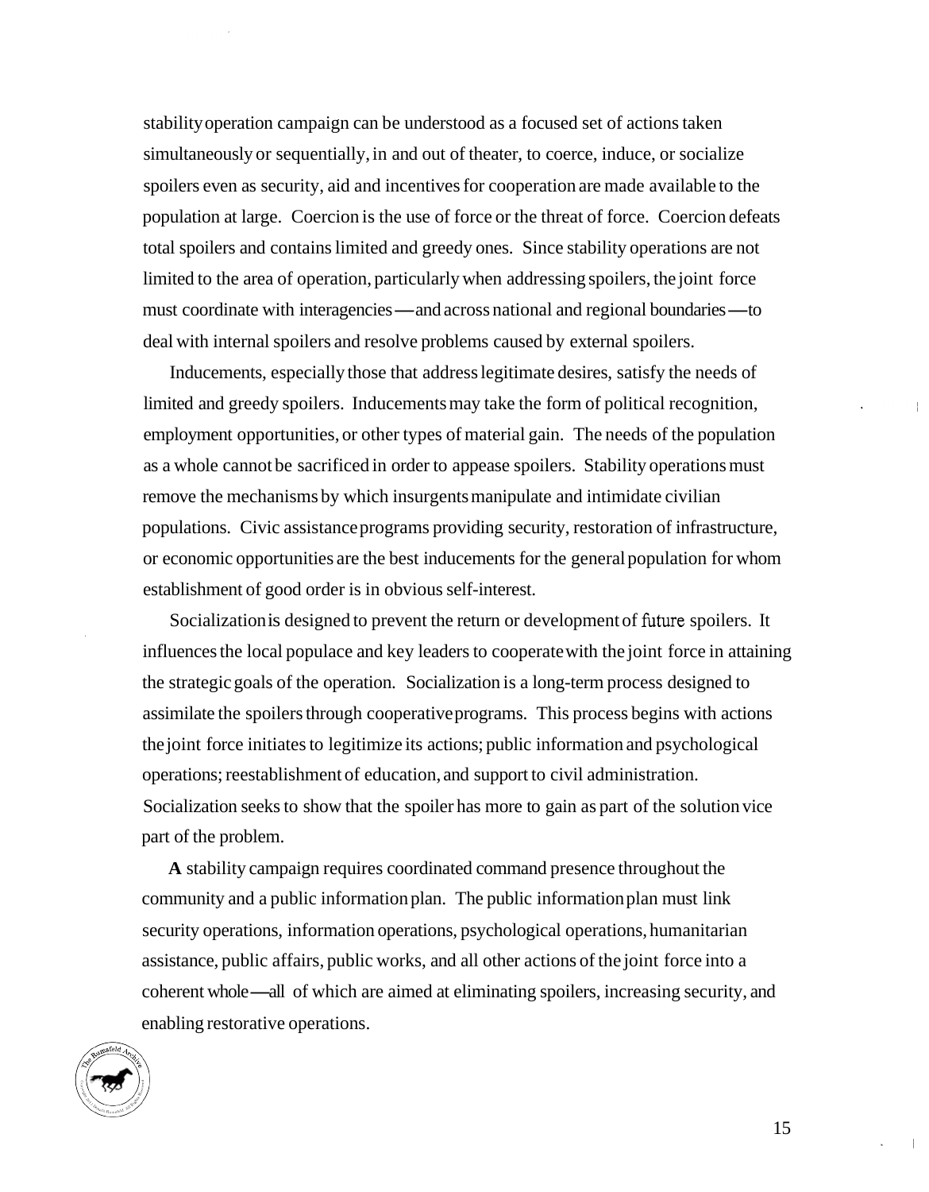stability operation campaign can be understood as a focused set of actions taken simultaneously or sequentially, in and out of theater, to coerce, induce, or socialize spoilers even as security, aid and incentives for cooperation are made available to the population at large. Coercion is the use of force or the threat of force. Coercion defeats total spoilers and contains limited and greedy ones. Since stability operations are not limited to the area of operation, particularly when addressing spoilers, the joint force must coordinate with interagencies—and across national and regional boundaries—to deal with internal spoilers and resolve problems caused by external spoilers.

Inducements, especially those that address legitimate desires, satisfy the needs of limited and greedy spoilers. Inducements may take the form of political recognition, employment opportunities, or other types of material gain. The needs of the population as a whole cannot be sacrificed in order to appease spoilers. Stability operations must remove the mechanisms by which insurgents manipulate and intimidate civilian populations. Civic assistance programs providing security, restoration of infrastructure, or economic opportunities are the best inducements for the general population for whom establishment of good order is in obvious self-interest.

Socialization is designed to prevent the return or development of future spoilers. It influences the local populace and key leaders to cooperate with the joint force in attaining the strategic goals of the operation. Socialization is a long-term process designed to assimilate the spoilers through cooperative programs. This process begins with actions the joint force initiates to legitimize its actions; public information and psychological operations; reestablishment of education, and support to civil administration. Socialization seeks to show that the spoiler has more to gain as part of the solution vice part of the problem.

A stability campaign requires coordinated command presence throughout the community and a public information plan. The public information plan must link security operations, information operations, psychological operations, humanitarian assistance, public affairs, public works, and all other actions of the joint force into a coherent whole—all of which are aimed at eliminating spoilers, increasing security, and enabling restorative operations.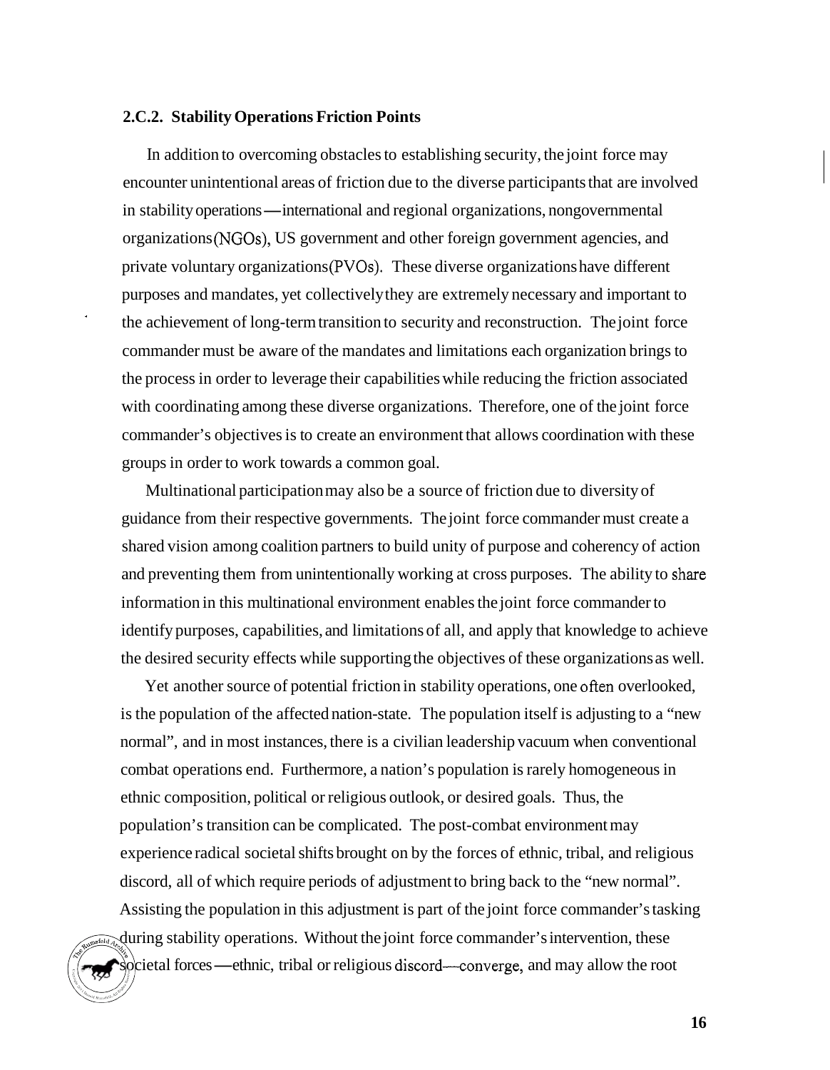### 2.C.2. Stability Operations Friction Points

In addition to overcoming obstacles to establishing security, the joint force may encounter unintentional areas of friction due to the diverse participants that are involved in stability operations—international and regional organizations, nongovernmental organizations (NGOs), US government and other foreign government agencies, and private voluntary organizations (PVOs). These diverse organizations have different purposes and mandates, yet collectively they are extremely necessary and important to the achievement of long-term transition to security and reconstruction. The joint force commander must be aware of the mandates and limitations each organization brings to the process in order to leverage their capabilities while reducing the friction associated with coordinating among these diverse organizations. Therefore, one of the joint force commander's objectives is to create an environment that allows coordination with these groups in order to work towards a common goal.

Multinational participation may also be a source of friction due to diversity of guidance from their respective governments. The joint force commander must create a shared vision among coalition partners to build unity of purpose and coherency of action and preventing them from unintentionally working at cross purposes. The ability to share information in this multinational environment enables the joint force commander to identify purposes, capabilities, and limitations of all, and apply that knowledge to achieve the desired security effects while supporting the objectives of these organizations as well.

Yet another source of potential friction in stability operations, one often overlooked, is the population of the affected nation-state. The population itself is adjusting to a "new normal", and in most instances, there is a civilian leadership vacuum when conventional combat operations end. Furthermore, a nation's population is rarely homogeneous in ethnic composition, political or religious outlook, or desired goals. Thus, the population's transition can be complicated. The post-combat environment may experience radical societal shifts brought on by the forces of ethnic, tribal, and religious discord, all of which require periods of adjustment to bring back to the "new normal". Assisting the population in this adjustment is part of the joint force commander's tasking during stability operations. Without the joint force commander's intervention, these societal forces—ethnic, tribal or religious discord—converge, and may allow the root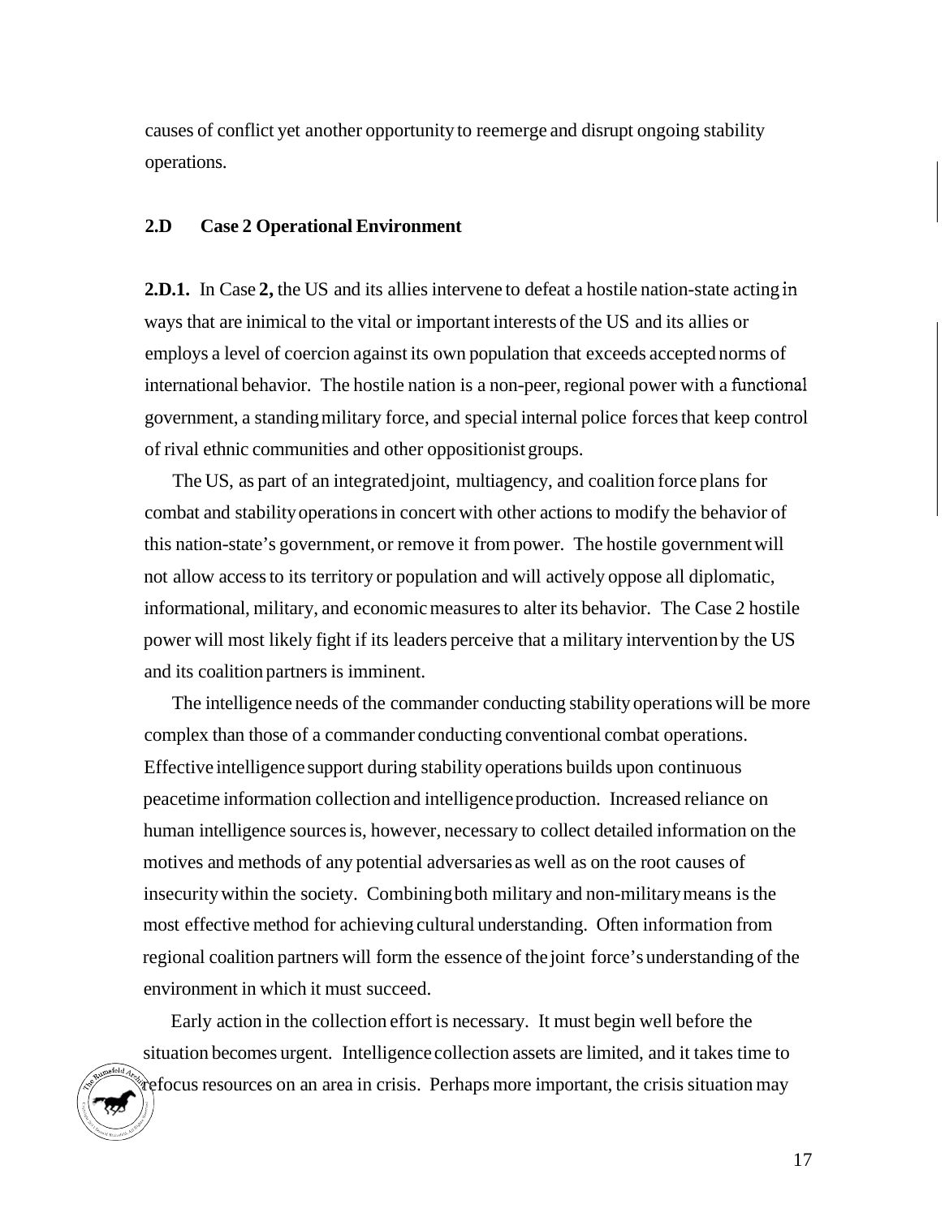causes of conflict yet another opportunity to reemerge and disrupt ongoing stability operations.

### 2.D Case 2 Operational Environment

**2.D.1.** In Case **2,** the US and its allies intervene to defeat a hostile nation-state acting in ways that are inimical to the vital or important interests of the US and its allies or employs a level of coercion against its own population that exceeds accepted norms of international behavior. The hostile nation is a non-peer, regional power with a functional government, a standing military force, and special internal police forces that keep control of rival ethnic communities and other oppositionist groups.

The US, as part of an integrated joint, multiagency, and coalition force plans for combat and stability operations in concert with other actions to modify the behavior of this nation-state's government, or remove it from power. The hostile government will not allow access to its territory or population and will actively oppose all diplomatic, informational, military, and economic measures to alter its behavior. The Case 2 hostile power will most likely fight if its leaders perceive that a military intervention by the US and its coalition partners is imminent.

The intelligence needs of the commander conducting stability operations will be more complex than those of a commander conducting conventional combat operations. Effective intelligence support during stability operations builds upon continuous peacetime information collection and intelligence production. Increased reliance on human intelligence sources is, however, necessary to collect detailed information on the motives and methods of any potential adversaries as well as on the root causes of insecurity within the society. Combining both military and non-military means is the most effective method for achieving cultural understanding. Often information from regional coalition partners will form the essence of the joint force's understanding of the environment in which it must succeed.

Early action in the collection effort is necessary. It must begin well before the situation becomes urgent. Intelligence collection assets are limited, and it takes time to refocus resources on an area in crisis. Perhaps more important, the crisis situation may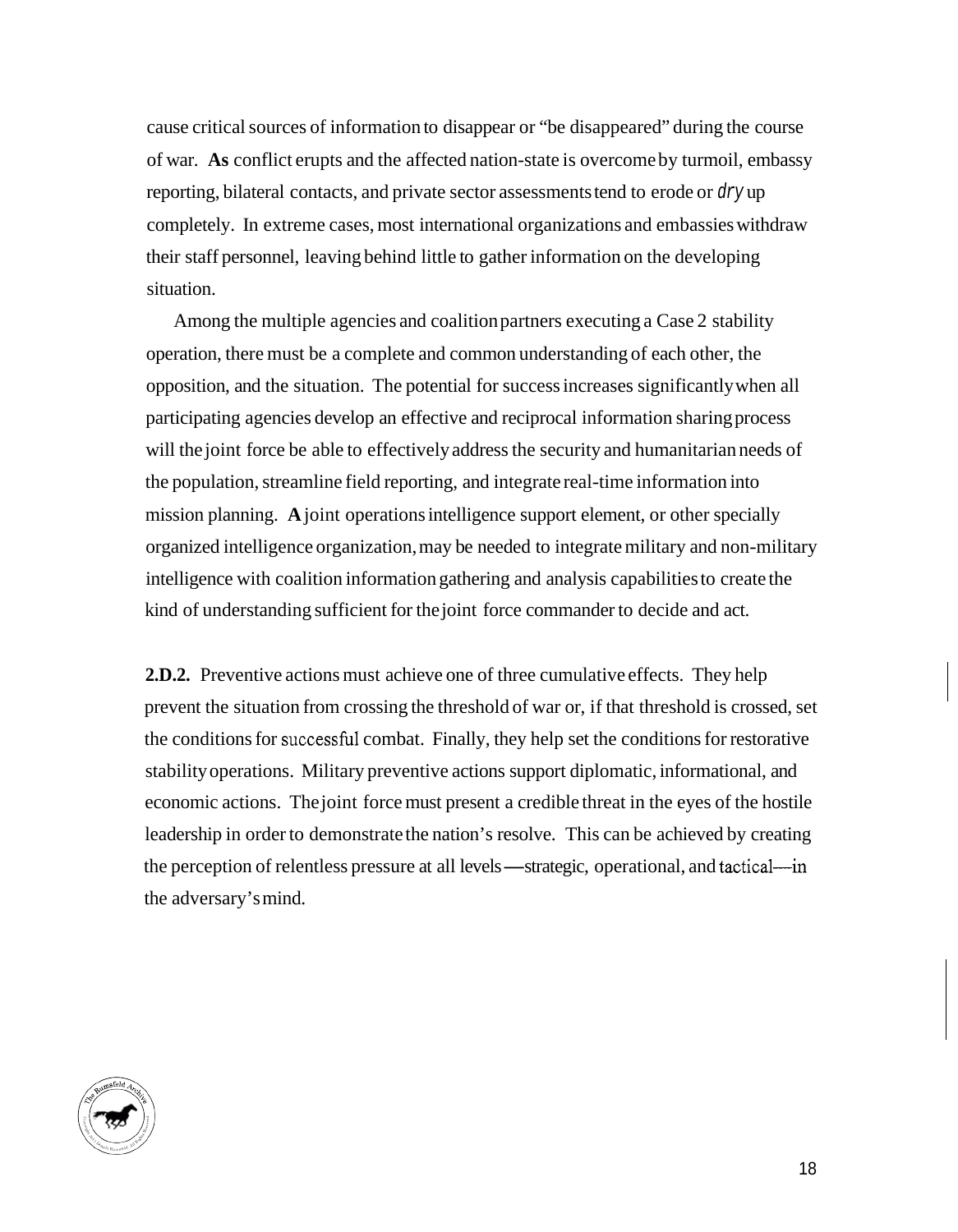cause critical sources of information to disappear or "be disappeared" during the course of war. **As** conflict erupts and the affected nation-state is overcome by turmoil, embassy reporting, bilateral contacts, and private sector assessments tend to erode or dry up completely. In extreme cases, most international organizations and embassies withdraw their staff personnel, leaving behind little to gather information on the developing situation.

Among the multiple agencies and coalition partners executing a Case 2 stability operation, there must be a complete and common understanding of each other, the opposition, and the situation. The potential for success increases significantly when all participating agencies develop an effective and reciprocal information sharing process will the joint force be able to effectively address the security and humanitarian needs of the population, streamline field reporting, and integrate real-time information into mission planning. **A** joint operations intelligence support element, or other specially organized intelligence organization, may be needed to integrate military and non-military intelligence with coalition information gathering and analysis capabilities to create the kind of understanding sufficient for the joint force commander to decide and act.

**2.D.2.** Preventive actions must achieve one of three cumulative effects. They help prevent the situation from crossing the threshold of war or, if that threshold is crossed, set the conditions for successful combat. Finally, they help set the conditions for restorative stability operations. Military preventive actions support diplomatic, informational, and economic actions. The joint force must present a credible threat in the eyes of the hostile leadership in order to demonstrate the nation's resolve. This can be achieved by creating the perception of relentless pressure at all levels—strategic, operational, and tactical—in the adversary's mind.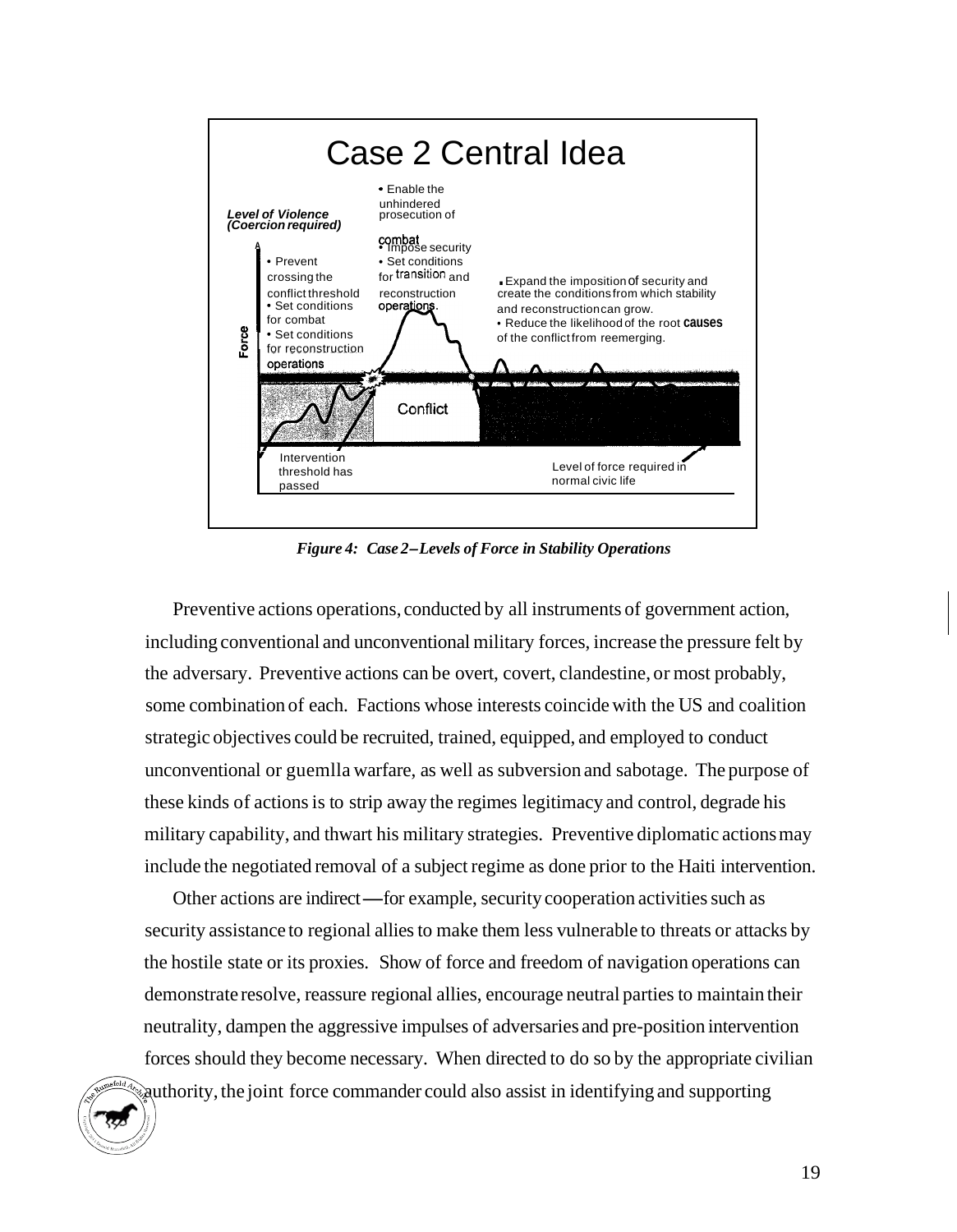# Case 2 Central Idea

**Level of Violence (Coercion required)**

Force

- Prevent crossing the conflict threshold
- Set conditions for combat
- Set conditions for reconstruction operations

- Enable the unhindered prosecution of combat
- Impose security
- Set conditions for transition and reconstruction operations.

- Expand the imposition of security and create the conditions from which stability and reconstruction can grow.
- Reduce the likelihood of the root causes of the conflict from reemerging.

Conflict

Intervention threshold has passed

Level of force required in normal civic life

*Figure 4: Case 2–Levels of Force in Stability Operations*

Preventive actions operations, conducted by all instruments of government action, including conventional and unconventional military forces, increase the pressure felt by the adversary. Preventive actions can be overt, covert, clandestine, or most probably, some combination of each. Factions whose interests coincide with the US and coalition strategic objectives could be recruited, trained, equipped, and employed to conduct unconventional or guemlla warfare, as well as subversion and sabotage. The purpose of these kinds of actions is to strip away the regimes legitimacy and control, degrade his military capability, and thwart his military strategies. Preventive diplomatic actions may include the negotiated removal of a subject regime as done prior to the Haiti intervention.

Other actions are indirect—for example, security cooperation activities such as security assistance to regional allies to make them less vulnerable to threats or attacks by the hostile state or its proxies. Show of force and freedom of navigation operations can demonstrate resolve, reassure regional allies, encourage neutral parties to maintain their neutrality, dampen the aggressive impulses of adversaries and pre-position intervention forces should they become necessary. When directed to do so by the appropriate civilian authority, the joint force commander could also assist in identifying and supporting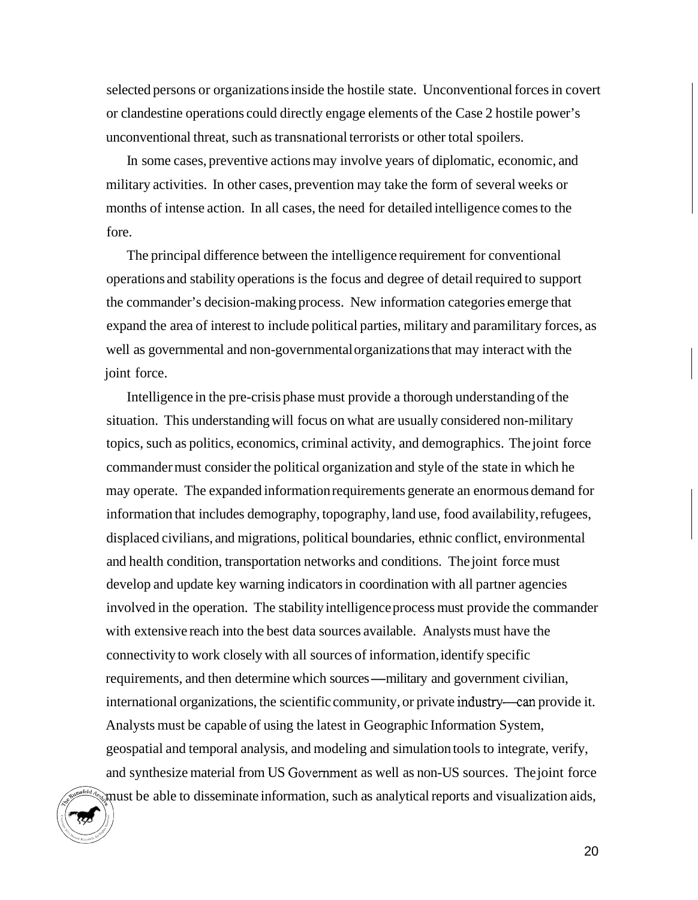selected persons or organizations inside the hostile state. Unconventional forces in covert or clandestine operations could directly engage elements of the Case 2 hostile power's unconventional threat, such as transnational terrorists or other total spoilers.

In some cases, preventive actions may involve years of diplomatic, economic, and military activities. In other cases, prevention may take the form of several weeks or months of intense action. In all cases, the need for detailed intelligence comes to the fore.

The principal difference between the intelligence requirement for conventional operations and stability operations is the focus and degree of detail required to support the commander's decision-making process. New information categories emerge that expand the area of interest to include political parties, military and paramilitary forces, as well as governmental and non-governmental organizations that may interact with the joint force.

Intelligence in the pre-crisis phase must provide a thorough understanding of the situation. This understanding will focus on what are usually considered non-military topics, such as politics, economics, criminal activity, and demographics. The joint force commander must consider the political organization and style of the state in which he may operate. The expanded information requirements generate an enormous demand for information that includes demography, topography, land use, food availability, refugees, displaced civilians, and migrations, political boundaries, ethnic conflict, environmental and health condition, transportation networks and conditions. The joint force must develop and update key warning indicators in coordination with all partner agencies involved in the operation. The stability intelligence process must provide the commander with extensive reach into the best data sources available. Analysts must have the connectivity to work closely with all sources of information, identify specific requirements, and then determine which sources—military and government civilian, international organizations, the scientific community, or private industry—can provide it. Analysts must be capable of using the latest in Geographic Information System, geospatial and temporal analysis, and modeling and simulation tools to integrate, verify, and synthesize material from US Government as well as non-US sources. The joint force must be able to disseminate information, such as analytical reports and visualization aids,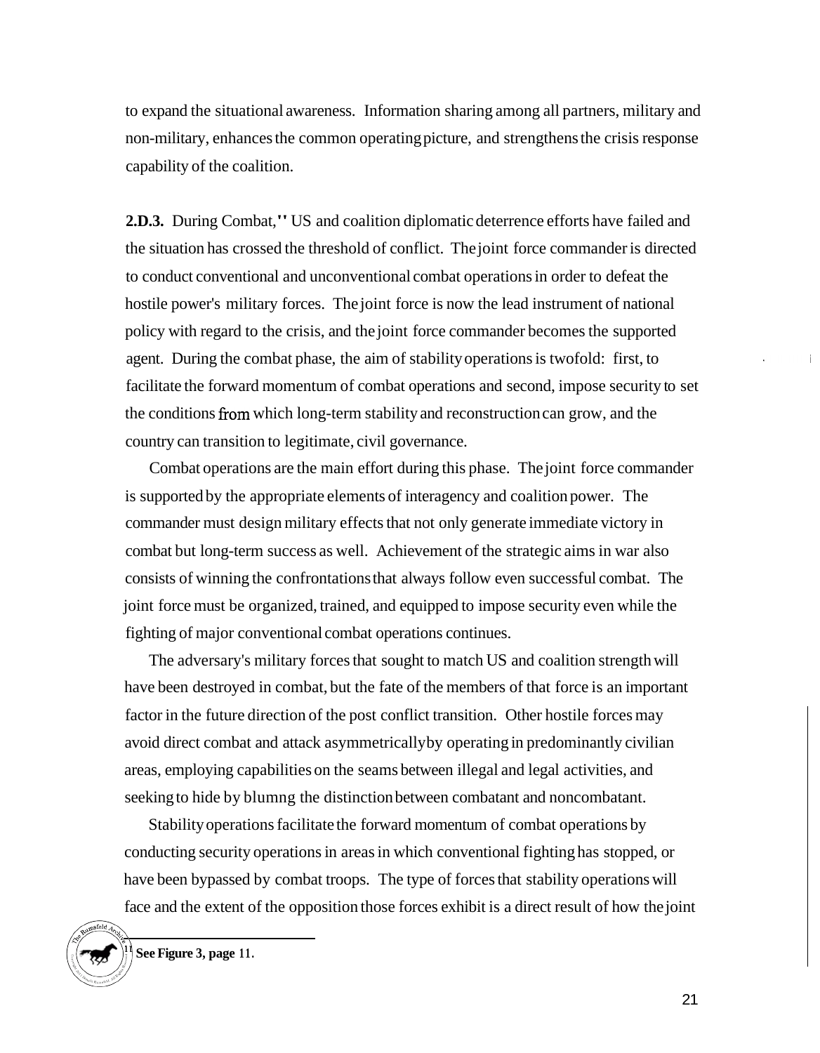to expand the situational awareness. Information sharing among all partners, military and non-military, enhances the common operating picture, and strengthens the crisis response capability of the coalition.

**2.D.3.** During Combat,[11] US and coalition diplomatic deterrence efforts have failed and the situation has crossed the threshold of conflict. The joint force commander is directed to conduct conventional and unconventional combat operations in order to defeat the hostile power's military forces. The joint force is now the lead instrument of national policy with regard to the crisis, and the joint force commander becomes the supported agent. During the combat phase, the aim of stability operations is twofold: first, to facilitate the forward momentum of combat operations and second, impose security to set the conditions from which long-term stability and reconstruction can grow, and the country can transition to legitimate, civil governance.

Combat operations are the main effort during this phase. The joint force commander is supported by the appropriate elements of interagency and coalition power. The commander must design military effects that not only generate immediate victory in combat but long-term success as well. Achievement of the strategic aims in war also consists of winning the confrontations that always follow even successful combat. The joint force must be organized, trained, and equipped to impose security even while the fighting of major conventional combat operations continues.

The adversary's military forces that sought to match US and coalition strength will have been destroyed in combat, but the fate of the members of that force is an important factor in the future direction of the post conflict transition. Other hostile forces may avoid direct combat and attack asymmetrically by operating in predominantly civilian areas, employing capabilities on the seams between illegal and legal activities, and seeking to hide by blumng the distinction between combatant and noncombatant.

Stability operations facilitate the forward momentum of combat operations by conducting security operations in areas in which conventional fighting has stopped, or have been bypassed by combat troops. The type of forces that stability operations will face and the extent of the opposition those forces exhibit is a direct result of how the joint

[11] **See Figure 3, page** 11.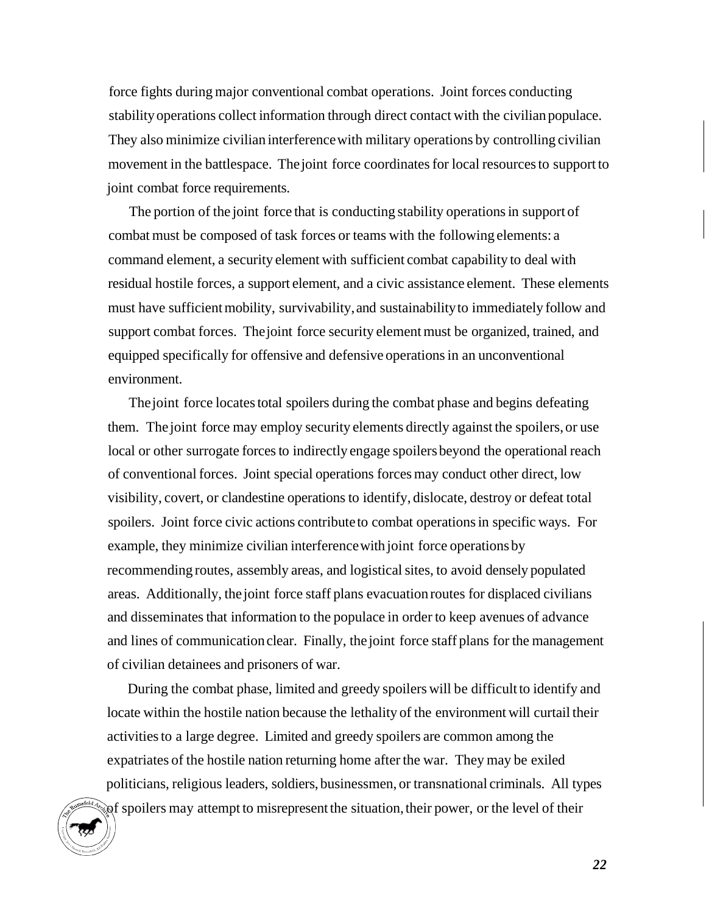force fights during major conventional combat operations. Joint forces conducting stability operations collect information through direct contact with the civilian populace. They also minimize civilian interference with military operations by controlling civilian movement in the battlespace. The joint force coordinates for local resources to support to joint combat force requirements.

The portion of the joint force that is conducting stability operations in support of combat must be composed of task forces or teams with the following elements: a command element, a security element with sufficient combat capability to deal with residual hostile forces, a support element, and a civic assistance element. These elements must have sufficient mobility, survivability, and sustainability to immediately follow and support combat forces. The joint force security element must be organized, trained, and equipped specifically for offensive and defensive operations in an unconventional environment.

The joint force locates total spoilers during the combat phase and begins defeating them. The joint force may employ security elements directly against the spoilers, or use local or other surrogate forces to indirectly engage spoilers beyond the operational reach of conventional forces. Joint special operations forces may conduct other direct, low visibility, covert, or clandestine operations to identify, dislocate, destroy or defeat total spoilers. Joint force civic actions contribute to combat operations in specific ways. For example, they minimize civilian interference with joint force operations by recommending routes, assembly areas, and logistical sites, to avoid densely populated areas. Additionally, the joint force staff plans evacuation routes for displaced civilians and disseminates that information to the populace in order to keep avenues of advance and lines of communication clear. Finally, the joint force staff plans for the management of civilian detainees and prisoners of war.

During the combat phase, limited and greedy spoilers will be difficult to identify and locate within the hostile nation because the lethality of the environment will curtail their activities to a large degree. Limited and greedy spoilers are common among the expatriates of the hostile nation returning home after the war. They may be exiled politicians, religious leaders, soldiers, businessmen, or transnational criminals. All types of spoilers may attempt to misrepresent the situation, their power, or the level of their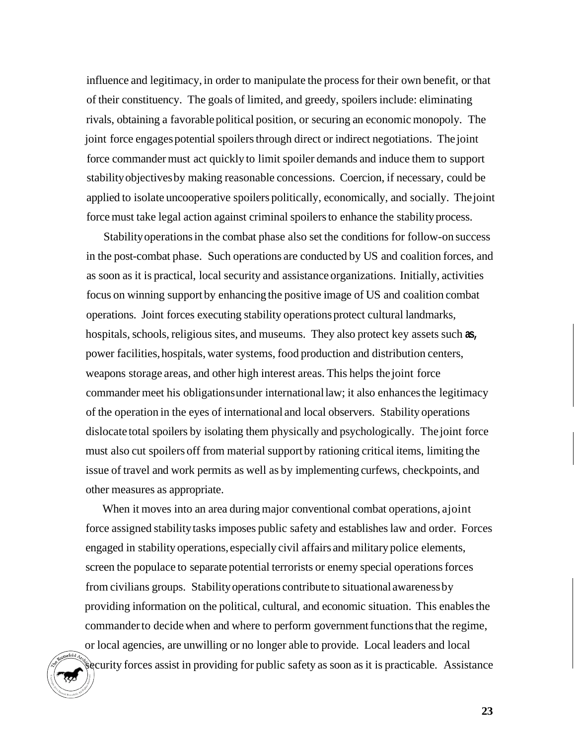influence and legitimacy, in order to manipulate the process for their own benefit, or that of their constituency. The goals of limited, and greedy, spoilers include: eliminating rivals, obtaining a favorable political position, or securing an economic monopoly. The joint force engages potential spoilers through direct or indirect negotiations. The joint force commander must act quickly to limit spoiler demands and induce them to support stability objectives by making reasonable concessions. Coercion, if necessary, could be applied to isolate uncooperative spoilers politically, economically, and socially. The joint force must take legal action against criminal spoilers to enhance the stability process.

Stability operations in the combat phase also set the conditions for follow-on success in the post-combat phase. Such operations are conducted by US and coalition forces, and as soon as it is practical, local security and assistance organizations. Initially, activities focus on winning support by enhancing the positive image of US and coalition combat operations. Joint forces executing stability operations protect cultural landmarks, hospitals, schools, religious sites, and museums. They also protect key assets such as, power facilities, hospitals, water systems, food production and distribution centers, weapons storage areas, and other high interest areas. This helps the joint force commander meet his obligations under international law; it also enhances the legitimacy of the operation in the eyes of international and local observers. Stability operations dislocate total spoilers by isolating them physically and psychologically. The joint force must also cut spoilers off from material support by rationing critical items, limiting the issue of travel and work permits as well as by implementing curfews, checkpoints, and other measures as appropriate.

When it moves into an area during major conventional combat operations, a joint force assigned stability tasks imposes public safety and establishes law and order. Forces engaged in stability operations, especially civil affairs and military police elements, screen the populace to separate potential terrorists or enemy special operations forces from civilians groups. Stability operations contribute to situational awareness by providing information on the political, cultural, and economic situation. This enables the commander to decide when and where to perform government functions that the regime, or local agencies, are unwilling or no longer able to provide. Local leaders and local security forces assist in providing for public safety as soon as it is practicable. Assistance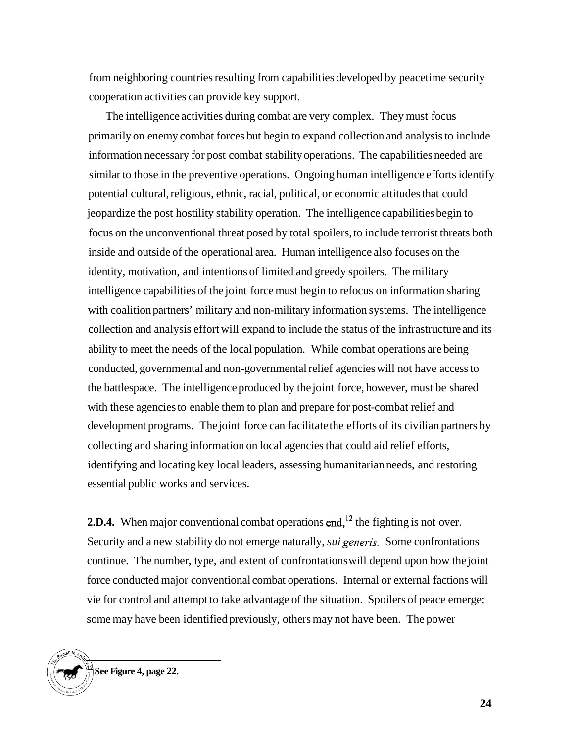from neighboring countries resulting from capabilities developed by peacetime security cooperation activities can provide key support.

The intelligence activities during combat are very complex. They must focus primarily on enemy combat forces but begin to expand collection and analysis to include information necessary for post combat stability operations. The capabilities needed are similar to those in the preventive operations. Ongoing human intelligence efforts identify potential cultural, religious, ethnic, racial, political, or economic attitudes that could jeopardize the post hostility stability operation. The intelligence capabilities begin to focus on the unconventional threat posed by total spoilers, to include terrorist threats both inside and outside of the operational area. Human intelligence also focuses on the identity, motivation, and intentions of limited and greedy spoilers. The military intelligence capabilities of the joint force must begin to refocus on information sharing with coalition partners' military and non-military information systems. The intelligence collection and analysis effort will expand to include the status of the infrastructure and its ability to meet the needs of the local population. While combat operations are being conducted, governmental and non-governmental relief agencies will not have access to the battlespace. The intelligence produced by the joint force, however, must be shared with these agencies to enable them to plan and prepare for post-combat relief and development programs. The joint force can facilitate the efforts of its civilian partners by collecting and sharing information on local agencies that could aid relief efforts, identifying and locating key local leaders, assessing humanitarian needs, and restoring essential public works and services.

**2.D.4.** When major conventional combat operations end,[12] the fighting is not over. Security and a new stability do not emerge naturally, *sui generis.* Some confrontations continue. The number, type, and extent of confrontations will depend upon how the joint force conducted major conventional combat operations. Internal or external factions will vie for control and attempt to take advantage of the situation. Spoilers of peace emerge; some may have been identified previously, others may not have been. The power

---

[12] **See Figure 4, page 22.**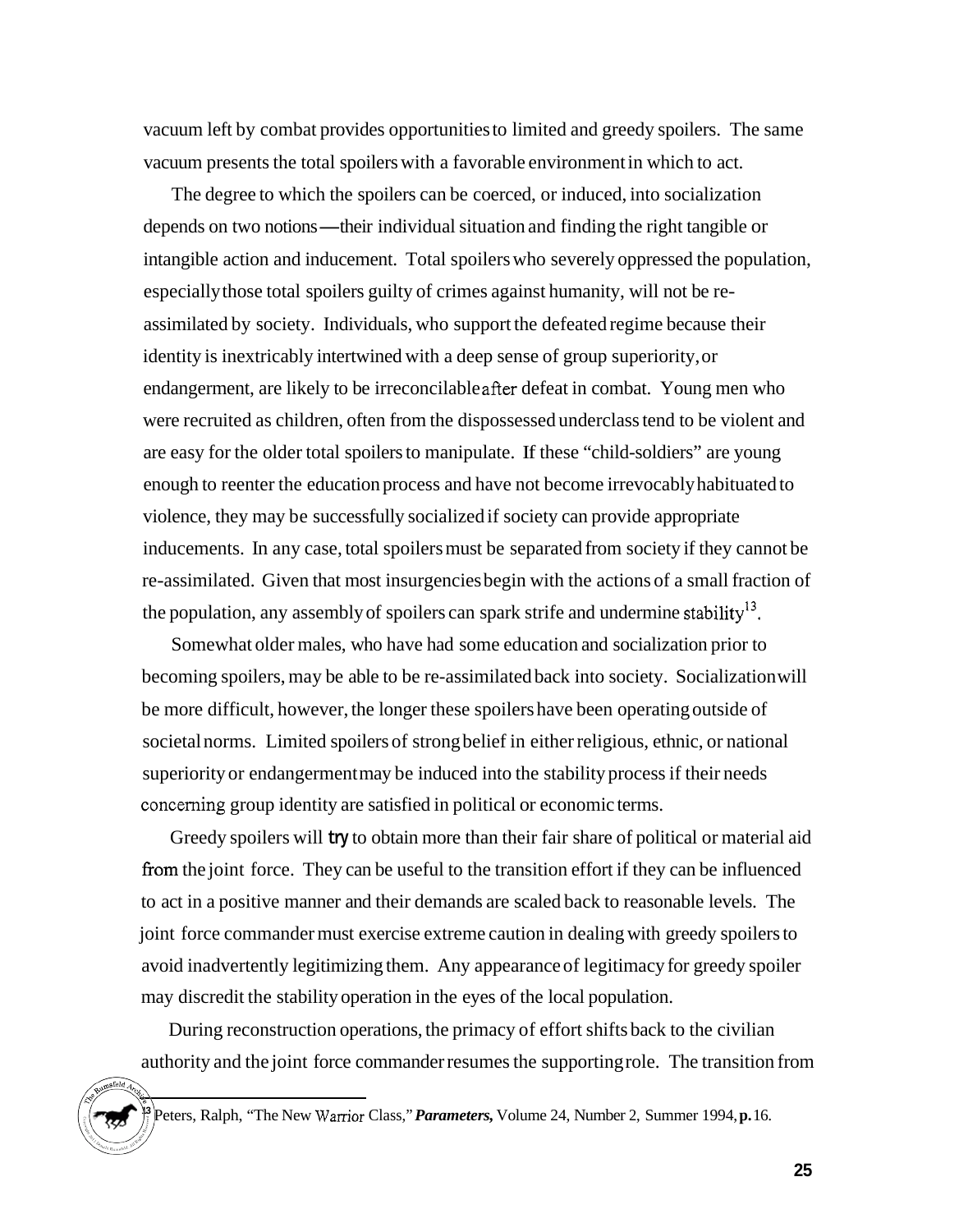vacuum left by combat provides opportunities to limited and greedy spoilers. The same vacuum presents the total spoilers with a favorable environment in which to act.

The degree to which the spoilers can be coerced, or induced, into socialization depends on two notions—their individual situation and finding the right tangible or intangible action and inducement. Total spoilers who severely oppressed the population, especially those total spoilers guilty of crimes against humanity, will not be re-assimilated by society. Individuals, who support the defeated regime because their identity is inextricably intertwined with a deep sense of group superiority, or endangerment, are likely to be irreconcilable after defeat in combat. Young men who were recruited as children, often from the dispossessed underclass tend to be violent and are easy for the older total spoilers to manipulate. If these "child-soldiers" are young enough to reenter the education process and have not become irrevocably habituated to violence, they may be successfully socialized if society can provide appropriate inducements. In any case, total spoilers must be separated from society if they cannot be re-assimilated. Given that most insurgencies begin with the actions of a small fraction of the population, any assembly of spoilers can spark strife and undermine stability[13].

Somewhat older males, who have had some education and socialization prior to becoming spoilers, may be able to be re-assimilated back into society. Socialization will be more difficult, however, the longer these spoilers have been operating outside of societal norms. Limited spoilers of strong belief in either religious, ethnic, or national superiority or endangerment may be induced into the stability process if their needs concerning group identity are satisfied in political or economic terms.

Greedy spoilers will try to obtain more than their fair share of political or material aid from the joint force. They can be useful to the transition effort if they can be influenced to act in a positive manner and their demands are scaled back to reasonable levels. The joint force commander must exercise extreme caution in dealing with greedy spoilers to avoid inadvertently legitimizing them. Any appearance of legitimacy for greedy spoiler may discredit the stability operation in the eyes of the local population.

During reconstruction operations, the primacy of effort shifts back to the civilian authority and the joint force commander resumes the supporting role. The transition from

---

[13] Peters, Ralph, "The New Warrior Class," ***Parameters,*** Volume 24, Number 2, Summer 1994, **p.** 16.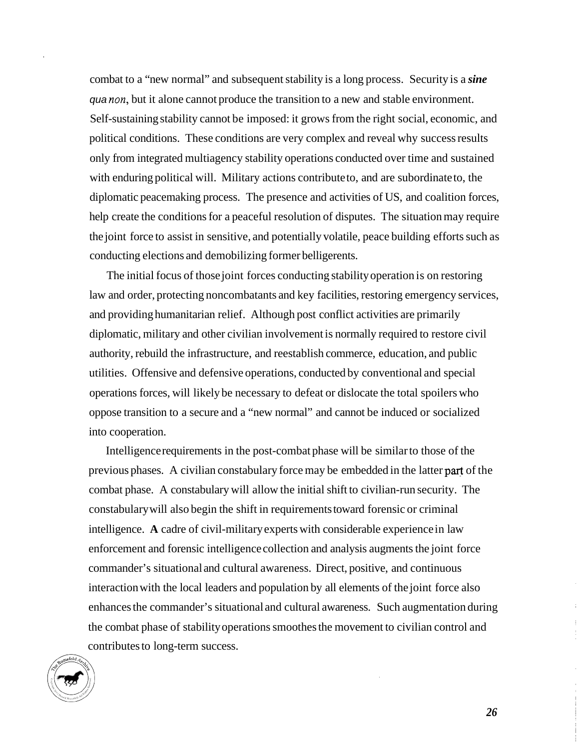combat to a "new normal" and subsequent stability is a long process. Security is a ***sine qua non***, but it alone cannot produce the transition to a new and stable environment. Self-sustaining stability cannot be imposed: it grows from the right social, economic, and political conditions. These conditions are very complex and reveal why success results only from integrated multiagency stability operations conducted over time and sustained with enduring political will. Military actions contribute to, and are subordinate to, the diplomatic peacemaking process. The presence and activities of US, and coalition forces, help create the conditions for a peaceful resolution of disputes. The situation may require the joint force to assist in sensitive, and potentially volatile, peace building efforts such as conducting elections and demobilizing former belligerents.

The initial focus of those joint forces conducting stability operation is on restoring law and order, protecting noncombatants and key facilities, restoring emergency services, and providing humanitarian relief. Although post conflict activities are primarily diplomatic, military and other civilian involvement is normally required to restore civil authority, rebuild the infrastructure, and reestablish commerce, education, and public utilities. Offensive and defensive operations, conducted by conventional and special operations forces, will likely be necessary to defeat or dislocate the total spoilers who oppose transition to a secure and a "new normal" and cannot be induced or socialized into cooperation.

Intelligence requirements in the post-combat phase will be similar to those of the previous phases. A civilian constabulary force may be embedded in the latter part of the combat phase. A constabulary will allow the initial shift to civilian-run security. The constabulary will also begin the shift in requirements toward forensic or criminal intelligence. **A** cadre of civil-military experts with considerable experience in law enforcement and forensic intelligence collection and analysis augments the joint force commander's situational and cultural awareness. Direct, positive, and continuous interaction with the local leaders and population by all elements of the joint force also enhances the commander's situational and cultural awareness. Such augmentation during the combat phase of stability operations smoothes the movement to civilian control and contributes to long-term success.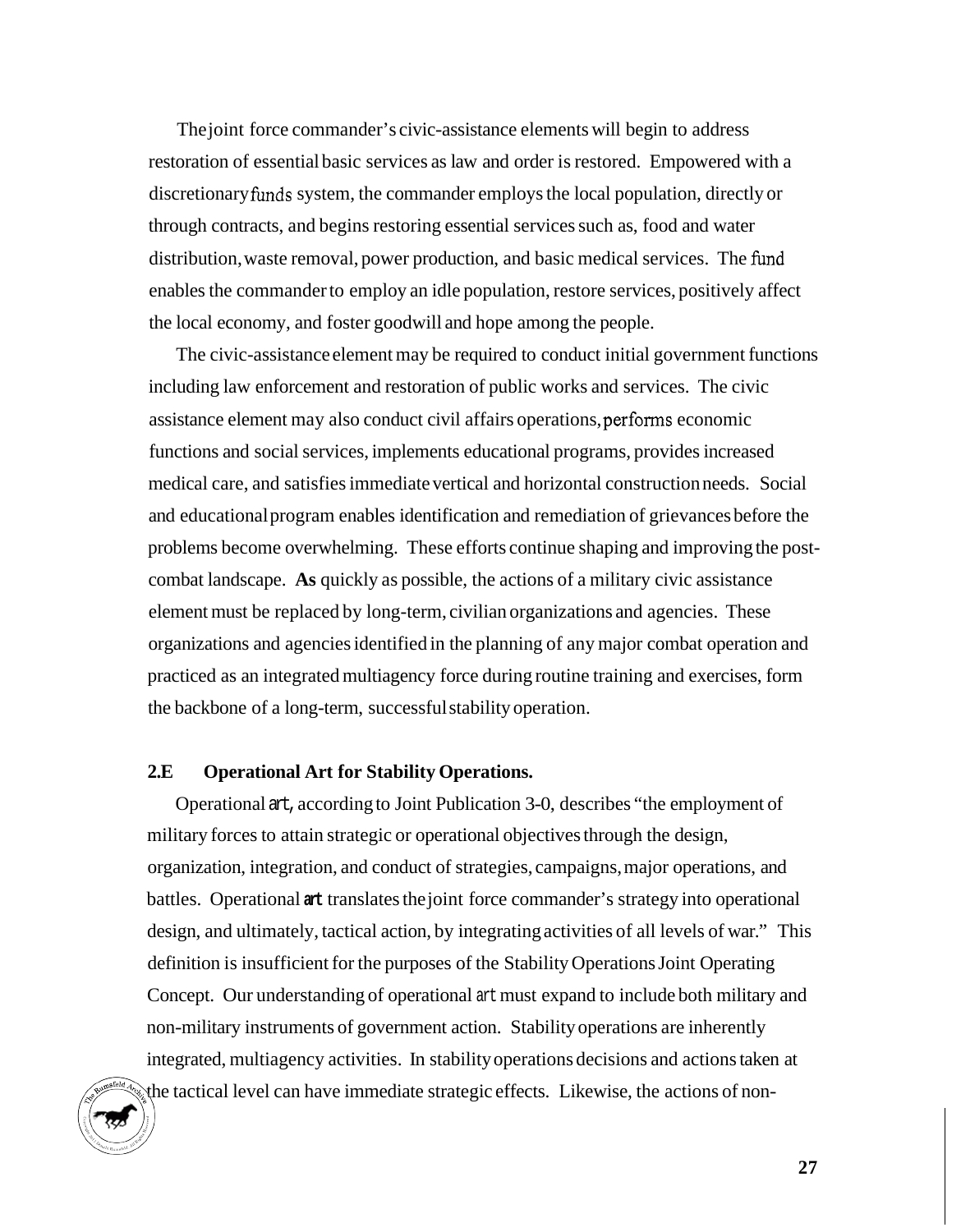The joint force commander's civic-assistance elements will begin to address restoration of essential basic services as law and order is restored. Empowered with a discretionary funds system, the commander employs the local population, directly or through contracts, and begins restoring essential services such as, food and water distribution, waste removal, power production, and basic medical services. The fund enables the commander to employ an idle population, restore services, positively affect the local economy, and foster goodwill and hope among the people.

The civic-assistance element may be required to conduct initial government functions including law enforcement and restoration of public works and services. The civic assistance element may also conduct civil affairs operations, performs economic functions and social services, implements educational programs, provides increased medical care, and satisfies immediate vertical and horizontal construction needs. Social and educational program enables identification and remediation of grievances before the problems become overwhelming. These efforts continue shaping and improving the post-combat landscape. **As** quickly as possible, the actions of a military civic assistance element must be replaced by long-term, civilian organizations and agencies. These organizations and agencies identified in the planning of any major combat operation and practiced as an integrated multiagency force during routine training and exercises, form the backbone of a long-term, successful stability operation.

### 2.E Operational Art for Stability Operations.

Operational art, according to Joint Publication 3-0, describes "the employment of military forces to attain strategic or operational objectives through the design, organization, integration, and conduct of strategies, campaigns, major operations, and battles. Operational art translates the joint force commander's strategy into operational design, and ultimately, tactical action, by integrating activities of all levels of war." This definition is insufficient for the purposes of the Stability Operations Joint Operating Concept. Our understanding of operational art must expand to include both military and non-military instruments of government action. Stability operations are inherently integrated, multiagency activities. In stability operations decisions and actions taken at the tactical level can have immediate strategic effects. Likewise, the actions of non-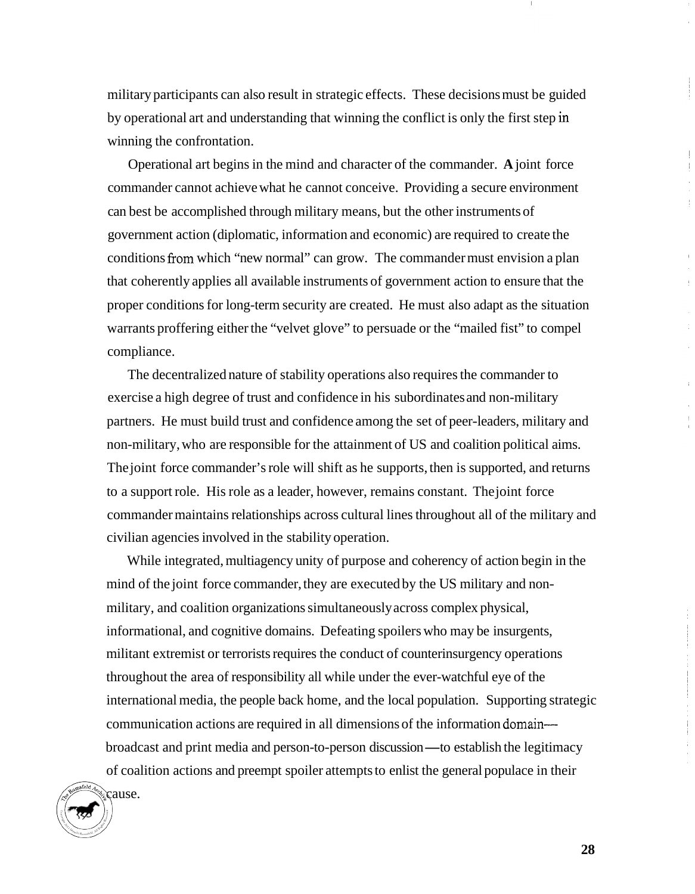military participants can also result in strategic effects. These decisions must be guided by operational art and understanding that winning the conflict is only the first step in winning the confrontation.

Operational art begins in the mind and character of the commander. **A** joint force commander cannot achieve what he cannot conceive. Providing a secure environment can best be accomplished through military means, but the other instruments of government action (diplomatic, information and economic) are required to create the conditions from which "new normal" can grow. The commander must envision a plan that coherently applies all available instruments of government action to ensure that the proper conditions for long-term security are created. He must also adapt as the situation warrants proffering either the "velvet glove" to persuade or the "mailed fist" to compel compliance.

The decentralized nature of stability operations also requires the commander to exercise a high degree of trust and confidence in his subordinates and non-military partners. He must build trust and confidence among the set of peer-leaders, military and non-military, who are responsible for the attainment of US and coalition political aims. The joint force commander's role will shift as he supports, then is supported, and returns to a support role. His role as a leader, however, remains constant. The joint force commander maintains relationships across cultural lines throughout all of the military and civilian agencies involved in the stability operation.

While integrated, multiagency unity of purpose and coherency of action begin in the mind of the joint force commander, they are executed by the US military and non-military, and coalition organizations simultaneously across complex physical, informational, and cognitive domains. Defeating spoilers who may be insurgents, militant extremist or terrorists requires the conduct of counterinsurgency operations throughout the area of responsibility all while under the ever-watchful eye of the international media, the people back home, and the local population. Supporting strategic communication actions are required in all dimensions of the information domain—broadcast and print media and person-to-person discussion—to establish the legitimacy of coalition actions and preempt spoiler attempts to enlist the general populace in their cause.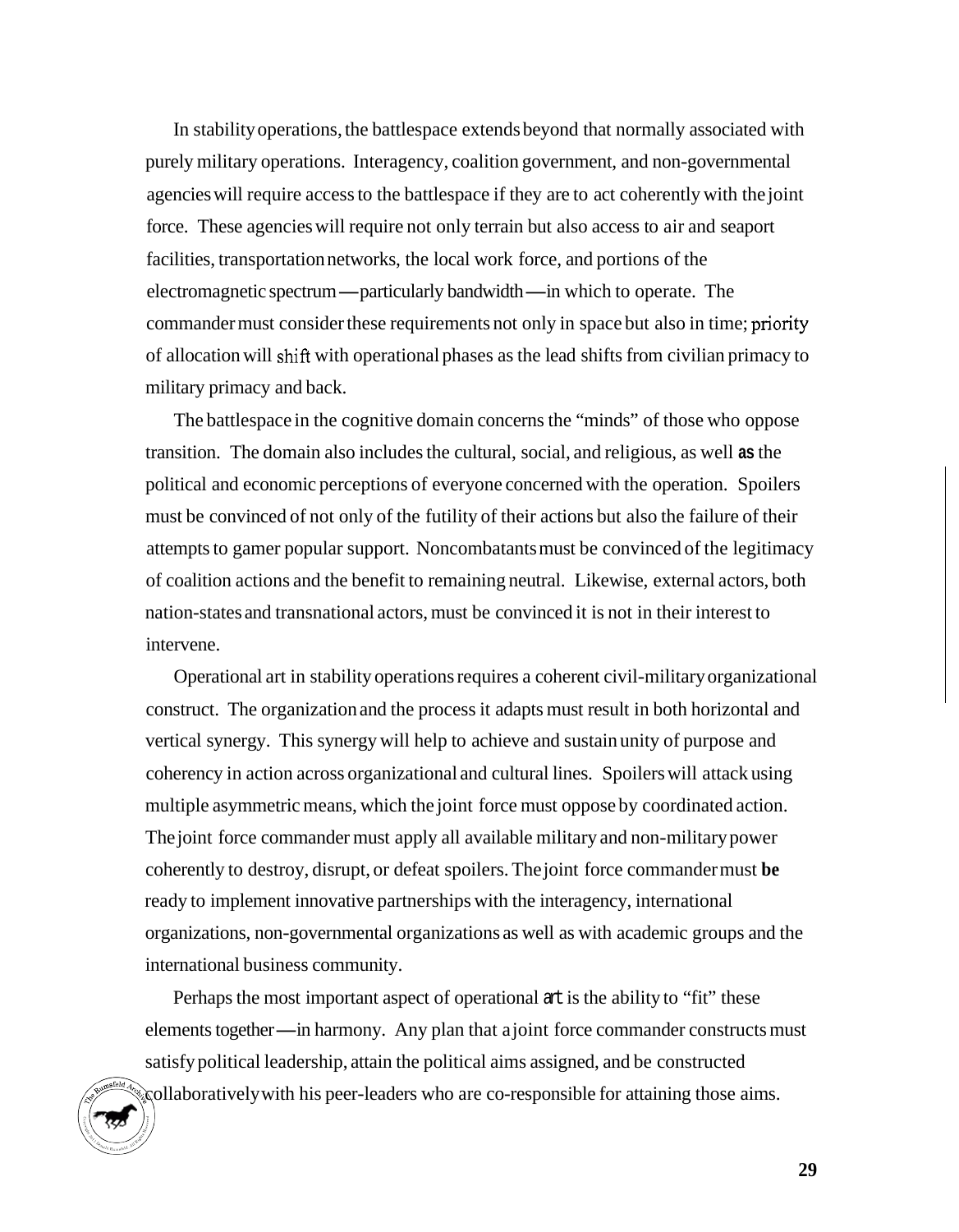In stability operations, the battlespace extends beyond that normally associated with purely military operations. Interagency, coalition government, and non-governmental agencies will require access to the battlespace if they are to act coherently with the joint force. These agencies will require not only terrain but also access to air and seaport facilities, transportation networks, the local work force, and portions of the electromagnetic spectrum—particularly bandwidth—in which to operate. The commander must consider these requirements not only in space but also in time; priority of allocation will shift with operational phases as the lead shifts from civilian primacy to military primacy and back.

The battlespace in the cognitive domain concerns the "minds" of those who oppose transition. The domain also includes the cultural, social, and religious, as well **as** the political and economic perceptions of everyone concerned with the operation. Spoilers must be convinced of not only of the futility of their actions but also the failure of their attempts to gamer popular support. Noncombatants must be convinced of the legitimacy of coalition actions and the benefit to remaining neutral. Likewise, external actors, both nation-states and transnational actors, must be convinced it is not in their interest to intervene.

Operational art in stability operations requires a coherent civil-military organizational construct. The organization and the process it adapts must result in both horizontal and vertical synergy. This synergy will help to achieve and sustain unity of purpose and coherency in action across organizational and cultural lines. Spoilers will attack using multiple asymmetric means, which the joint force must oppose by coordinated action. The joint force commander must apply all available military and non-military power coherently to destroy, disrupt, or defeat spoilers. The joint force commander must **be** ready to implement innovative partnerships with the interagency, international organizations, non-governmental organizations as well as with academic groups and the international business community.

Perhaps the most important aspect of operational art is the ability to "fit" these elements together—in harmony. Any plan that a joint force commander constructs must satisfy political leadership, attain the political aims assigned, and be constructed collaboratively with his peer-leaders who are co-responsible for attaining those aims.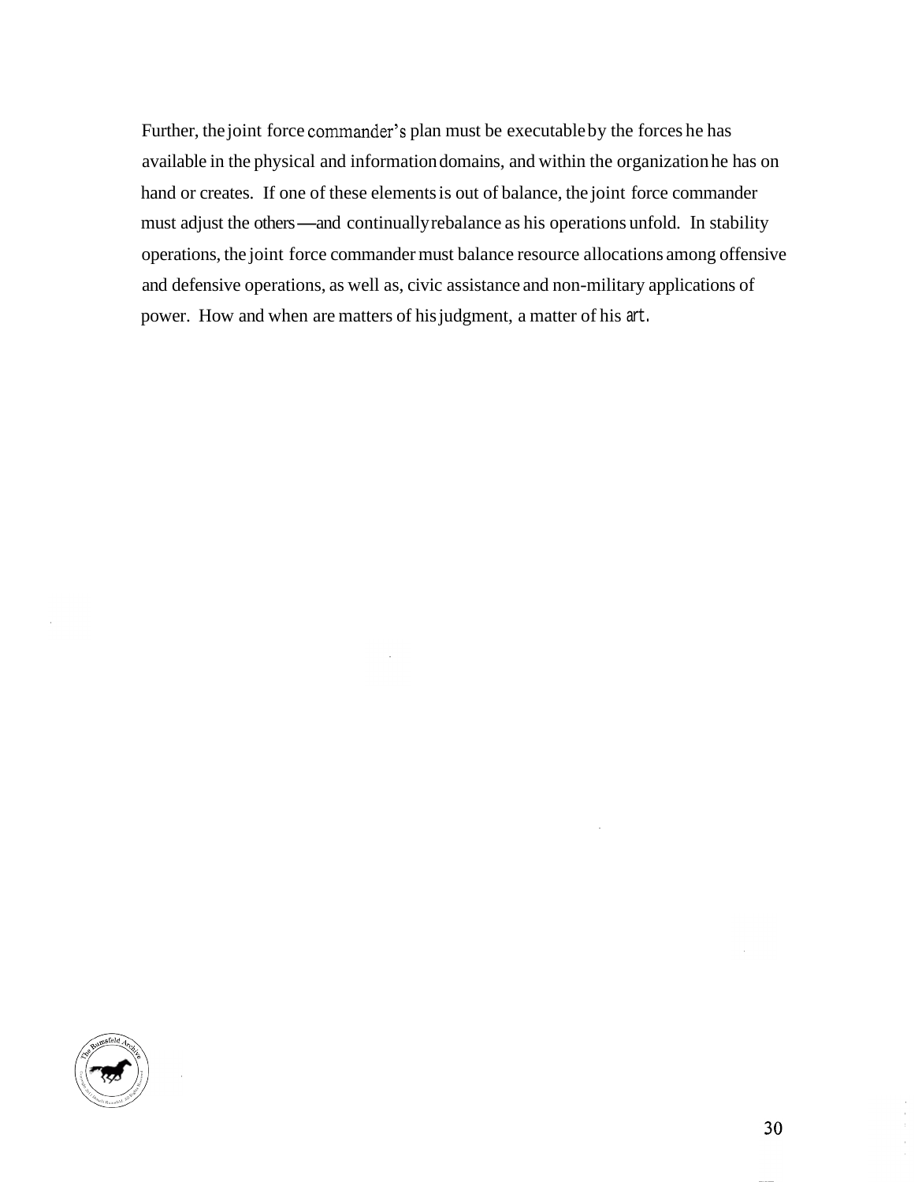Further, the joint force commander's plan must be executable by the forces he has available in the physical and information domains, and within the organization he has on hand or creates. If one of these elements is out of balance, the joint force commander must adjust the others—and continually rebalance as his operations unfold. In stability operations, the joint force commander must balance resource allocations among offensive and defensive operations, as well as, civic assistance and non-military applications of power. How and when are matters of his judgment, a matter of his art.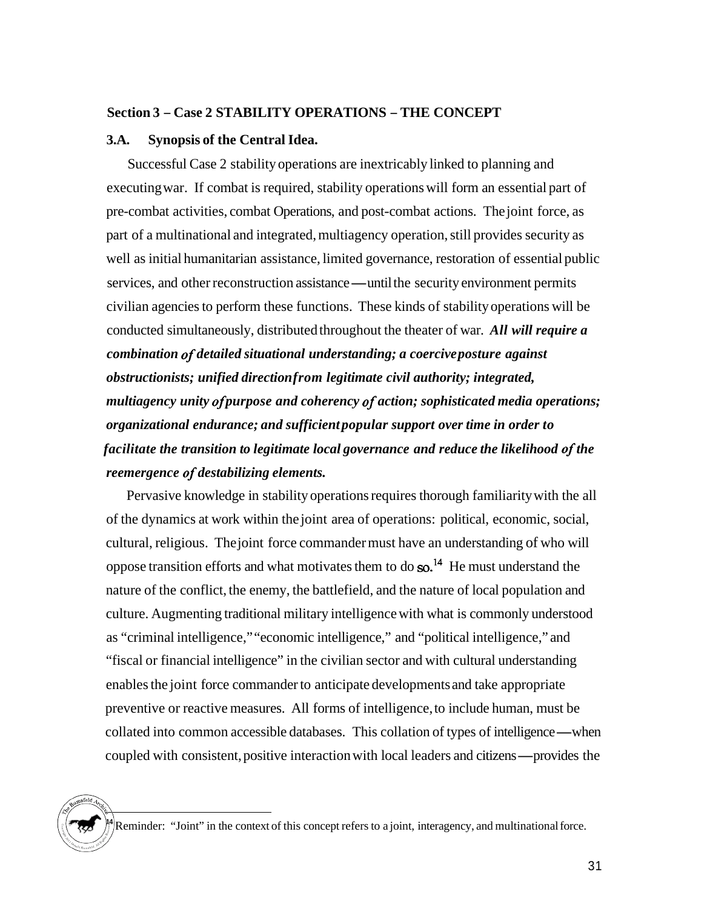## Section 3 – Case 2 STABILITY OPERATIONS – THE CONCEPT

### 3.A. Synopsis of the Central Idea.

Successful Case 2 stability operations are inextricably linked to planning and executing war. If combat is required, stability operations will form an essential part of pre-combat activities, combat Operations, and post-combat actions. The joint force, as part of a multinational and integrated, multiagency operation, still provides security as well as initial humanitarian assistance, limited governance, restoration of essential public services, and other reconstruction assistance—until the security environment permits civilian agencies to perform these functions. These kinds of stability operations will be conducted simultaneously, distributed throughout the theater of war. ***All will require a combination of detailed situational understanding; a coercive posture against obstructionists; unified direction from legitimate civil authority; integrated, multiagency unity of purpose and coherency of action; sophisticated media operations; organizational endurance; and sufficient popular support over time in order to facilitate the transition to legitimate local governance and reduce the likelihood of the reemergence of destabilizing elements.***

Pervasive knowledge in stability operations requires thorough familiarity with the all of the dynamics at work within the joint area of operations: political, economic, social, cultural, religious. The joint force commander must have an understanding of who will oppose transition efforts and what motivates them to do so.[14] He must understand the nature of the conflict, the enemy, the battlefield, and the nature of local population and culture. Augmenting traditional military intelligence with what is commonly understood as "criminal intelligence," "economic intelligence," and "political intelligence," and "fiscal or financial intelligence" in the civilian sector and with cultural understanding enables the joint force commander to anticipate developments and take appropriate preventive or reactive measures. All forms of intelligence, to include human, must be collated into common accessible databases. This collation of types of intelligence—when coupled with consistent, positive interaction with local leaders and citizens—provides the

[14] Reminder: "Joint" in the context of this concept refers to a joint, interagency, and multinational force.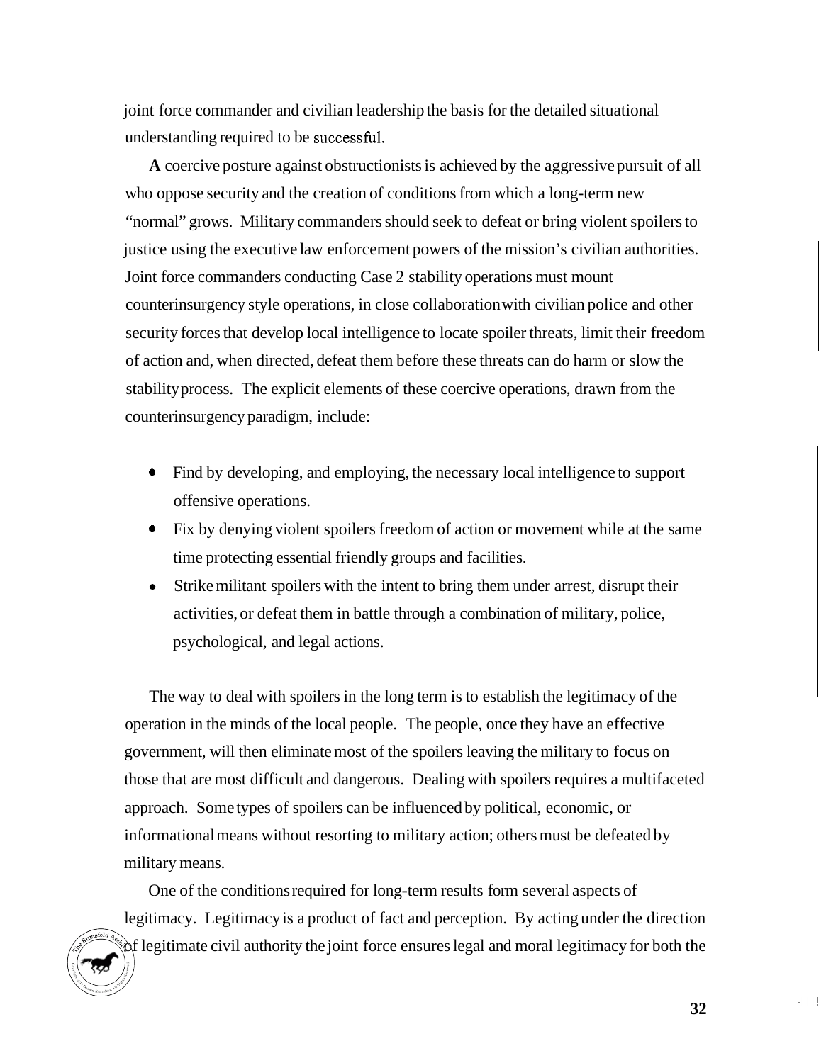joint force commander and civilian leadership the basis for the detailed situational understanding required to be successful.

**A** coercive posture against obstructionists is achieved by the aggressive pursuit of all who oppose security and the creation of conditions from which a long-term new "normal" grows. Military commanders should seek to defeat or bring violent spoilers to justice using the executive law enforcement powers of the mission's civilian authorities. Joint force commanders conducting Case 2 stability operations must mount counterinsurgency style operations, in close collaboration with civilian police and other security forces that develop local intelligence to locate spoiler threats, limit their freedom of action and, when directed, defeat them before these threats can do harm or slow the stability process. The explicit elements of these coercive operations, drawn from the counterinsurgency paradigm, include:

- Find by developing, and employing, the necessary local intelligence to support offensive operations.
- Fix by denying violent spoilers freedom of action or movement while at the same time protecting essential friendly groups and facilities.
- Strike militant spoilers with the intent to bring them under arrest, disrupt their activities, or defeat them in battle through a combination of military, police, psychological, and legal actions.

The way to deal with spoilers in the long term is to establish the legitimacy of the operation in the minds of the local people. The people, once they have an effective government, will then eliminate most of the spoilers leaving the military to focus on those that are most difficult and dangerous. Dealing with spoilers requires a multifaceted approach. Some types of spoilers can be influenced by political, economic, or informational means without resorting to military action; others must be defeated by military means.

One of the conditions required for long-term results form several aspects of legitimacy. Legitimacy is a product of fact and perception. By acting under the direction of legitimate civil authority the joint force ensures legal and moral legitimacy for both the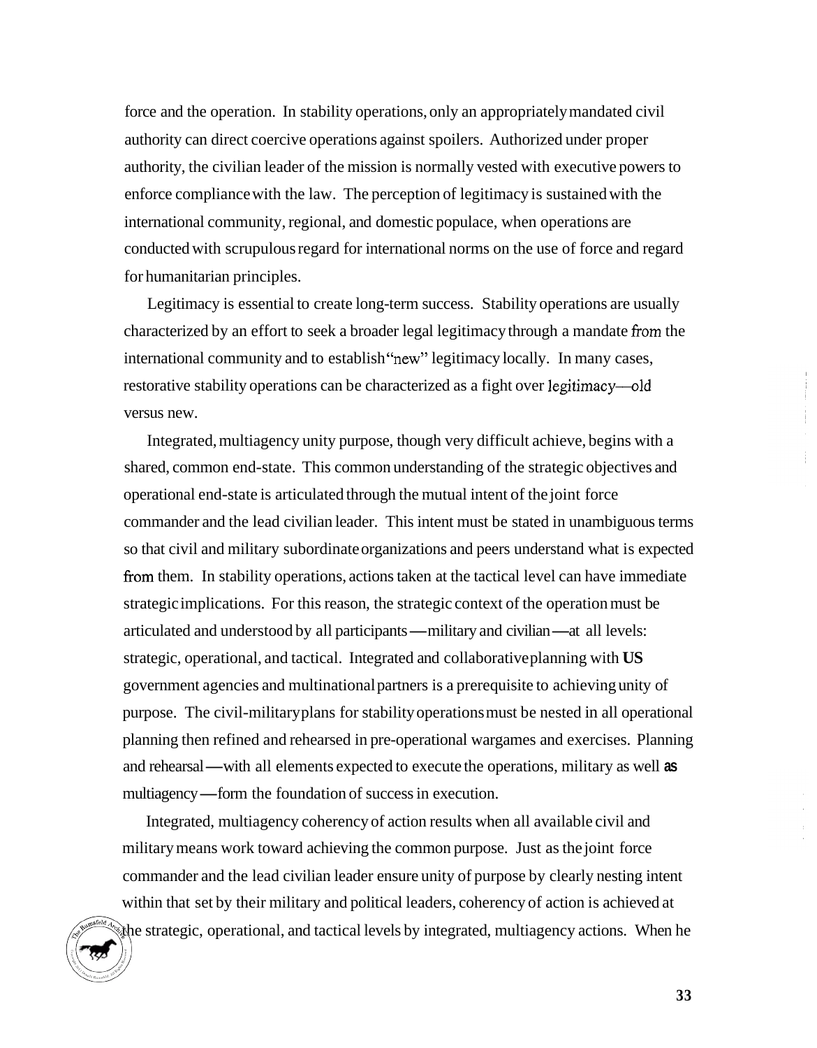force and the operation. In stability operations, only an appropriately mandated civil authority can direct coercive operations against spoilers. Authorized under proper authority, the civilian leader of the mission is normally vested with executive powers to enforce compliance with the law. The perception of legitimacy is sustained with the international community, regional, and domestic populace, when operations are conducted with scrupulous regard for international norms on the use of force and regard for humanitarian principles.

Legitimacy is essential to create long-term success. Stability operations are usually characterized by an effort to seek a broader legal legitimacy through a mandate from the international community and to establish "new" legitimacy locally. In many cases, restorative stability operations can be characterized as a fight over legitimacy—old versus new.

Integrated, multiagency unity purpose, though very difficult achieve, begins with a shared, common end-state. This common understanding of the strategic objectives and operational end-state is articulated through the mutual intent of the joint force commander and the lead civilian leader. This intent must be stated in unambiguous terms so that civil and military subordinate organizations and peers understand what is expected from them. In stability operations, actions taken at the tactical level can have immediate strategic implications. For this reason, the strategic context of the operation must be articulated and understood by all participants—military and civilian—at all levels: strategic, operational, and tactical. Integrated and collaborative planning with US government agencies and multinational partners is a prerequisite to achieving unity of purpose. The civil-military plans for stability operations must be nested in all operational planning then refined and rehearsed in pre-operational wargames and exercises. Planning and rehearsal—with all elements expected to execute the operations, military as well as multiagency—form the foundation of success in execution.

Integrated, multiagency coherency of action results when all available civil and military means work toward achieving the common purpose. Just as the joint force commander and the lead civilian leader ensure unity of purpose by clearly nesting intent within that set by their military and political leaders, coherency of action is achieved at the strategic, operational, and tactical levels by integrated, multiagency actions. When he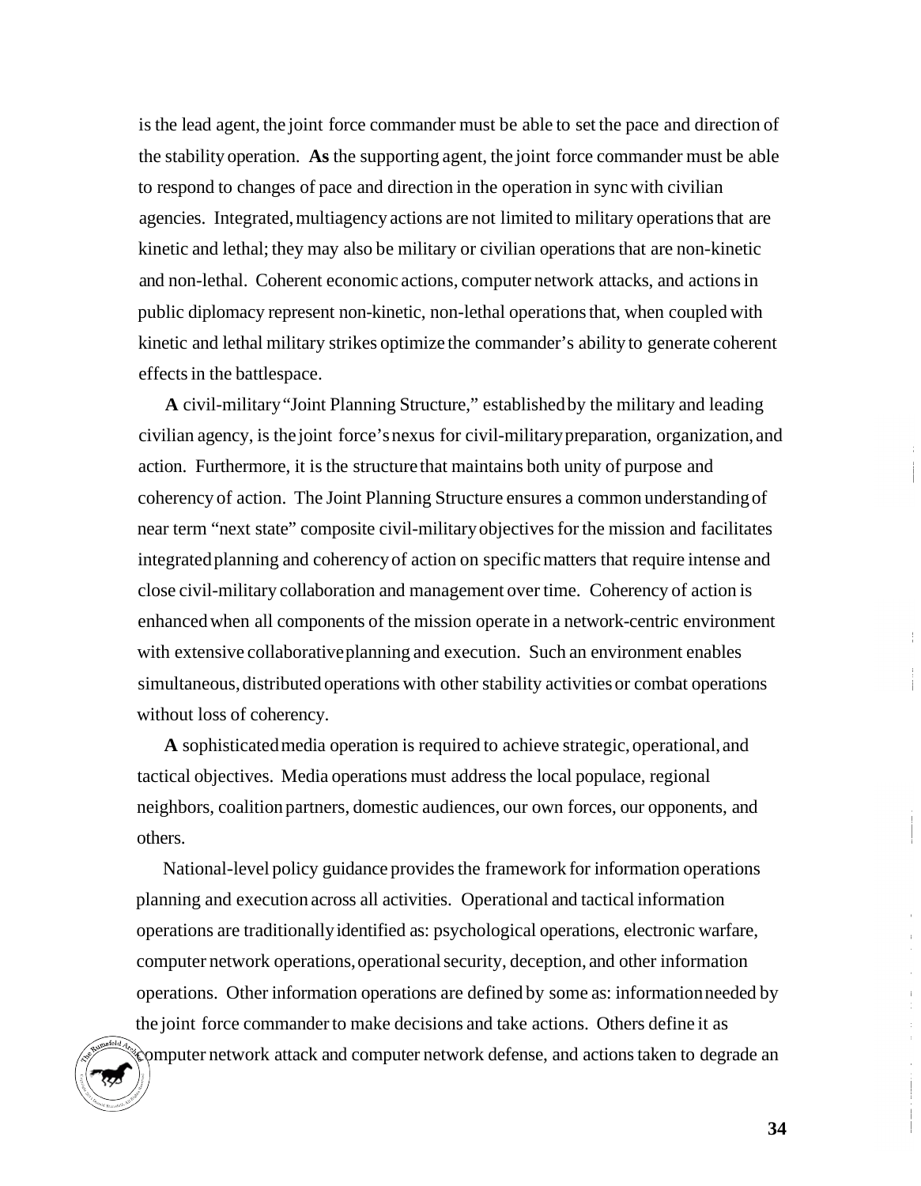is the lead agent, the joint force commander must be able to set the pace and direction of the stability operation. **As** the supporting agent, the joint force commander must be able to respond to changes of pace and direction in the operation in sync with civilian agencies. Integrated, multiagency actions are not limited to military operations that are kinetic and lethal; they may also be military or civilian operations that are non-kinetic and non-lethal. Coherent economic actions, computer network attacks, and actions in public diplomacy represent non-kinetic, non-lethal operations that, when coupled with kinetic and lethal military strikes optimize the commander's ability to generate coherent effects in the battlespace.

**A** civil-military "Joint Planning Structure," established by the military and leading civilian agency, is the joint force's nexus for civil-military preparation, organization, and action. Furthermore, it is the structure that maintains both unity of purpose and coherency of action. The Joint Planning Structure ensures a common understanding of near term "next state" composite civil-military objectives for the mission and facilitates integrated planning and coherency of action on specific matters that require intense and close civil-military collaboration and management over time. Coherency of action is enhanced when all components of the mission operate in a network-centric environment with extensive collaborative planning and execution. Such an environment enables simultaneous, distributed operations with other stability activities or combat operations without loss of coherency.

**A** sophisticated media operation is required to achieve strategic, operational, and tactical objectives. Media operations must address the local populace, regional neighbors, coalition partners, domestic audiences, our own forces, our opponents, and others.

National-level policy guidance provides the framework for information operations planning and execution across all activities. Operational and tactical information operations are traditionally identified as: psychological operations, electronic warfare, computer network operations, operational security, deception, and other information operations. Other information operations are defined by some as: information needed by the joint force commander to make decisions and take actions. Others define it as computer network attack and computer network defense, and actions taken to degrade an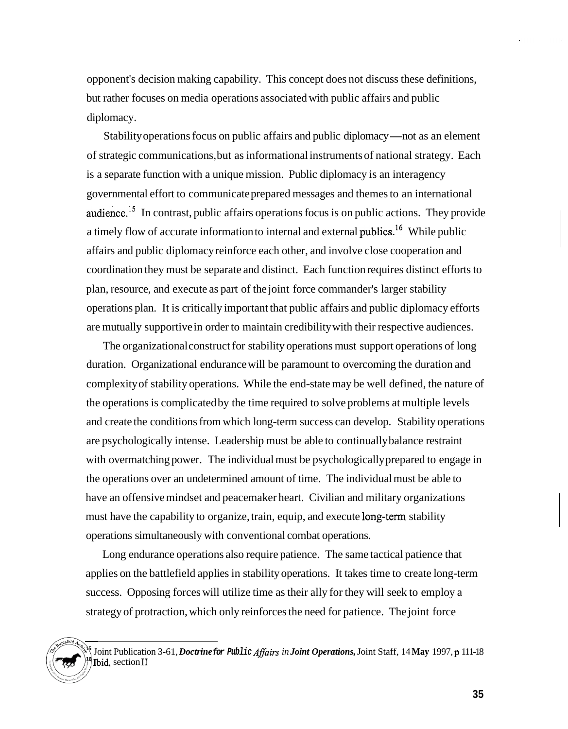opponent's decision making capability. This concept does not discuss these definitions, but rather focuses on media operations associated with public affairs and public diplomacy.

Stability operations focus on public affairs and public diplomacy—not as an element of strategic communications, but as informational instruments of national strategy. Each is a separate function with a unique mission. Public diplomacy is an interagency governmental effort to communicate prepared messages and themes to an international audience.[15] In contrast, public affairs operations focus is on public actions. They provide a timely flow of accurate information to internal and external publics.[16] While public affairs and public diplomacy reinforce each other, and involve close cooperation and coordination they must be separate and distinct. Each function requires distinct efforts to plan, resource, and execute as part of the joint force commander's larger stability operations plan. It is critically important that public affairs and public diplomacy efforts are mutually supportive in order to maintain credibility with their respective audiences.

The organizational construct for stability operations must support operations of long duration. Organizational endurance will be paramount to overcoming the duration and complexity of stability operations. While the end-state may be well defined, the nature of the operations is complicated by the time required to solve problems at multiple levels and create the conditions from which long-term success can develop. Stability operations are psychologically intense. Leadership must be able to continually balance restraint with overmatching power. The individual must be psychologically prepared to engage in the operations over an undetermined amount of time. The individual must be able to have an offensive mindset and peacemaker heart. Civilian and military organizations must have the capability to organize, train, equip, and execute long-term stability operations simultaneously with conventional combat operations.

Long endurance operations also require patience. The same tactical patience that applies on the battlefield applies in stability operations. It takes time to create long-term success. Opposing forces will utilize time as their ally for they will seek to employ a strategy of protraction, which only reinforces the need for patience. The joint force

---

[15] Joint Publication 3-61, ***Doctrine for Public** Affairs in **Joint Operations,*** Joint Staff, 14 **May** 1997, p 111-18

[16] Ibid, section II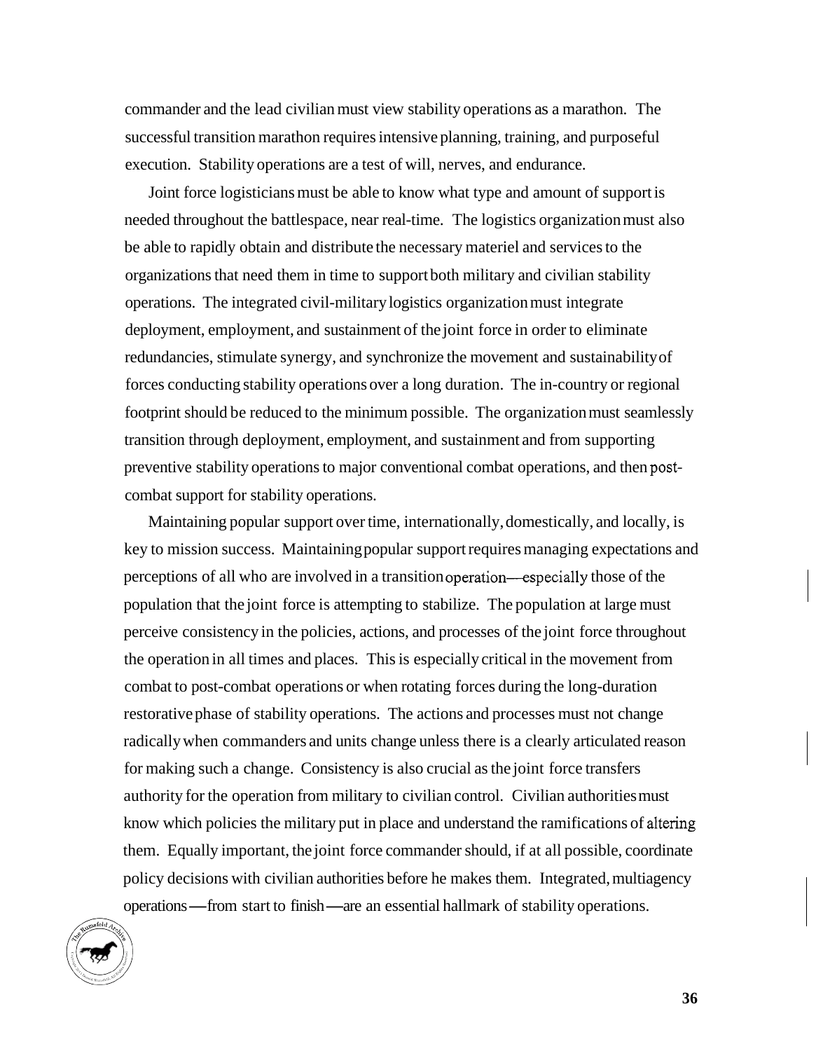commander and the lead civilian must view stability operations as a marathon. The successful transition marathon requires intensive planning, training, and purposeful execution. Stability operations are a test of will, nerves, and endurance.

Joint force logisticians must be able to know what type and amount of support is needed throughout the battlespace, near real-time. The logistics organization must also be able to rapidly obtain and distribute the necessary materiel and services to the organizations that need them in time to support both military and civilian stability operations. The integrated civil-military logistics organization must integrate deployment, employment, and sustainment of the joint force in order to eliminate redundancies, stimulate synergy, and synchronize the movement and sustainability of forces conducting stability operations over a long duration. The in-country or regional footprint should be reduced to the minimum possible. The organization must seamlessly transition through deployment, employment, and sustainment and from supporting preventive stability operations to major conventional combat operations, and then post-combat support for stability operations.

Maintaining popular support over time, internationally, domestically, and locally, is key to mission success. Maintaining popular support requires managing expectations and perceptions of all who are involved in a transition operation—especially those of the population that the joint force is attempting to stabilize. The population at large must perceive consistency in the policies, actions, and processes of the joint force throughout the operation in all times and places. This is especially critical in the movement from combat to post-combat operations or when rotating forces during the long-duration restorative phase of stability operations. The actions and processes must not change radically when commanders and units change unless there is a clearly articulated reason for making such a change. Consistency is also crucial as the joint force transfers authority for the operation from military to civilian control. Civilian authorities must know which policies the military put in place and understand the ramifications of altering them. Equally important, the joint force commander should, if at all possible, coordinate policy decisions with civilian authorities before he makes them. Integrated, multiagency operations—from start to finish—are an essential hallmark of stability operations.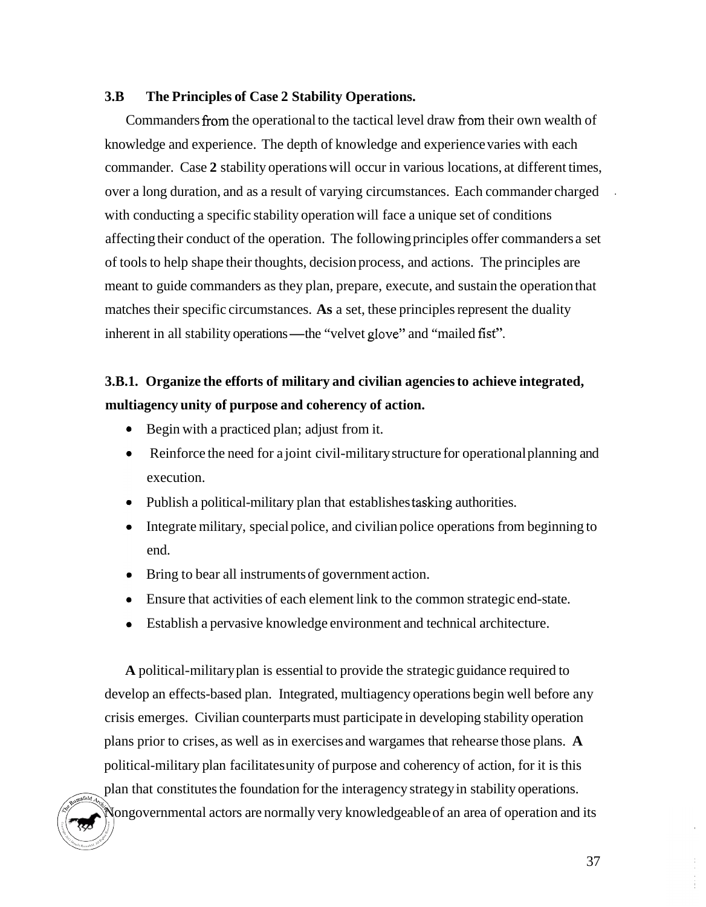### 3.B The Principles of Case 2 Stability Operations.

Commanders from the operational to the tactical level draw from their own wealth of knowledge and experience. The depth of knowledge and experience varies with each commander. Case **2** stability operations will occur in various locations, at different times, over a long duration, and as a result of varying circumstances. Each commander charged with conducting a specific stability operation will face a unique set of conditions affecting their conduct of the operation. The following principles offer commanders a set of tools to help shape their thoughts, decision process, and actions. The principles are meant to guide commanders as they plan, prepare, execute, and sustain the operation that matches their specific circumstances. **As** a set, these principles represent the duality inherent in all stability operations—the "velvet glove" and "mailed fist".

#### 3.B.1. Organize the efforts of military and civilian agencies to achieve integrated, multiagency unity of purpose and coherency of action.

- Begin with a practiced plan; adjust from it.
- Reinforce the need for a joint civil-military structure for operational planning and execution.
- Publish a political-military plan that establishes tasking authorities.
- Integrate military, special police, and civilian police operations from beginning to end.
- Bring to bear all instruments of government action.
- Ensure that activities of each element link to the common strategic end-state.
- Establish a pervasive knowledge environment and technical architecture.

**A** political-military plan is essential to provide the strategic guidance required to develop an effects-based plan. Integrated, multiagency operations begin well before any crisis emerges. Civilian counterparts must participate in developing stability operation plans prior to crises, as well as in exercises and wargames that rehearse those plans. **A** political-military plan facilitates unity of purpose and coherency of action, for it is this plan that constitutes the foundation for the interagency strategy in stability operations. Nongovernmental actors are normally very knowledgeable of an area of operation and its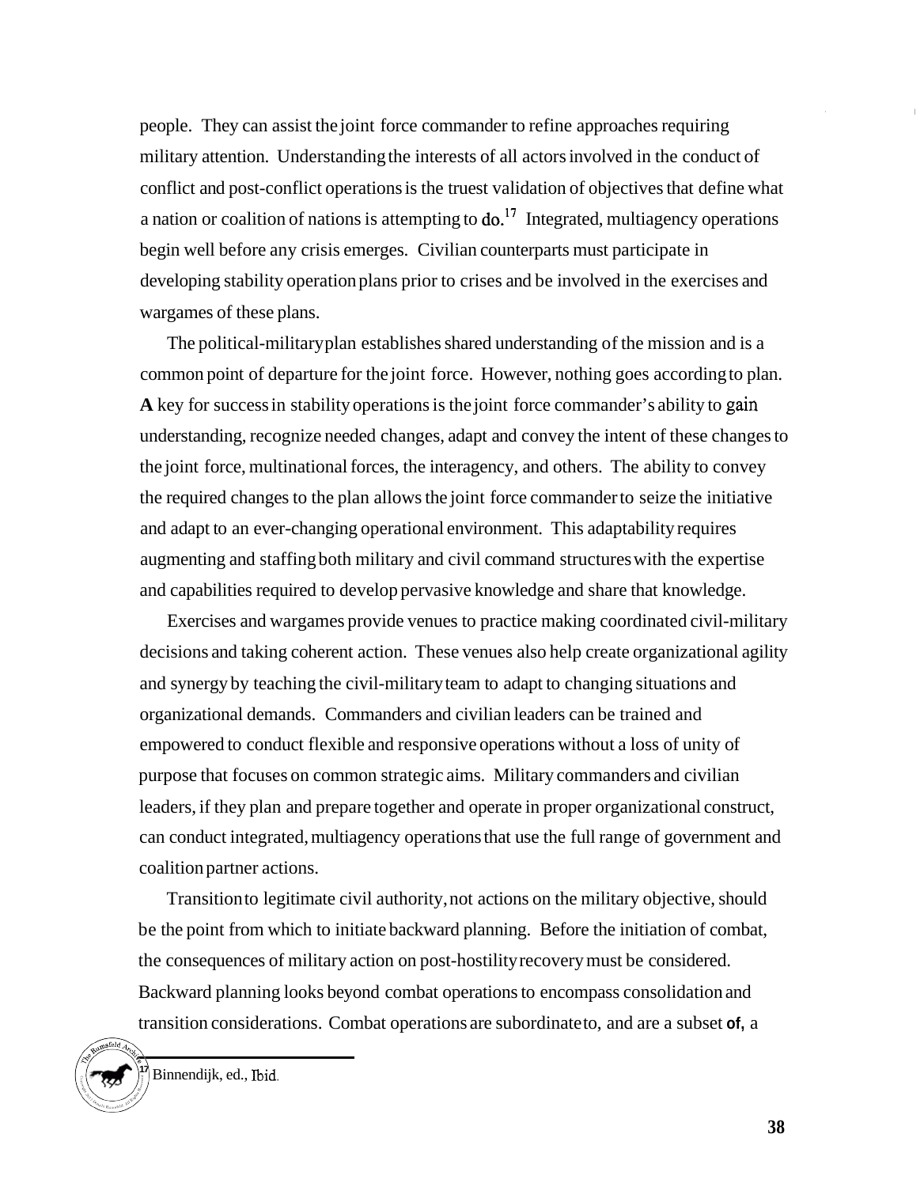people. They can assist the joint force commander to refine approaches requiring military attention. Understanding the interests of all actors involved in the conduct of conflict and post-conflict operations is the truest validation of objectives that define what a nation or coalition of nations is attempting to do.[17] Integrated, multiagency operations begin well before any crisis emerges. Civilian counterparts must participate in developing stability operation plans prior to crises and be involved in the exercises and wargames of these plans.

The political-military plan establishes shared understanding of the mission and is a common point of departure for the joint force. However, nothing goes according to plan. A key for success in stability operations is the joint force commander's ability to gain understanding, recognize needed changes, adapt and convey the intent of these changes to the joint force, multinational forces, the interagency, and others. The ability to convey the required changes to the plan allows the joint force commander to seize the initiative and adapt to an ever-changing operational environment. This adaptability requires augmenting and staffing both military and civil command structures with the expertise and capabilities required to develop pervasive knowledge and share that knowledge.

Exercises and wargames provide venues to practice making coordinated civil-military decisions and taking coherent action. These venues also help create organizational agility and synergy by teaching the civil-military team to adapt to changing situations and organizational demands. Commanders and civilian leaders can be trained and empowered to conduct flexible and responsive operations without a loss of unity of purpose that focuses on common strategic aims. Military commanders and civilian leaders, if they plan and prepare together and operate in proper organizational construct, can conduct integrated, multiagency operations that use the full range of government and coalition partner actions.

Transition to legitimate civil authority, not actions on the military objective, should be the point from which to initiate backward planning. Before the initiation of combat, the consequences of military action on post-hostility recovery must be considered. Backward planning looks beyond combat operations to encompass consolidation and transition considerations. Combat operations are subordinate to, and are a subset of, a

[17] Binnendijk, ed., Ibid.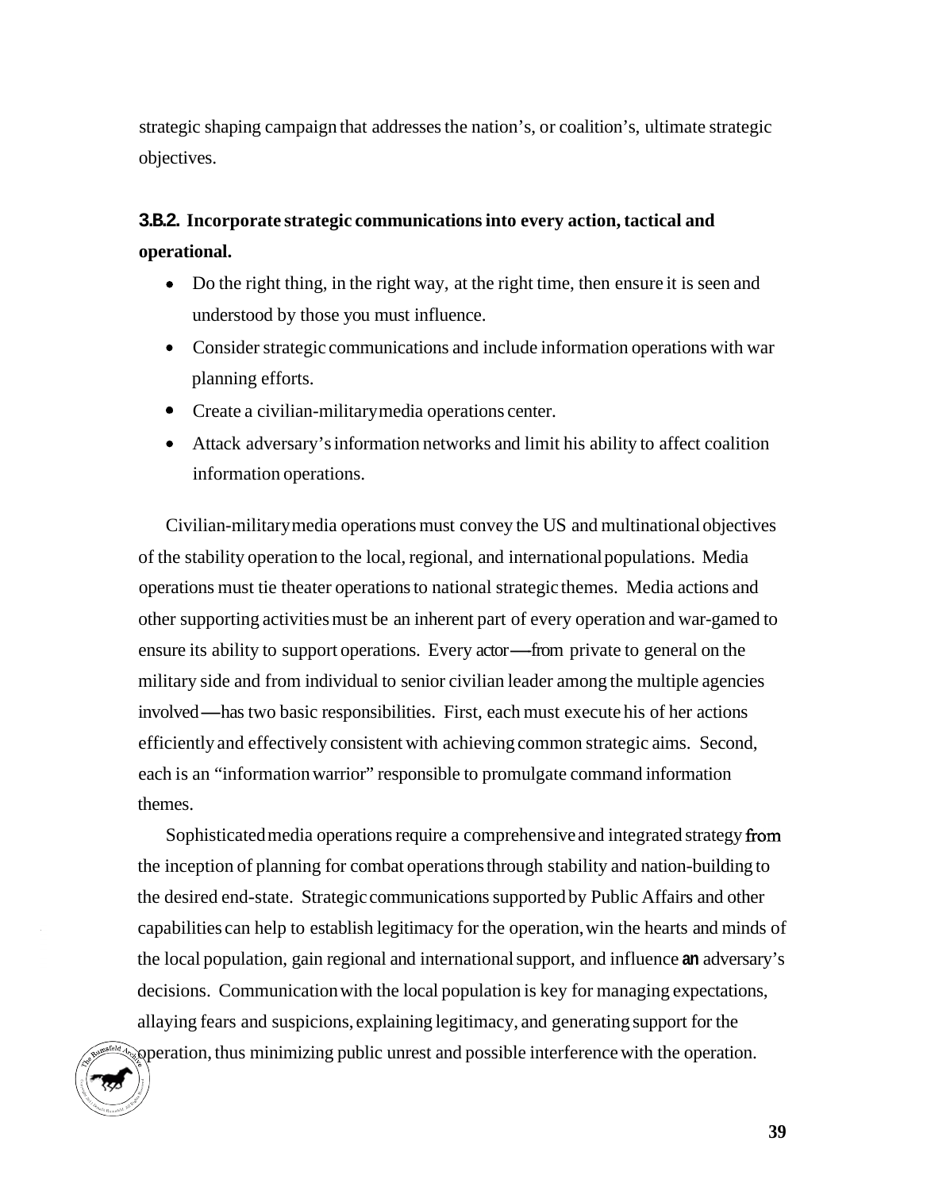strategic shaping campaign that addresses the nation's, or coalition's, ultimate strategic objectives.

### 3.B.2. Incorporate strategic communications into every action, tactical and operational.

- Do the right thing, in the right way, at the right time, then ensure it is seen and understood by those you must influence.
- Consider strategic communications and include information operations with war planning efforts.
- Create a civilian-military media operations center.
- Attack adversary's information networks and limit his ability to affect coalition information operations.

Civilian-military media operations must convey the US and multinational objectives of the stability operation to the local, regional, and international populations. Media operations must tie theater operations to national strategic themes. Media actions and other supporting activities must be an inherent part of every operation and war-gamed to ensure its ability to support operations. Every actor—from private to general on the military side and from individual to senior civilian leader among the multiple agencies involved—has two basic responsibilities. First, each must execute his of her actions efficiently and effectively consistent with achieving common strategic aims. Second, each is an "information warrior" responsible to promulgate command information themes.

Sophisticated media operations require a comprehensive and integrated strategy from the inception of planning for combat operations through stability and nation-building to the desired end-state. Strategic communications supported by Public Affairs and other capabilities can help to establish legitimacy for the operation, win the hearts and minds of the local population, gain regional and international support, and influence an adversary's decisions. Communication with the local population is key for managing expectations, allaying fears and suspicions, explaining legitimacy, and generating support for the operation, thus minimizing public unrest and possible interference with the operation.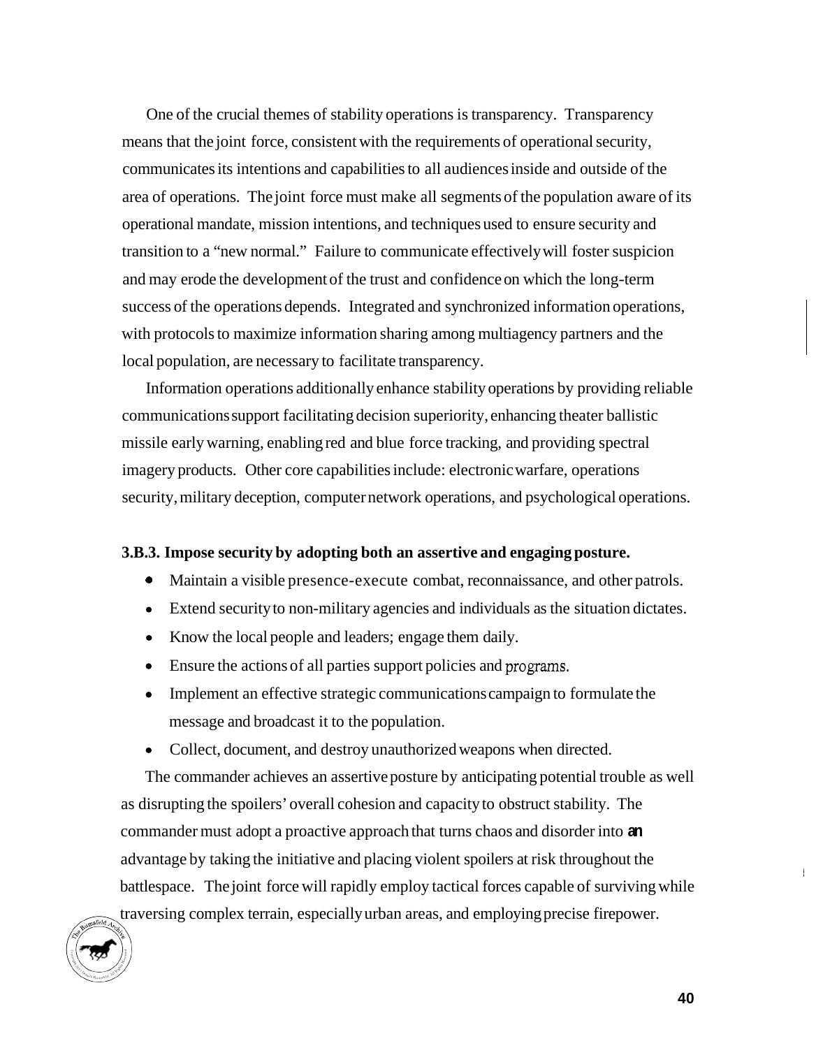One of the crucial themes of stability operations is transparency. Transparency means that the joint force, consistent with the requirements of operational security, communicates its intentions and capabilities to all audiences inside and outside of the area of operations. The joint force must make all segments of the population aware of its operational mandate, mission intentions, and techniques used to ensure security and transition to a "new normal." Failure to communicate effectively will foster suspicion and may erode the development of the trust and confidence on which the long-term success of the operations depends. Integrated and synchronized information operations, with protocols to maximize information sharing among multiagency partners and the local population, are necessary to facilitate transparency.

Information operations additionally enhance stability operations by providing reliable communications support facilitating decision superiority, enhancing theater ballistic missile early warning, enabling red and blue force tracking, and providing spectral imagery products. Other core capabilities include: electronic warfare, operations security, military deception, computer network operations, and psychological operations.

**3.B.3. Impose security by adopting both an assertive and engaging posture.**

- Maintain a visible presence-execute combat, reconnaissance, and other patrols.
- Extend security to non-military agencies and individuals as the situation dictates.
- Know the local people and leaders; engage them daily.
- Ensure the actions of all parties support policies and programs.
- Implement an effective strategic communications campaign to formulate the message and broadcast it to the population.
- Collect, document, and destroy unauthorized weapons when directed.

The commander achieves an assertive posture by anticipating potential trouble as well as disrupting the spoilers' overall cohesion and capacity to obstruct stability. The commander must adopt a proactive approach that turns chaos and disorder into an advantage by taking the initiative and placing violent spoilers at risk throughout the battlespace. The joint force will rapidly employ tactical forces capable of surviving while traversing complex terrain, especially urban areas, and employing precise firepower.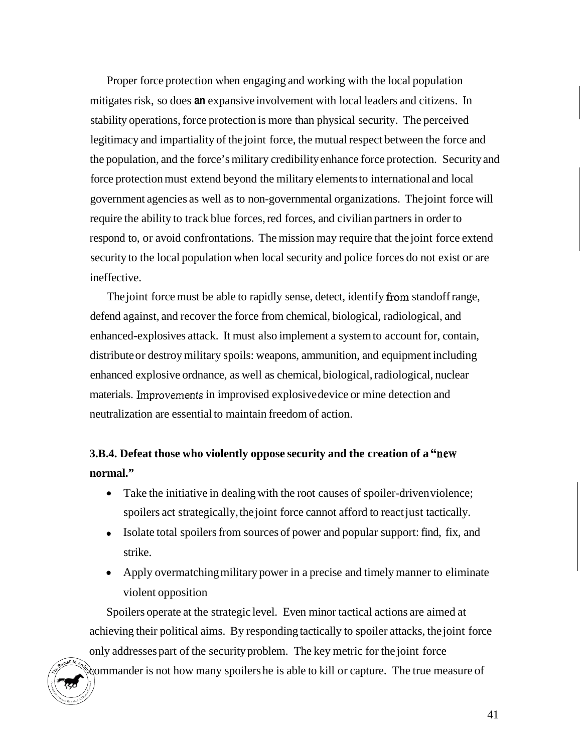Proper force protection when engaging and working with the local population mitigates risk, so does an expansive involvement with local leaders and citizens. In stability operations, force protection is more than physical security. The perceived legitimacy and impartiality of the joint force, the mutual respect between the force and the population, and the force's military credibility enhance force protection. Security and force protection must extend beyond the military elements to international and local government agencies as well as to non-governmental organizations. The joint force will require the ability to track blue forces, red forces, and civilian partners in order to respond to, or avoid confrontations. The mission may require that the joint force extend security to the local population when local security and police forces do not exist or are ineffective.

The joint force must be able to rapidly sense, detect, identify from standoff range, defend against, and recover the force from chemical, biological, radiological, and enhanced-explosives attack. It must also implement a system to account for, contain, distribute or destroy military spoils: weapons, ammunition, and equipment including enhanced explosive ordnance, as well as chemical, biological, radiological, nuclear materials. Improvements in improvised explosive device or mine detection and neutralization are essential to maintain freedom of action.

**3.B.4. Defeat those who violently oppose security and the creation of a "new normal."**

- Take the initiative in dealing with the root causes of spoiler-driven violence; spoilers act strategically, the joint force cannot afford to react just tactically.
- Isolate total spoilers from sources of power and popular support: find, fix, and strike.
- Apply overmatching military power in a precise and timely manner to eliminate violent opposition

Spoilers operate at the strategic level. Even minor tactical actions are aimed at achieving their political aims. By responding tactically to spoiler attacks, the joint force only addresses part of the security problem. The key metric for the joint force commander is not how many spoilers he is able to kill or capture. The true measure of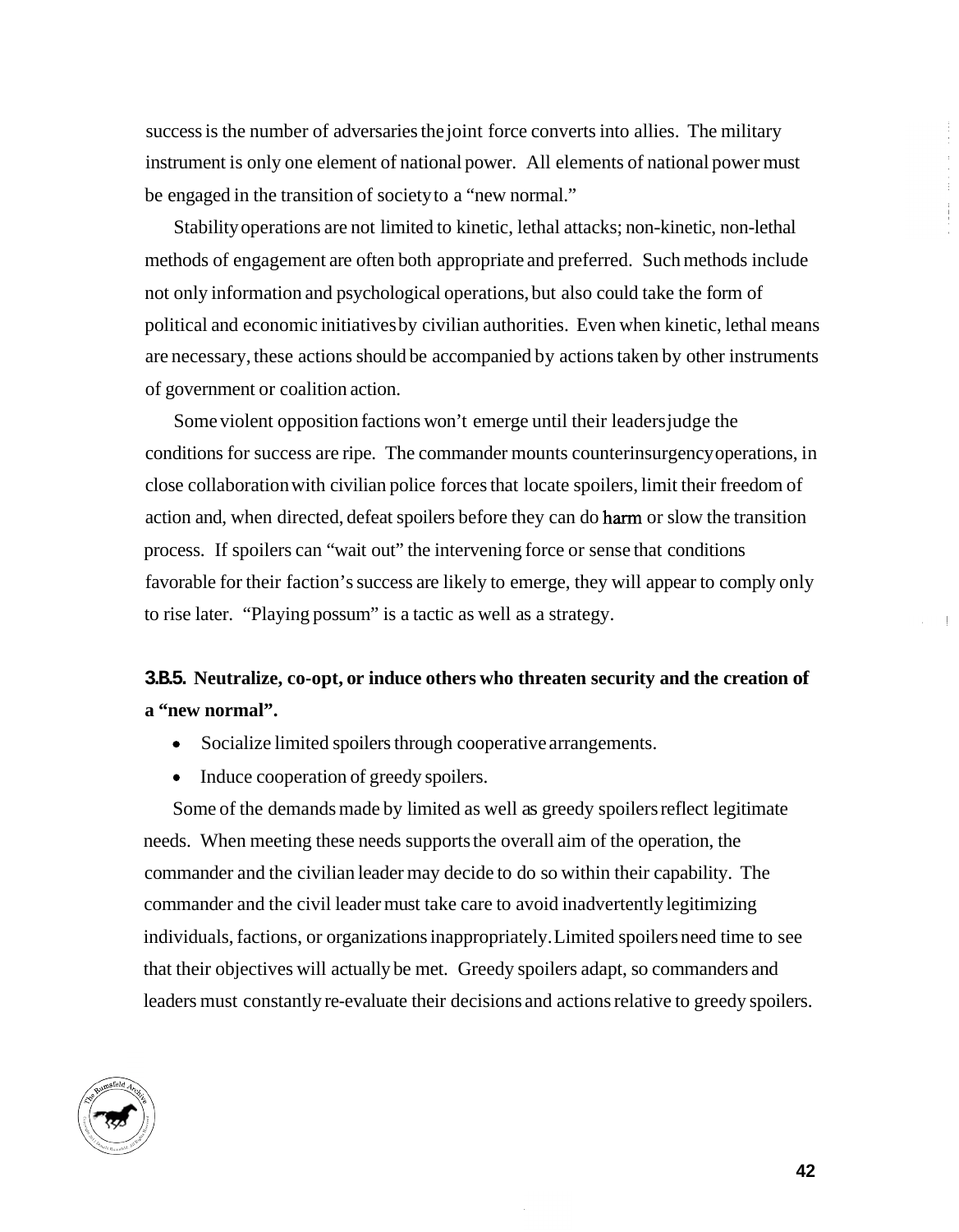success is the number of adversaries the joint force converts into allies. The military instrument is only one element of national power. All elements of national power must be engaged in the transition of society to a "new normal."

Stability operations are not limited to kinetic, lethal attacks; non-kinetic, non-lethal methods of engagement are often both appropriate and preferred. Such methods include not only information and psychological operations, but also could take the form of political and economic initiatives by civilian authorities. Even when kinetic, lethal means are necessary, these actions should be accompanied by actions taken by other instruments of government or coalition action.

Some violent opposition factions won't emerge until their leaders judge the conditions for success are ripe. The commander mounts counterinsurgency operations, in close collaboration with civilian police forces that locate spoilers, limit their freedom of action and, when directed, defeat spoilers before they can do harm or slow the transition process. If spoilers can "wait out" the intervening force or sense that conditions favorable for their faction's success are likely to emerge, they will appear to comply only to rise later. "Playing possum" is a tactic as well as a strategy.

**3.B.5. Neutralize, co-opt, or induce others who threaten security and the creation of a "new normal".**

- Socialize limited spoilers through cooperative arrangements.
- Induce cooperation of greedy spoilers.

Some of the demands made by limited as well as greedy spoilers reflect legitimate needs. When meeting these needs supports the overall aim of the operation, the commander and the civilian leader may decide to do so within their capability. The commander and the civil leader must take care to avoid inadvertently legitimizing individuals, factions, or organizations inappropriately. Limited spoilers need time to see that their objectives will actually be met. Greedy spoilers adapt, so commanders and leaders must constantly re-evaluate their decisions and actions relative to greedy spoilers.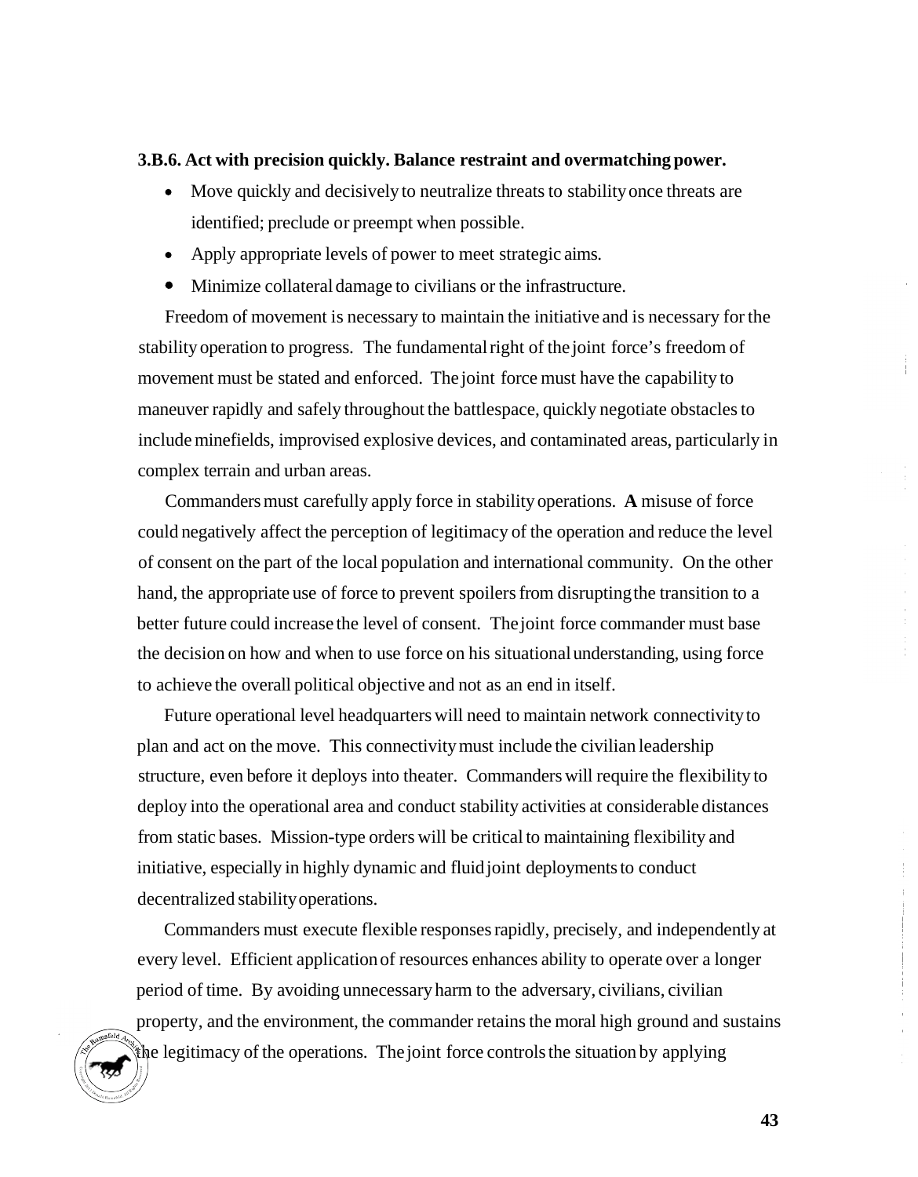**3.B.6. Act with precision quickly. Balance restraint and overmatching power.**

- Move quickly and decisively to neutralize threats to stability once threats are identified; preclude or preempt when possible.
- Apply appropriate levels of power to meet strategic aims.
- Minimize collateral damage to civilians or the infrastructure.

Freedom of movement is necessary to maintain the initiative and is necessary for the stability operation to progress. The fundamental right of the joint force's freedom of movement must be stated and enforced. The joint force must have the capability to maneuver rapidly and safely throughout the battlespace, quickly negotiate obstacles to include minefields, improvised explosive devices, and contaminated areas, particularly in complex terrain and urban areas.

Commanders must carefully apply force in stability operations. A misuse of force could negatively affect the perception of legitimacy of the operation and reduce the level of consent on the part of the local population and international community. On the other hand, the appropriate use of force to prevent spoilers from disrupting the transition to a better future could increase the level of consent. The joint force commander must base the decision on how and when to use force on his situational understanding, using force to achieve the overall political objective and not as an end in itself.

Future operational level headquarters will need to maintain network connectivity to plan and act on the move. This connectivity must include the civilian leadership structure, even before it deploys into theater. Commanders will require the flexibility to deploy into the operational area and conduct stability activities at considerable distances from static bases. Mission-type orders will be critical to maintaining flexibility and initiative, especially in highly dynamic and fluid joint deployments to conduct decentralized stability operations.

Commanders must execute flexible responses rapidly, precisely, and independently at every level. Efficient application of resources enhances ability to operate over a longer period of time. By avoiding unnecessary harm to the adversary, civilians, civilian property, and the environment, the commander retains the moral high ground and sustains the legitimacy of the operations. The joint force controls the situation by applying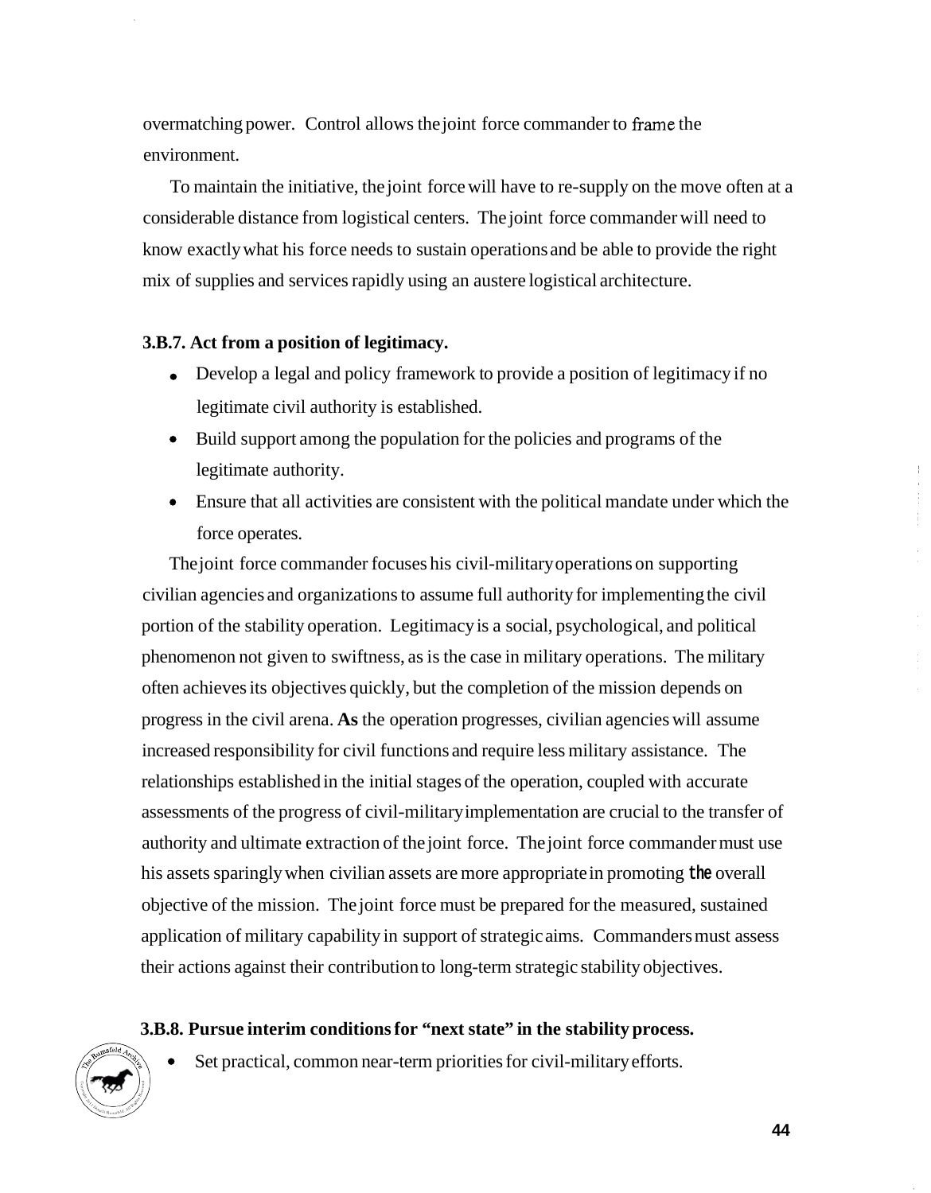overmatching power. Control allows the joint force commander to frame the environment.

To maintain the initiative, the joint force will have to re-supply on the move often at a considerable distance from logistical centers. The joint force commander will need to know exactly what his force needs to sustain operations and be able to provide the right mix of supplies and services rapidly using an austere logistical architecture.

**3.B.7. Act from a position of legitimacy.**

- Develop a legal and policy framework to provide a position of legitimacy if no legitimate civil authority is established.
- Build support among the population for the policies and programs of the legitimate authority.
- Ensure that all activities are consistent with the political mandate under which the force operates.

The joint force commander focuses his civil-military operations on supporting civilian agencies and organizations to assume full authority for implementing the civil portion of the stability operation. Legitimacy is a social, psychological, and political phenomenon not given to swiftness, as is the case in military operations. The military often achieves its objectives quickly, but the completion of the mission depends on progress in the civil arena. As the operation progresses, civilian agencies will assume increased responsibility for civil functions and require less military assistance. The relationships established in the initial stages of the operation, coupled with accurate assessments of the progress of civil-military implementation are crucial to the transfer of authority and ultimate extraction of the joint force. The joint force commander must use his assets sparingly when civilian assets are more appropriate in promoting the overall objective of the mission. The joint force must be prepared for the measured, sustained application of military capability in support of strategic aims. Commanders must assess their actions against their contribution to long-term strategic stability objectives.

**3.B.8. Pursue interim conditions for "next state" in the stability process.**

- Set practical, common near-term priorities for civil-military efforts.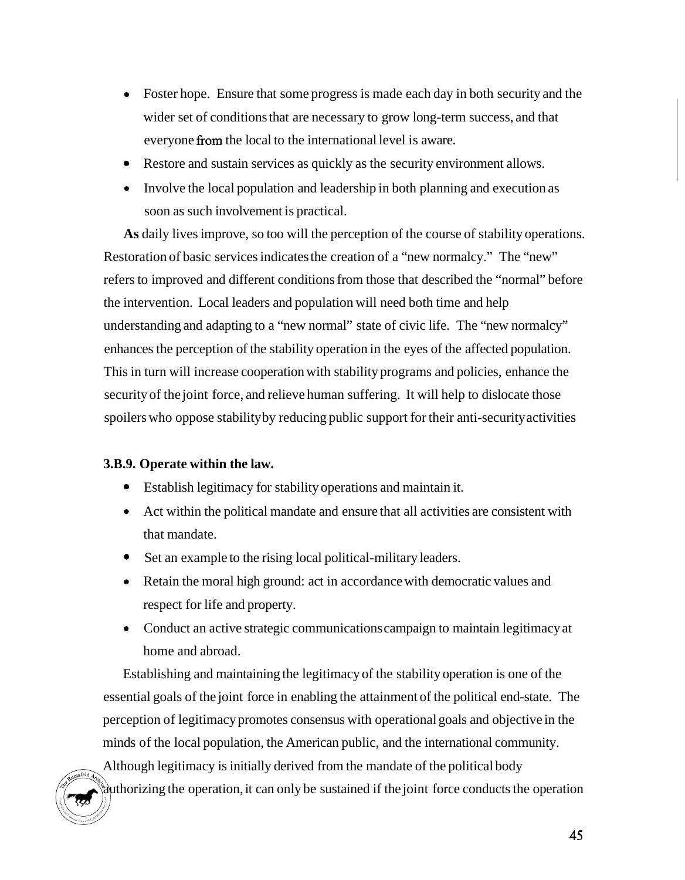- Foster hope. Ensure that some progress is made each day in both security and the wider set of conditions that are necessary to grow long-term success, and that everyone from the local to the international level is aware.
- Restore and sustain services as quickly as the security environment allows.
- Involve the local population and leadership in both planning and execution as soon as such involvement is practical.

**As** daily lives improve, so too will the perception of the course of stability operations. Restoration of basic services indicates the creation of a "new normalcy." The "new" refers to improved and different conditions from those that described the "normal" before the intervention. Local leaders and population will need both time and help understanding and adapting to a "new normal" state of civic life. The "new normalcy" enhances the perception of the stability operation in the eyes of the affected population. This in turn will increase cooperation with stability programs and policies, enhance the security of the joint force, and relieve human suffering. It will help to dislocate those spoilers who oppose stability by reducing public support for their anti-security activities

**3.B.9. Operate within the law.**

- Establish legitimacy for stability operations and maintain it.
- Act within the political mandate and ensure that all activities are consistent with that mandate.
- Set an example to the rising local political-military leaders.
- Retain the moral high ground: act in accordance with democratic values and respect for life and property.
- Conduct an active strategic communications campaign to maintain legitimacy at home and abroad.

Establishing and maintaining the legitimacy of the stability operation is one of the essential goals of the joint force in enabling the attainment of the political end-state. The perception of legitimacy promotes consensus with operational goals and objective in the minds of the local population, the American public, and the international community. Although legitimacy is initially derived from the mandate of the political body authorizing the operation, it can only be sustained if the joint force conducts the operation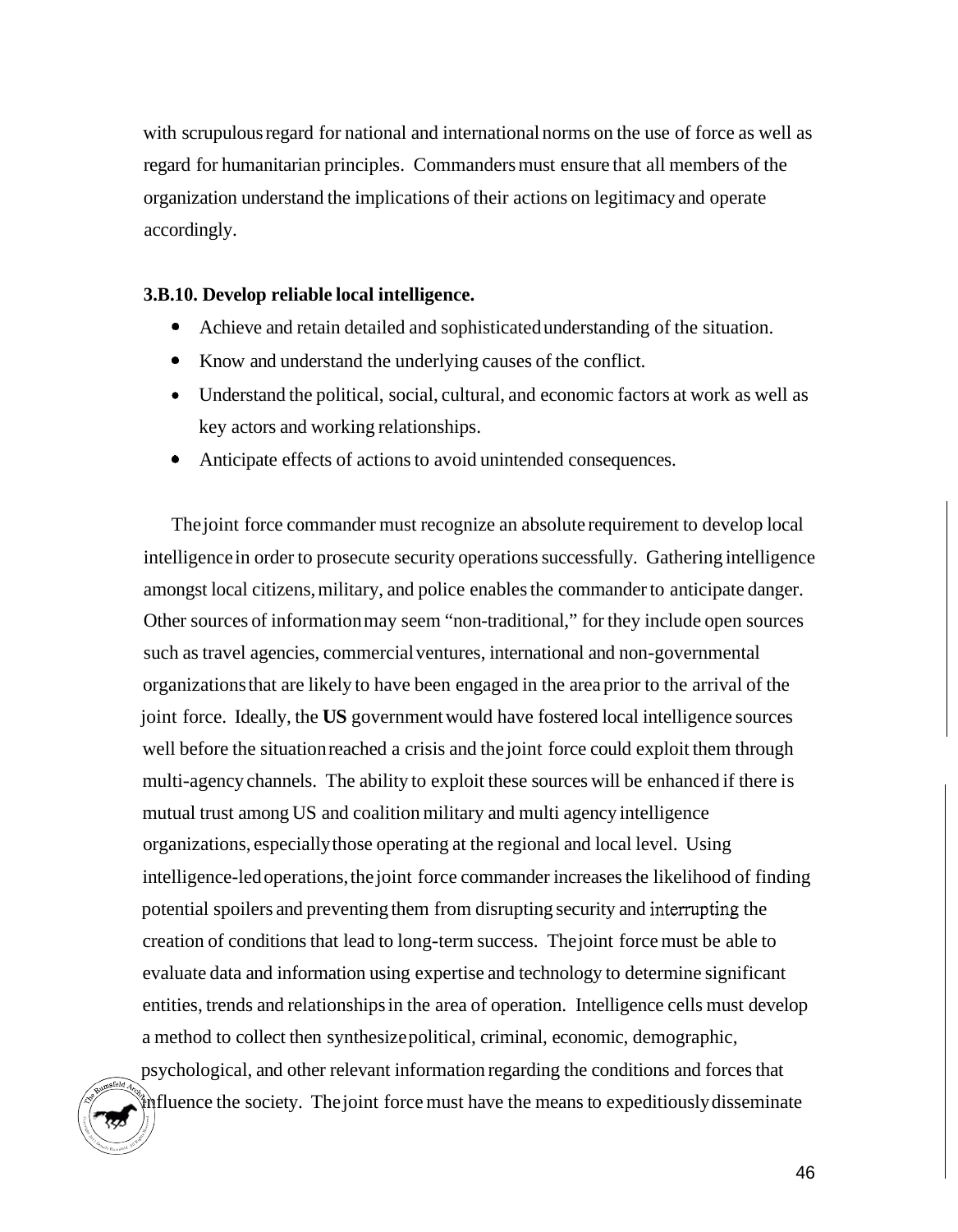with scrupulous regard for national and international norms on the use of force as well as regard for humanitarian principles. Commanders must ensure that all members of the organization understand the implications of their actions on legitimacy and operate accordingly.

**3.B.10. Develop reliable local intelligence.**

- Achieve and retain detailed and sophisticated understanding of the situation.
- Know and understand the underlying causes of the conflict.
- Understand the political, social, cultural, and economic factors at work as well as key actors and working relationships.
- Anticipate effects of actions to avoid unintended consequences.

The joint force commander must recognize an absolute requirement to develop local intelligence in order to prosecute security operations successfully. Gathering intelligence amongst local citizens, military, and police enables the commander to anticipate danger. Other sources of information may seem "non-traditional," for they include open sources such as travel agencies, commercial ventures, international and non-governmental organizations that are likely to have been engaged in the area prior to the arrival of the joint force. Ideally, the **US** government would have fostered local intelligence sources well before the situation reached a crisis and the joint force could exploit them through multi-agency channels. The ability to exploit these sources will be enhanced if there is mutual trust among US and coalition military and multi agency intelligence organizations, especially those operating at the regional and local level. Using intelligence-led operations, the joint force commander increases the likelihood of finding potential spoilers and preventing them from disrupting security and interrupting the creation of conditions that lead to long-term success. The joint force must be able to evaluate data and information using expertise and technology to determine significant entities, trends and relationships in the area of operation. Intelligence cells must develop a method to collect then synthesize political, criminal, economic, demographic, psychological, and other relevant information regarding the conditions and forces that influence the society. The joint force must have the means to expeditiously disseminate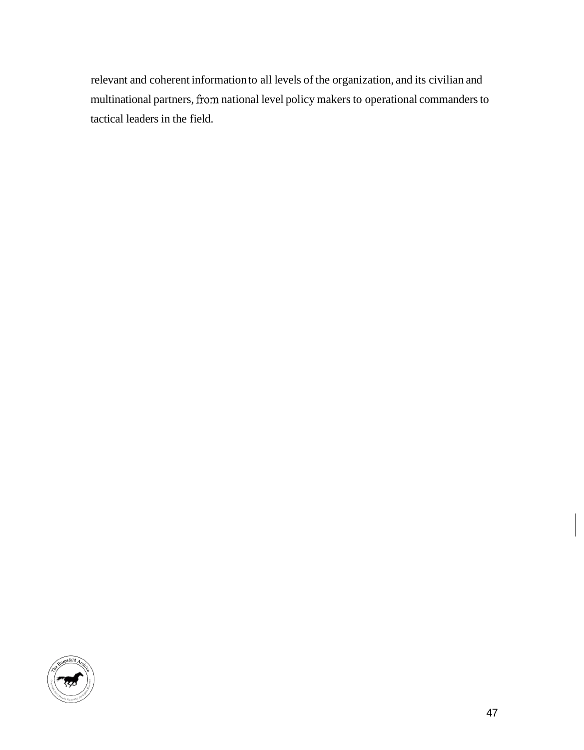relevant and coherent information to all levels of the organization, and its civilian and multinational partners, from national level policy makers to operational commanders to tactical leaders in the field.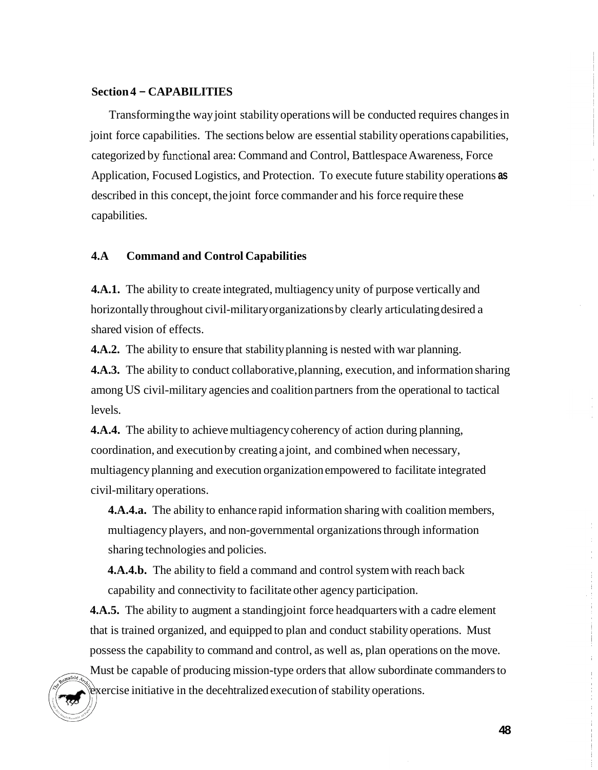**Section 4 – CAPABILITIES**

Transforming the way joint stability operations will be conducted requires changes in joint force capabilities. The sections below are essential stability operations capabilities, categorized by functional area: Command and Control, Battlespace Awareness, Force Application, Focused Logistics, and Protection. To execute future stability operations as described in this concept, the joint force commander and his force require these capabilities.

**4.A Command and Control Capabilities**

**4.A.1.** The ability to create integrated, multiagency unity of purpose vertically and horizontally throughout civil-military organizations by clearly articulating desired a shared vision of effects.

**4.A.2.** The ability to ensure that stability planning is nested with war planning.

**4.A.3.** The ability to conduct collaborative, planning, execution, and information sharing among US civil-military agencies and coalition partners from the operational to tactical levels.

**4.A.4.** The ability to achieve multiagency coherency of action during planning, coordination, and execution by creating a joint, and combined when necessary, multiagency planning and execution organization empowered to facilitate integrated civil-military operations.

> **4.A.4.a.** The ability to enhance rapid information sharing with coalition members, multiagency players, and non-governmental organizations through information sharing technologies and policies.
>
> **4.A.4.b.** The ability to field a command and control system with reach back capability and connectivity to facilitate other agency participation.

**4.A.5.** The ability to augment a standing joint force headquarters with a cadre element that is trained organized, and equipped to plan and conduct stability operations. Must possess the capability to command and control, as well as, plan operations on the move. Must be capable of producing mission-type orders that allow subordinate commanders to exercise initiative in the decehtralized execution of stability operations.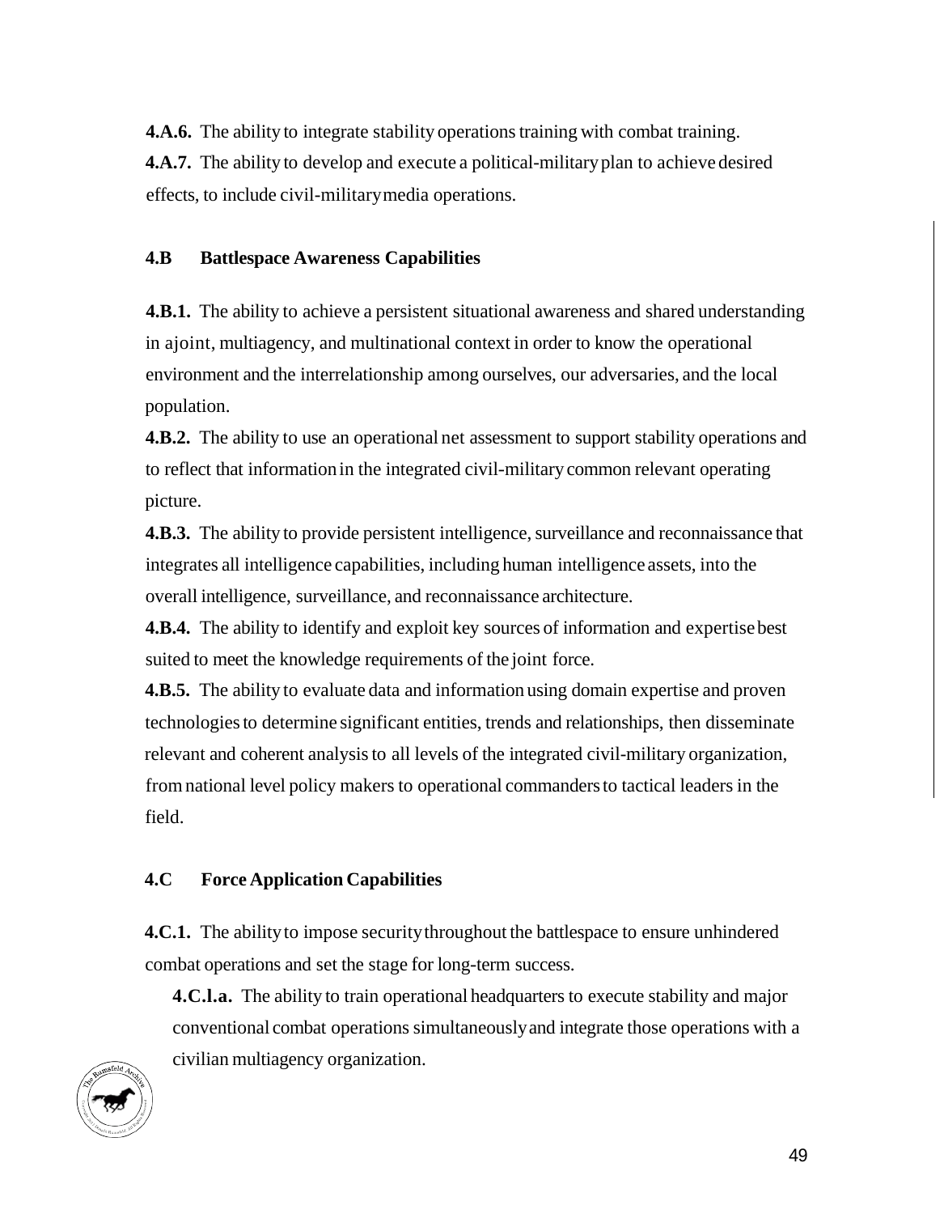**4.A.6.** The ability to integrate stability operations training with combat training.

**4.A.7.** The ability to develop and execute a political-military plan to achieve desired effects, to include civil-military media operations.

### 4.B Battlespace Awareness Capabilities

**4.B.1.** The ability to achieve a persistent situational awareness and shared understanding in a joint, multiagency, and multinational context in order to know the operational environment and the interrelationship among ourselves, our adversaries, and the local population.

**4.B.2.** The ability to use an operational net assessment to support stability operations and to reflect that information in the integrated civil-military common relevant operating picture.

**4.B.3.** The ability to provide persistent intelligence, surveillance and reconnaissance that integrates all intelligence capabilities, including human intelligence assets, into the overall intelligence, surveillance, and reconnaissance architecture.

**4.B.4.** The ability to identify and exploit key sources of information and expertise best suited to meet the knowledge requirements of the joint force.

**4.B.5.** The ability to evaluate data and information using domain expertise and proven technologies to determine significant entities, trends and relationships, then disseminate relevant and coherent analysis to all levels of the integrated civil-military organization, from national level policy makers to operational commanders to tactical leaders in the field.

### 4.C Force Application Capabilities

**4.C.1.** The ability to impose security throughout the battlespace to ensure unhindered combat operations and set the stage for long-term success.

**4.C.1.a.** The ability to train operational headquarters to execute stability and major conventional combat operations simultaneously and integrate those operations with a civilian multiagency organization.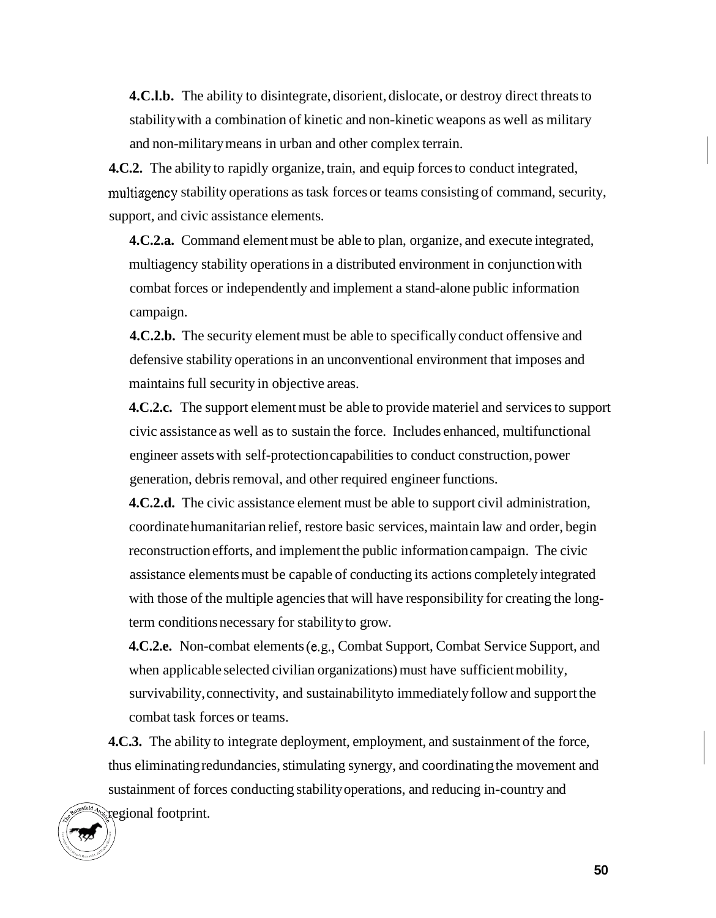**4.C.1.b.** The ability to disintegrate, disorient, dislocate, or destroy direct threats to stability with a combination of kinetic and non-kinetic weapons as well as military and non-military means in urban and other complex terrain.

**4.C.2.** The ability to rapidly organize, train, and equip forces to conduct integrated, multiagency stability operations as task forces or teams consisting of command, security, support, and civic assistance elements.

**4.C.2.a.** Command element must be able to plan, organize, and execute integrated, multiagency stability operations in a distributed environment in conjunction with combat forces or independently and implement a stand-alone public information campaign.

**4.C.2.b.** The security element must be able to specifically conduct offensive and defensive stability operations in an unconventional environment that imposes and maintains full security in objective areas.

**4.C.2.c.** The support element must be able to provide materiel and services to support civic assistance as well as to sustain the force. Includes enhanced, multifunctional engineer assets with self-protection capabilities to conduct construction, power generation, debris removal, and other required engineer functions.

**4.C.2.d.** The civic assistance element must be able to support civil administration, coordinate humanitarian relief, restore basic services, maintain law and order, begin reconstruction efforts, and implement the public information campaign. The civic assistance elements must be capable of conducting its actions completely integrated with those of the multiple agencies that will have responsibility for creating the long-term conditions necessary for stability to grow.

**4.C.2.e.** Non-combat elements (e.g., Combat Support, Combat Service Support, and when applicable selected civilian organizations) must have sufficient mobility, survivability, connectivity, and sustainability to immediately follow and support the combat task forces or teams.

**4.C.3.** The ability to integrate deployment, employment, and sustainment of the force, thus eliminating redundancies, stimulating synergy, and coordinating the movement and sustainment of forces conducting stability operations, and reducing in-country and regional footprint.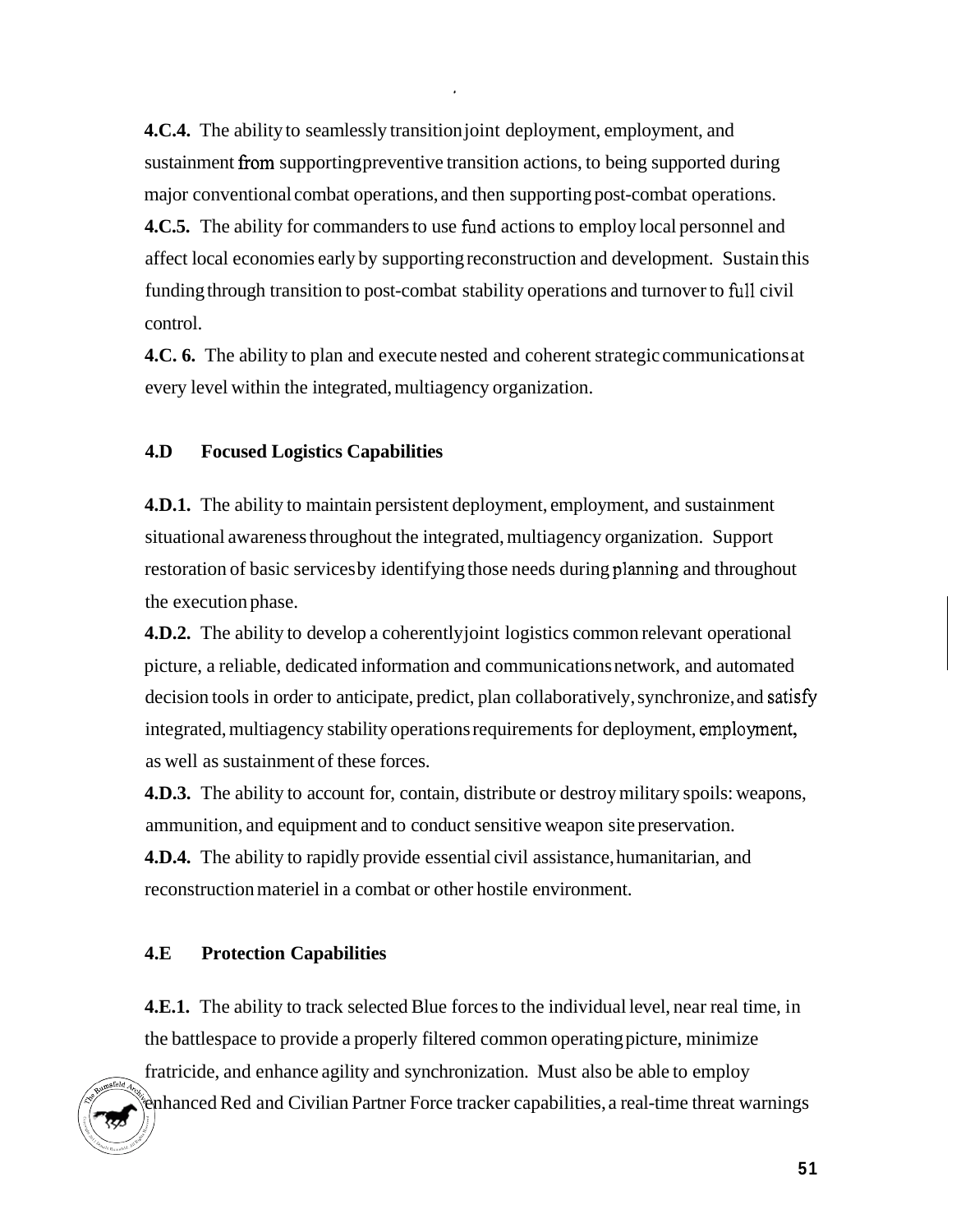**4.C.4.** The ability to seamlessly transition joint deployment, employment, and sustainment from supporting preventive transition actions, to being supported during major conventional combat operations, and then supporting post-combat operations.

**4.C.5.** The ability for commanders to use fund actions to employ local personnel and affect local economies early by supporting reconstruction and development. Sustain this funding through transition to post-combat stability operations and turnover to full civil control.

**4.C. 6.** The ability to plan and execute nested and coherent strategic communications at every level within the integrated, multiagency organization.

**4.D Focused Logistics Capabilities**

**4.D.1.** The ability to maintain persistent deployment, employment, and sustainment situational awareness throughout the integrated, multiagency organization. Support restoration of basic services by identifying those needs during planning and throughout the execution phase.

**4.D.2.** The ability to develop a coherently joint logistics common relevant operational picture, a reliable, dedicated information and communications network, and automated decision tools in order to anticipate, predict, plan collaboratively, synchronize, and satisfy integrated, multiagency stability operations requirements for deployment, employment, as well as sustainment of these forces.

**4.D.3.** The ability to account for, contain, distribute or destroy military spoils: weapons, ammunition, and equipment and to conduct sensitive weapon site preservation.

**4.D.4.** The ability to rapidly provide essential civil assistance, humanitarian, and reconstruction materiel in a combat or other hostile environment.

**4.E Protection Capabilities**

**4.E.1.** The ability to track selected Blue forces to the individual level, near real time, in the battlespace to provide a properly filtered common operating picture, minimize fratricide, and enhance agility and synchronization. Must also be able to employ enhanced Red and Civilian Partner Force tracker capabilities, a real-time threat warnings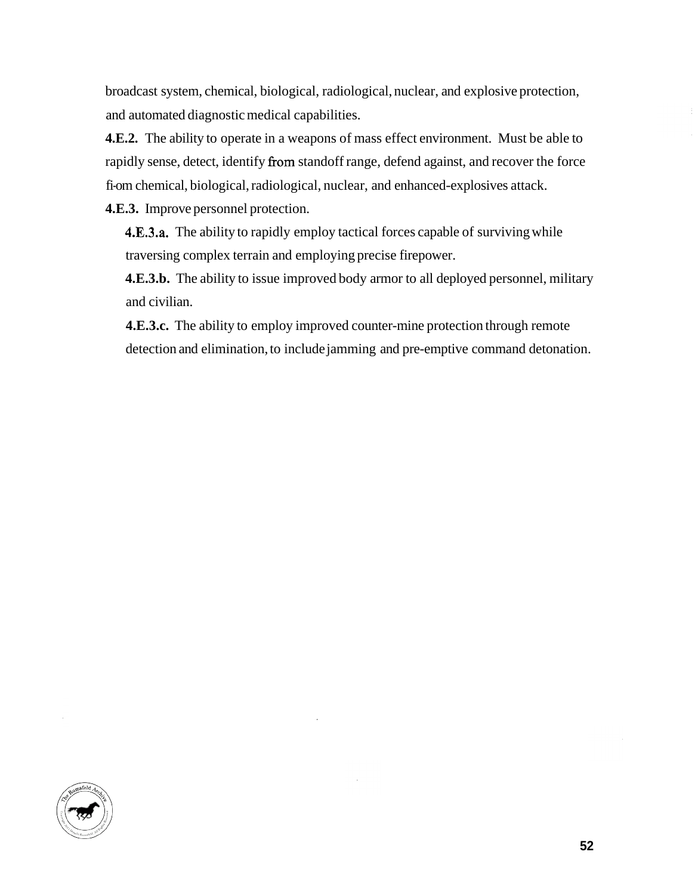broadcast system, chemical, biological, radiological, nuclear, and explosive protection, and automated diagnostic medical capabilities.

**4.E.2.** The ability to operate in a weapons of mass effect environment. Must be able to rapidly sense, detect, identify from standoff range, defend against, and recover the force from chemical, biological, radiological, nuclear, and enhanced-explosives attack.

**4.E.3.** Improve personnel protection.

> **4.E.3.a.** The ability to rapidly employ tactical forces capable of surviving while traversing complex terrain and employing precise firepower.
>
> **4.E.3.b.** The ability to issue improved body armor to all deployed personnel, military and civilian.
>
> **4.E.3.c.** The ability to employ improved counter-mine protection through remote detection and elimination, to include jamming and pre-emptive command detonation.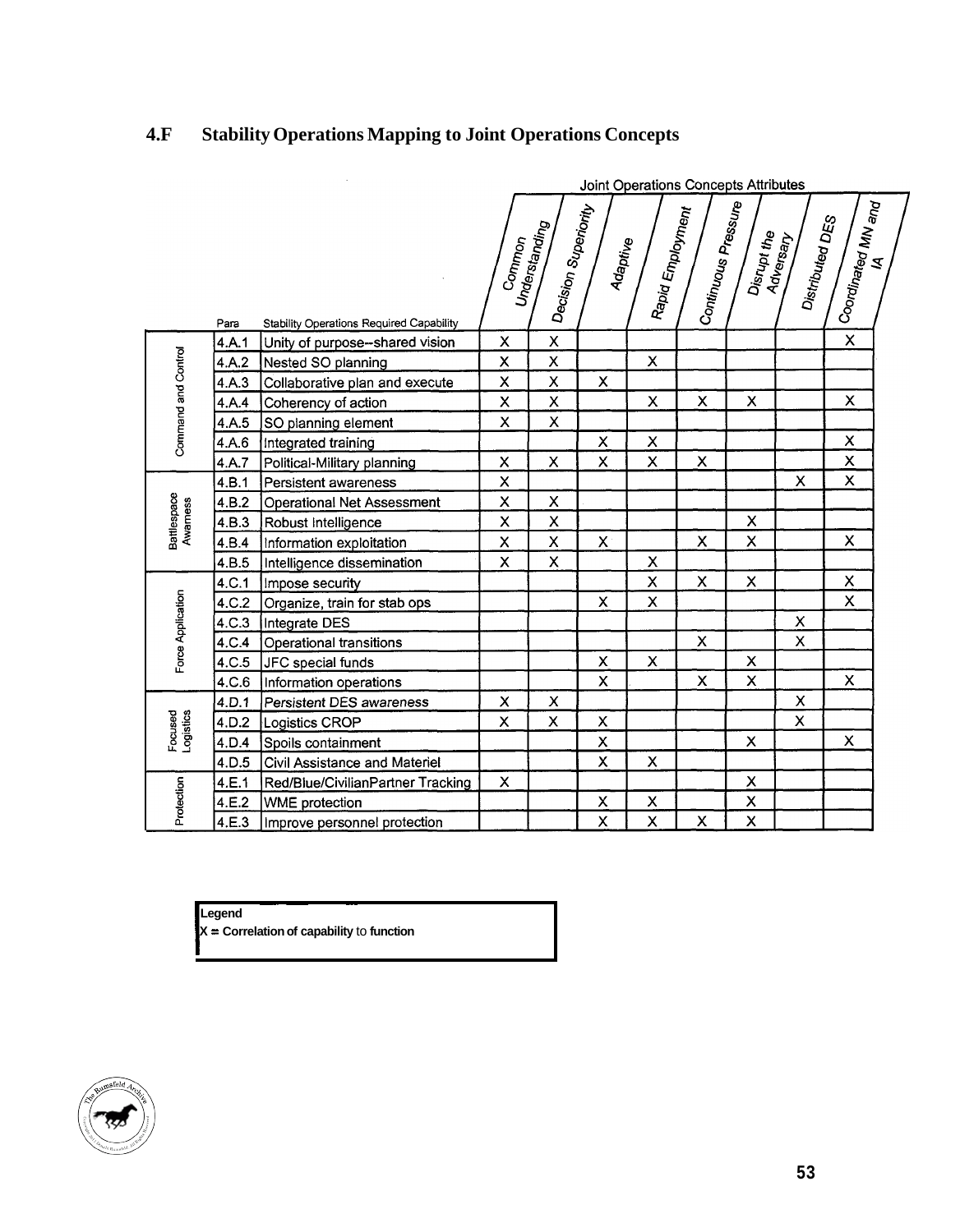## 4.F Stability Operations Mapping to Joint Operations Concepts

| | Para | Stability Operations Required Capability | Common Understanding | Decision Superiority | Adaptive | Rapid Employment | Continuous Pressure | Disrupt the Adversary | Distributed DES | Coordinated MN and IA |
|---|---|---|---|---|---|---|---|---|---|---|
| | | | **Joint Operations Concepts Attributes** | | | | | | | |
| Command and Control | 4.A.1 | Unity of purpose--shared vision | X | X | | | | | | X |
| | 4.A.2 | Nested SO planning | X | X | | X | | | | |
| | 4.A.3 | Collaborative plan and execute | X | X | X | | | | | |
| | 4.A.4 | Coherency of action | X | X | | X | X | X | | X |
| | 4.A.5 | SO planning element | X | X | | | | | | |
| | 4.A.6 | Integrated training | | | X | X | | | | X |
| | 4.A.7 | Political-Military planning | X | X | X | X | X | | | X |
| Battlespace Awarness | 4.B.1 | Persistent awareness | X | | | | | | X | X |
| | 4.B.2 | Operational Net Assessment | X | X | | | | | | |
| | 4.B.3 | Robust Intelligence | X | X | | | | X | | |
| | 4.B.4 | Information exploitation | X | X | X | | X | X | | X |
| | 4.B.5 | Intelligence dissemination | X | X | | X | | | | |
| Force Application | 4.C.1 | Impose security | | | | X | X | X | | X |
| | 4.C.2 | Organize, train for stab ops | | | X | X | | | | X |
| | 4.C.3 | Integrate DES | | | | | | | X | |
| | 4.C.4 | Operational transitions | | | | | X | | X | |
| | 4.C.5 | JFC special funds | | | X | X | | X | | |
| | 4.C.6 | Information operations | | | X | | X | X | | X |
| Focused Logistics | 4.D.1 | Persistent DES awareness | X | X | | | | | X | |
| | 4.D.2 | Logistics CROP | X | X | X | | | | X | |
| | 4.D.4 | Spoils containment | | | X | | | X | | X |
| | 4.D.5 | Civil Assistance and Materiel | | | X | X | | | | |
| Protection | 4.E.1 | Red/Blue/CivilianPartner Tracking | X | | | | | X | | |
| | 4.E.2 | WME protection | | | X | X | | X | | |
| | 4.E.3 | Improve personnel protection | | | X | X | X | X | | |

**Legend**
**X = Correlation of capability to function**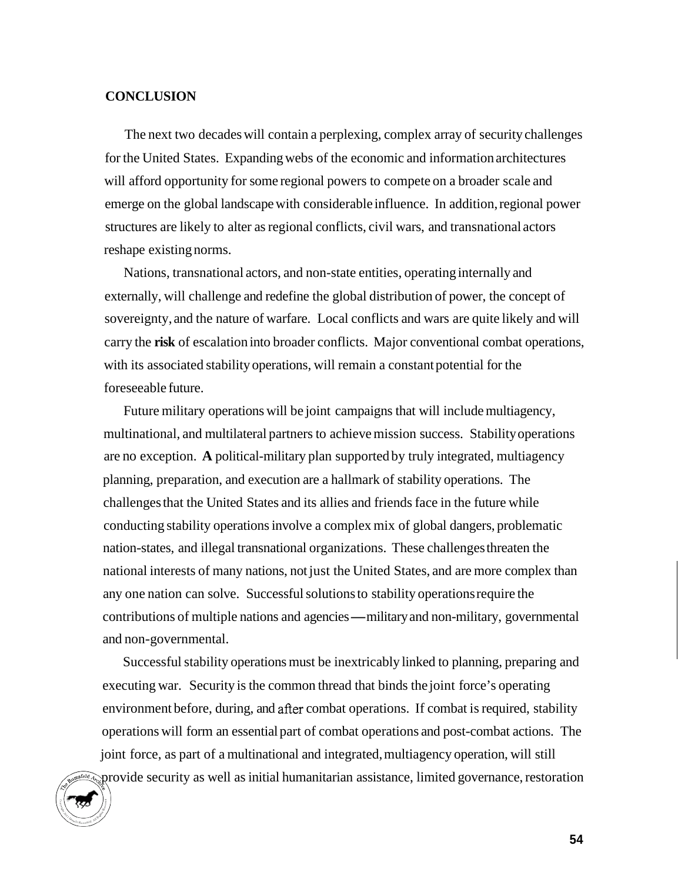## CONCLUSION

The next two decades will contain a perplexing, complex array of security challenges for the United States. Expanding webs of the economic and information architectures will afford opportunity for some regional powers to compete on a broader scale and emerge on the global landscape with considerable influence. In addition, regional power structures are likely to alter as regional conflicts, civil wars, and transnational actors reshape existing norms.

Nations, transnational actors, and non-state entities, operating internally and externally, will challenge and redefine the global distribution of power, the concept of sovereignty, and the nature of warfare. Local conflicts and wars are quite likely and will carry the **risk** of escalation into broader conflicts. Major conventional combat operations, with its associated stability operations, will remain a constant potential for the foreseeable future.

Future military operations will be joint campaigns that will include multiagency, multinational, and multilateral partners to achieve mission success. Stability operations are no exception. **A** political-military plan supported by truly integrated, multiagency planning, preparation, and execution are a hallmark of stability operations. The challenges that the United States and its allies and friends face in the future while conducting stability operations involve a complex mix of global dangers, problematic nation-states, and illegal transnational organizations. These challenges threaten the national interests of many nations, not just the United States, and are more complex than any one nation can solve. Successful solutions to stability operations require the contributions of multiple nations and agencies—military and non-military, governmental and non-governmental.

Successful stability operations must be inextricably linked to planning, preparing and executing war. Security is the common thread that binds the joint force's operating environment before, during, and after combat operations. If combat is required, stability operations will form an essential part of combat operations and post-combat actions. The joint force, as part of a multinational and integrated, multiagency operation, will still provide security as well as initial humanitarian assistance, limited governance, restoration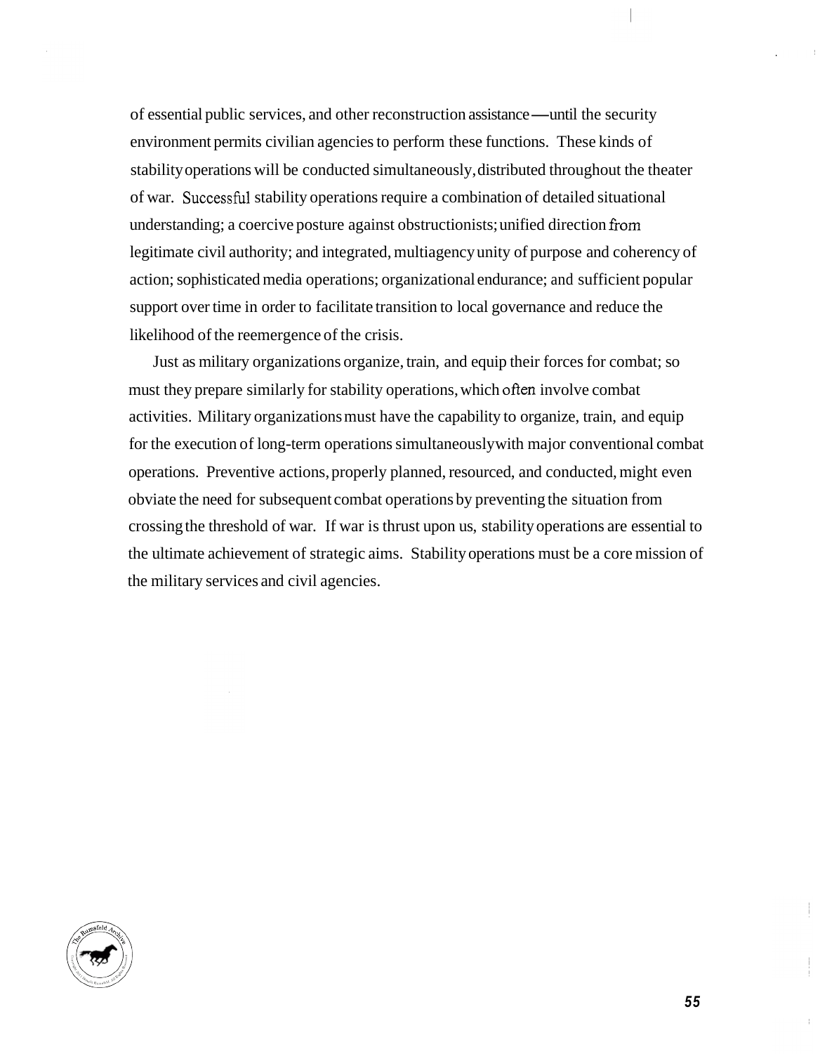of essential public services, and other reconstruction assistance—until the security environment permits civilian agencies to perform these functions. These kinds of stability operations will be conducted simultaneously, distributed throughout the theater of war. Successful stability operations require a combination of detailed situational understanding; a coercive posture against obstructionists; unified direction from legitimate civil authority; and integrated, multiagency unity of purpose and coherency of action; sophisticated media operations; organizational endurance; and sufficient popular support over time in order to facilitate transition to local governance and reduce the likelihood of the reemergence of the crisis.

Just as military organizations organize, train, and equip their forces for combat; so must they prepare similarly for stability operations, which often involve combat activities. Military organizations must have the capability to organize, train, and equip for the execution of long-term operations simultaneously with major conventional combat operations. Preventive actions, properly planned, resourced, and conducted, might even obviate the need for subsequent combat operations by preventing the situation from crossing the threshold of war. If war is thrust upon us, stability operations are essential to the ultimate achievement of strategic aims. Stability operations must be a core mission of the military services and civil agencies.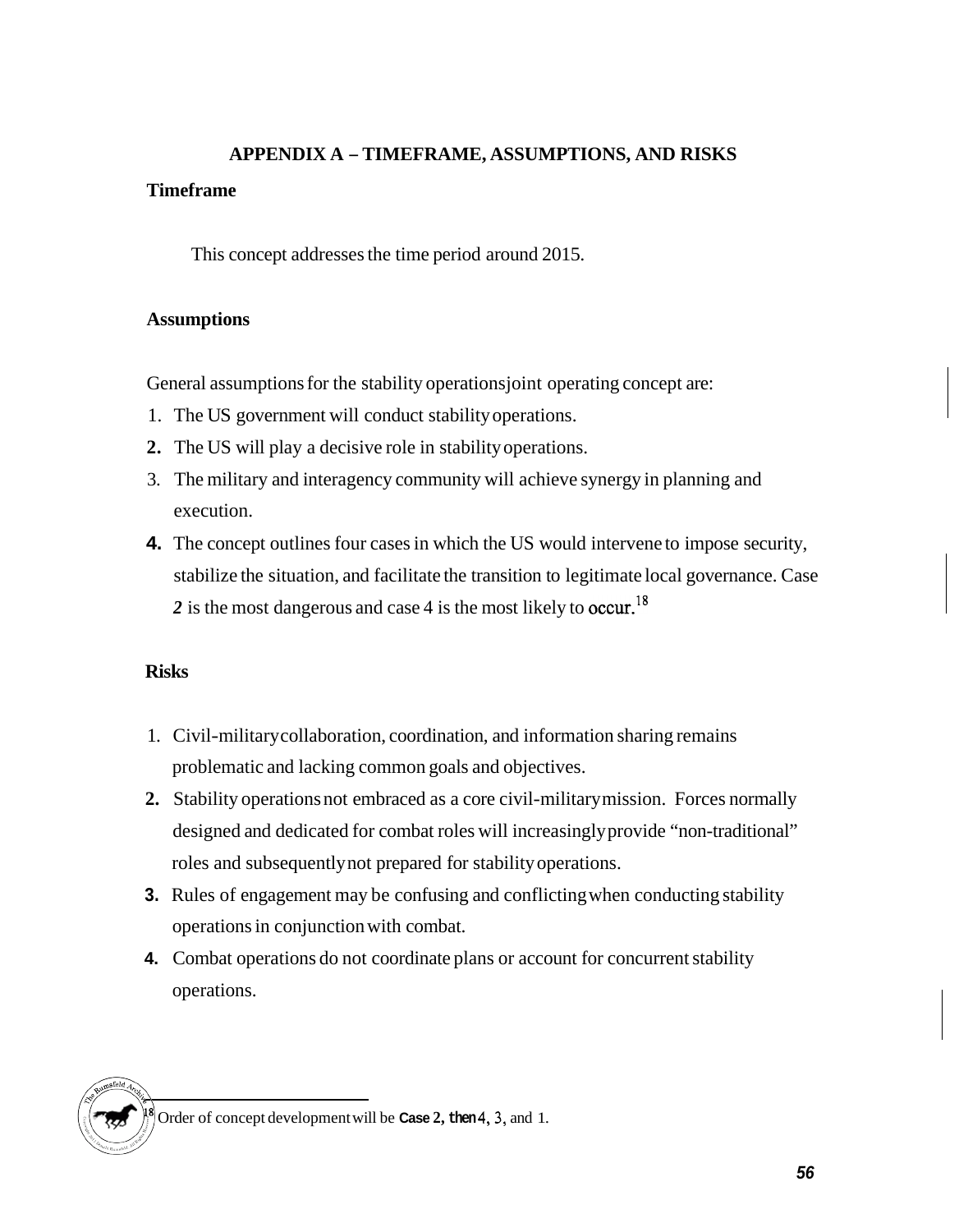## APPENDIX A – TIMEFRAME, ASSUMPTIONS, AND RISKS

### Timeframe

This concept addresses the time period around 2015.

### Assumptions

General assumptions for the stability operations joint operating concept are:

1. The US government will conduct stability operations.
2. The US will play a decisive role in stability operations.
3. The military and interagency community will achieve synergy in planning and execution.
4. The concept outlines four cases in which the US would intervene to impose security, stabilize the situation, and facilitate the transition to legitimate local governance. Case *2* is the most dangerous and case 4 is the most likely to occur.[18]

### Risks

1. Civil-military collaboration, coordination, and information sharing remains problematic and lacking common goals and objectives.
2. Stability operations not embraced as a core civil-military mission. Forces normally designed and dedicated for combat roles will increasingly provide "non-traditional" roles and subsequently not prepared for stability operations.
3. Rules of engagement may be confusing and conflicting when conducting stability operations in conjunction with combat.
4. Combat operations do not coordinate plans or account for concurrent stability operations.

---

[18] Order of concept development will be **Case 2, then 4, 3,** and 1.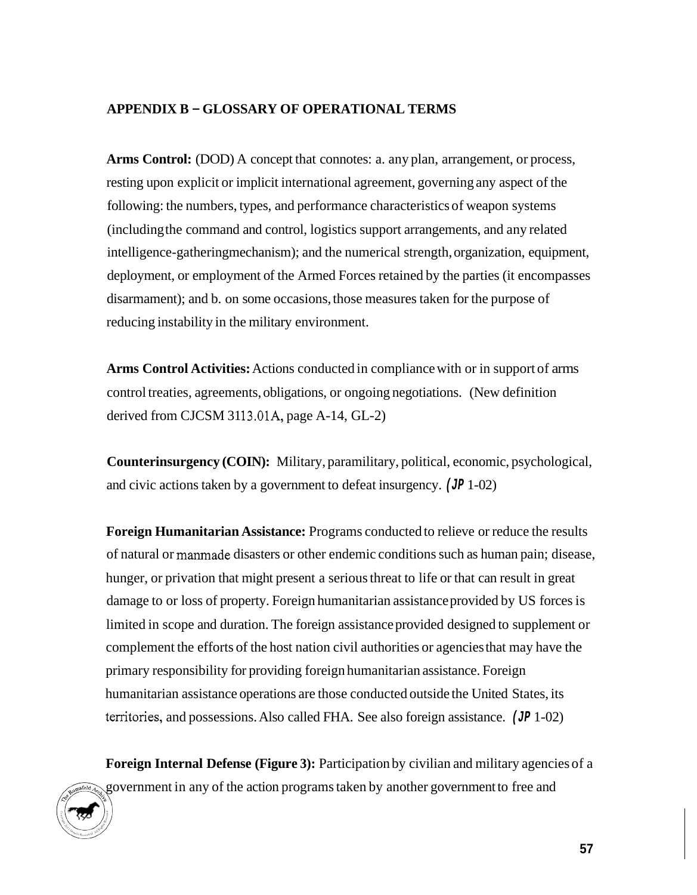## APPENDIX B – GLOSSARY OF OPERATIONAL TERMS

**Arms Control:** (DOD) A concept that connotes: a. any plan, arrangement, or process, resting upon explicit or implicit international agreement, governing any aspect of the following: the numbers, types, and performance characteristics of weapon systems (including the command and control, logistics support arrangements, and any related intelligence-gathering mechanism); and the numerical strength, organization, equipment, deployment, or employment of the Armed Forces retained by the parties (it encompasses disarmament); and b. on some occasions, those measures taken for the purpose of reducing instability in the military environment.

**Arms Control Activities:** Actions conducted in compliance with or in support of arms control treaties, agreements, obligations, or ongoing negotiations. (New definition derived from CJCSM 3113.01A, page A-14, GL-2)

**Counterinsurgency (COIN):** Military, paramilitary, political, economic, psychological, and civic actions taken by a government to defeat insurgency. (*JP* 1-02)

**Foreign Humanitarian Assistance:** Programs conducted to relieve or reduce the results of natural or manmade disasters or other endemic conditions such as human pain; disease, hunger, or privation that might present a serious threat to life or that can result in great damage to or loss of property. Foreign humanitarian assistance provided by US forces is limited in scope and duration. The foreign assistance provided designed to supplement or complement the efforts of the host nation civil authorities or agencies that may have the primary responsibility for providing foreign humanitarian assistance. Foreign humanitarian assistance operations are those conducted outside the United States, its territories, and possessions. Also called FHA. See also foreign assistance. (*JP* 1-02)

**Foreign Internal Defense (Figure 3):** Participation by civilian and military agencies of a government in any of the action programs taken by another government to free and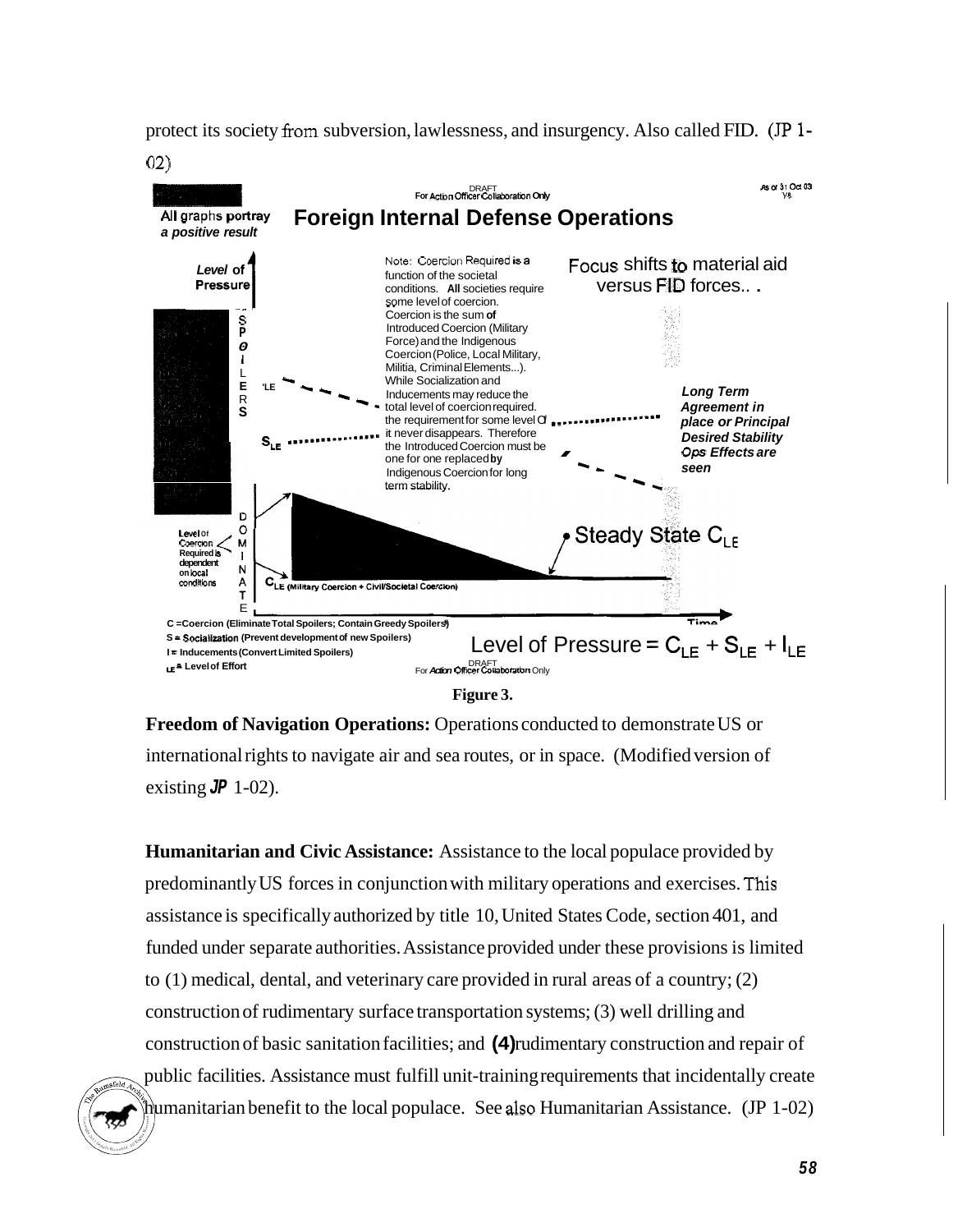protect its society from subversion, lawlessness, and insurgency. Also called FID. (JP 1-02)

DRAFT
For Action Officer Collaboration Only

As of 31 Oct 03
V8

All graphs portray a positive result

**Foreign Internal Defense Operations**

*Level of Pressure*

Note: Coercion Required is a function of the societal conditions. All societies require some level of coercion. Coercion is the sum of Introduced Coercion (Military Force) and the Indigenous Coercion (Police, Local Military, Militia, Criminal Elements...). While Socialization and Inducements may reduce the total level of coercion required, the requirement for some level of it never disappears. Therefore the Introduced Coercion must be one for one replaced by Indigenous Coercion for long term stability.

Focus shifts to material aid versus FID forces...

*Long Term Agreement in place or Principal Desired Stability Ops Effects are seen*

SPOILERS

$I_{LE}$

$S_{LE}$

DOMINATE

Level of Coercion Required is dependent on local conditions

$C_{LE}$ (Military Coercion + Civil/Societal Coercion)

Steady State $C_{LE}$

Time

C = Coercion (Eliminate Total Spoilers; Contain Greedy Spoilers)
S = Socialization (Prevent development of new Spoilers)
I = Inducements (Convert Limited Spoilers)
LE = Level of Effort

Level of Pressure = $C_{LE} + S_{LE} + I_{LE}$

DRAFT
For Action Officer Collaboration Only

**Figure 3.**

**Freedom of Navigation Operations:** Operations conducted to demonstrate US or international rights to navigate air and sea routes, or in space. (Modified version of existing *JP* 1-02).

**Humanitarian and Civic Assistance:** Assistance to the local populace provided by predominantly US forces in conjunction with military operations and exercises. This assistance is specifically authorized by title 10, United States Code, section 401, and funded under separate authorities. Assistance provided under these provisions is limited to (1) medical, dental, and veterinary care provided in rural areas of a country; (2) construction of rudimentary surface transportation systems; (3) well drilling and construction of basic sanitation facilities; and (4) rudimentary construction and repair of public facilities. Assistance must fulfill unit-training requirements that incidentally create humanitarian benefit to the local populace. See also Humanitarian Assistance. (JP 1-02)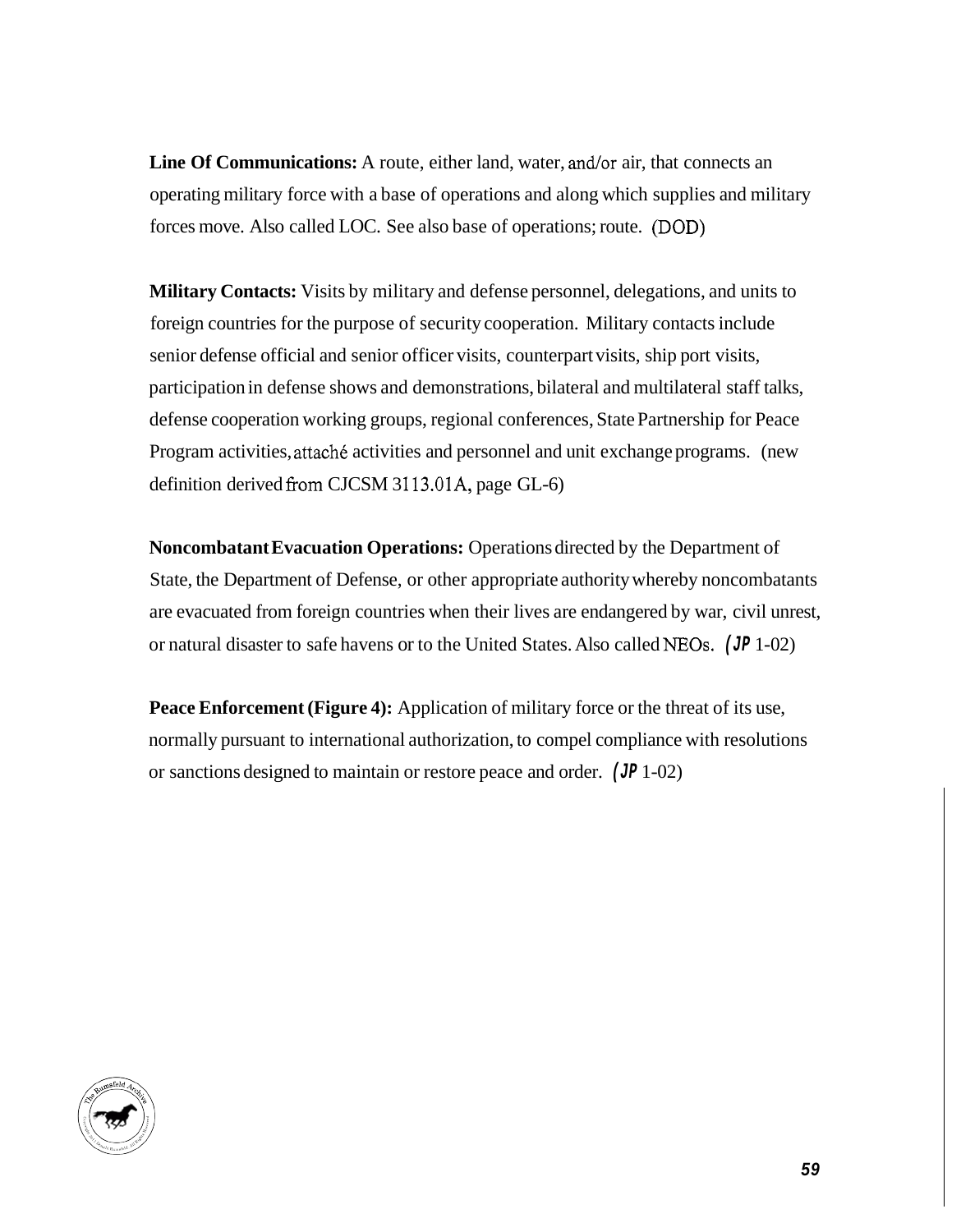**Line Of Communications:** A route, either land, water, and/or air, that connects an operating military force with a base of operations and along which supplies and military forces move. Also called LOC. See also base of operations; route. (DOD)

**Military Contacts:** Visits by military and defense personnel, delegations, and units to foreign countries for the purpose of security cooperation. Military contacts include senior defense official and senior officer visits, counterpart visits, ship port visits, participation in defense shows and demonstrations, bilateral and multilateral staff talks, defense cooperation working groups, regional conferences, State Partnership for Peace Program activities, attaché activities and personnel and unit exchange programs. (new definition derived from CJCSM 3113.01A, page GL-6)

**Noncombatant Evacuation Operations:** Operations directed by the Department of State, the Department of Defense, or other appropriate authority whereby noncombatants are evacuated from foreign countries when their lives are endangered by war, civil unrest, or natural disaster to safe havens or to the United States. Also called NEOs. (JP 1-02)

**Peace Enforcement (Figure 4):** Application of military force or the threat of its use, normally pursuant to international authorization, to compel compliance with resolutions or sanctions designed to maintain or restore peace and order. (JP 1-02)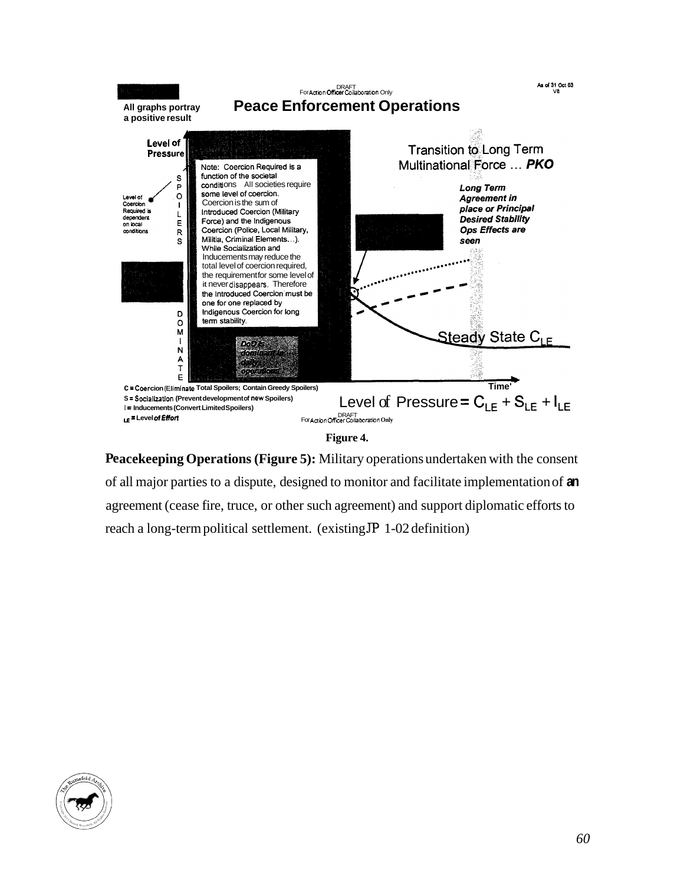DRAFT
For Action Officer Collaboration Only

As of 31 Oct 03
V8

All graphs portray a positive result

**Peace Enforcement Operations**

Level of Pressure

SPOILERS

DOMINATE

Level of Coercion Required is dependent on local conditions

Note: Coercion Required is a function of the societal conditions All societies require some level of coercion. Coercion is the sum of Introduced Coercion (Military Force) and the Indigenous Coercion (Police, Local Military, Militia, Criminal Elements…). While Socialization and Inducements may reduce the total level of coercion required, the requirement for some level of it never disappears. Therefore the Introduced Coercion must be one for one replaced by Indigenous Coercion for long term stability.

DoD is dominant in daily operations

Transition to Long Term Multinational Force … ***PKO***

***Long Term Agreement in place or Principal Desired Stability Ops Effects are seen***

Steady State $C_{LE}$

Time

C = Coercion (Eliminate Total Spoilers; Contain Greedy Spoilers)
S = Socialization (Prevent development of new Spoilers)
I = Inducements (Convert Limited Spoilers)
LE = Level of Effort

Level of Pressure = $C_{LE} + S_{LE} + I_{LE}$

DRAFT
For Action Officer Collaboration Only

**Figure 4.**

**Peacekeeping Operations (Figure 5):** Military operations undertaken with the consent of all major parties to a dispute, designed to monitor and facilitate implementation of an agreement (cease fire, truce, or other such agreement) and support diplomatic efforts to reach a long-term political settlement. (existing JP 1-02 definition)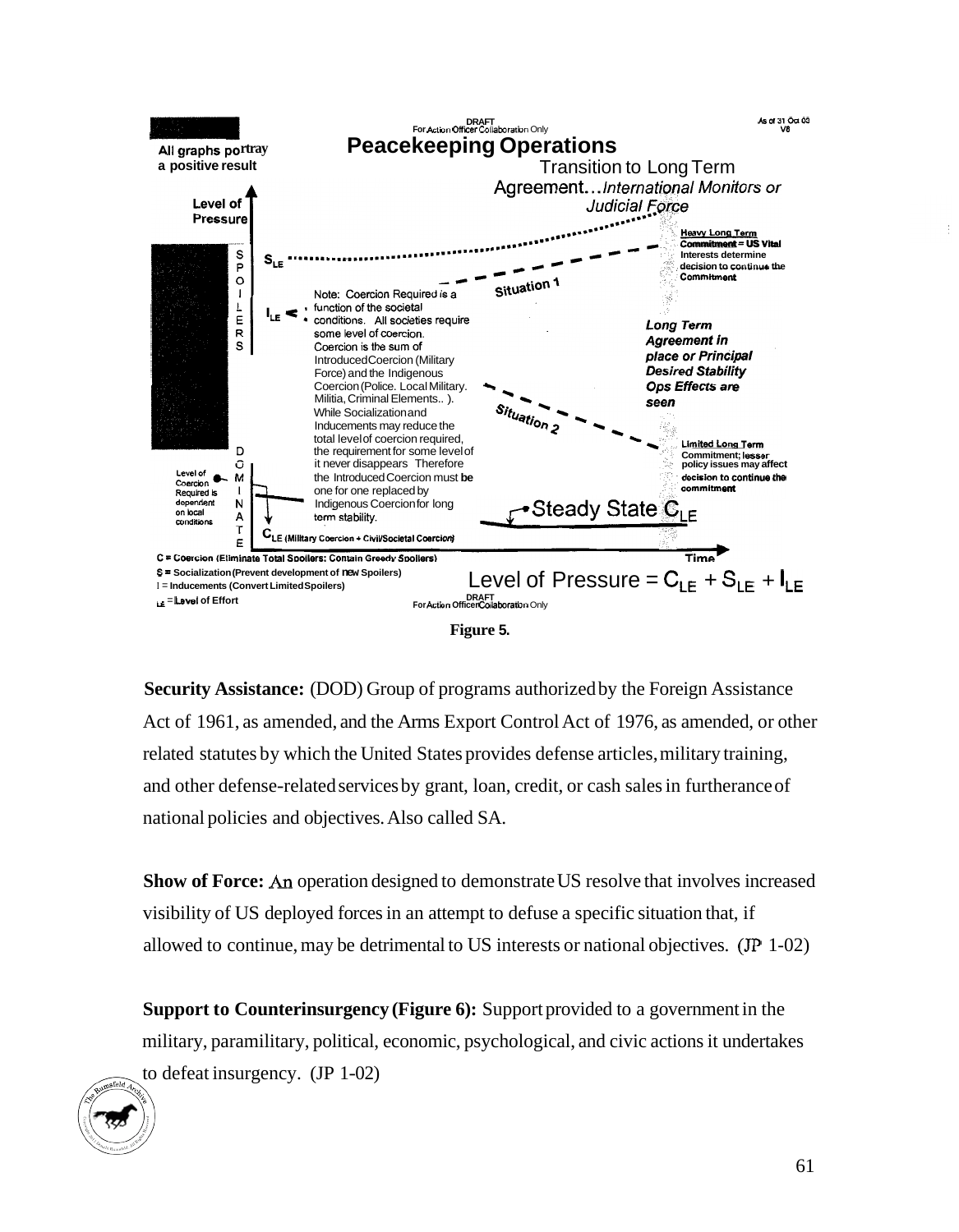DRAFT
For Action Officer Collaboration Only

As of 31 Oct 03
V8

All graphs portray a positive result

# Peacekeeping Operations

Transition to Long Term Agreement...*International Monitors or Judicial Force*

Level of Pressure

SPOILERS

$S_{LE}$

$I_{LE}$

Situation 1

Situation 2

Note: Coercion Required is a function of the societal conditions. All societies require some level of coercion. Coercion is the sum of Introduced Coercion (Military Force) and the Indigenous Coercion (Police. Local Military. Militia, Criminal Elements.. ). While Socialization and Inducements may reduce the total level of coercion required, the requirement for some level of it never disappears Therefore the Introduced Coercion must be one for one replaced by Indigenous Coercion for long term stability.

**Heavy Long Term Commitment = US Vital** Interests determine decision to continue the Commitment

***Long Term Agreement in place or Principal Desired Stability Ops Effects are seen***

**Limited Long Term** Commitment; lesser policy issues may affect decision to continue the commitment

DOMINATE

Level of Coercion Required is dependent on local conditions

Steady State $C_{LE}$

$C_{LE}$ (Military Coercion + Civil/Societal Coercion)

Time

C = Coercion (Eliminate Total Spoilers: Contain Greedy Spoilers)
S = Socialization (Prevent development of new Spoilers)
I = Inducements (Convert Limited Spoilers)
LE = Level of Effort

Level of Pressure = $C_{LE} + S_{LE} + I_{LE}$

DRAFT
For Action Officer Collaboration Only

**Figure 5.**

**Security Assistance:** (DOD) Group of programs authorized by the Foreign Assistance Act of 1961, as amended, and the Arms Export Control Act of 1976, as amended, or other related statutes by which the United States provides defense articles, military training, and other defense-related services by grant, loan, credit, or cash sales in furtherance of national policies and objectives. Also called SA.

**Show of Force:** An operation designed to demonstrate US resolve that involves increased visibility of US deployed forces in an attempt to defuse a specific situation that, if allowed to continue, may be detrimental to US interests or national objectives. (JP 1-02)

**Support to Counterinsurgency (Figure 6):** Support provided to a government in the military, paramilitary, political, economic, psychological, and civic actions it undertakes to defeat insurgency. (JP 1-02)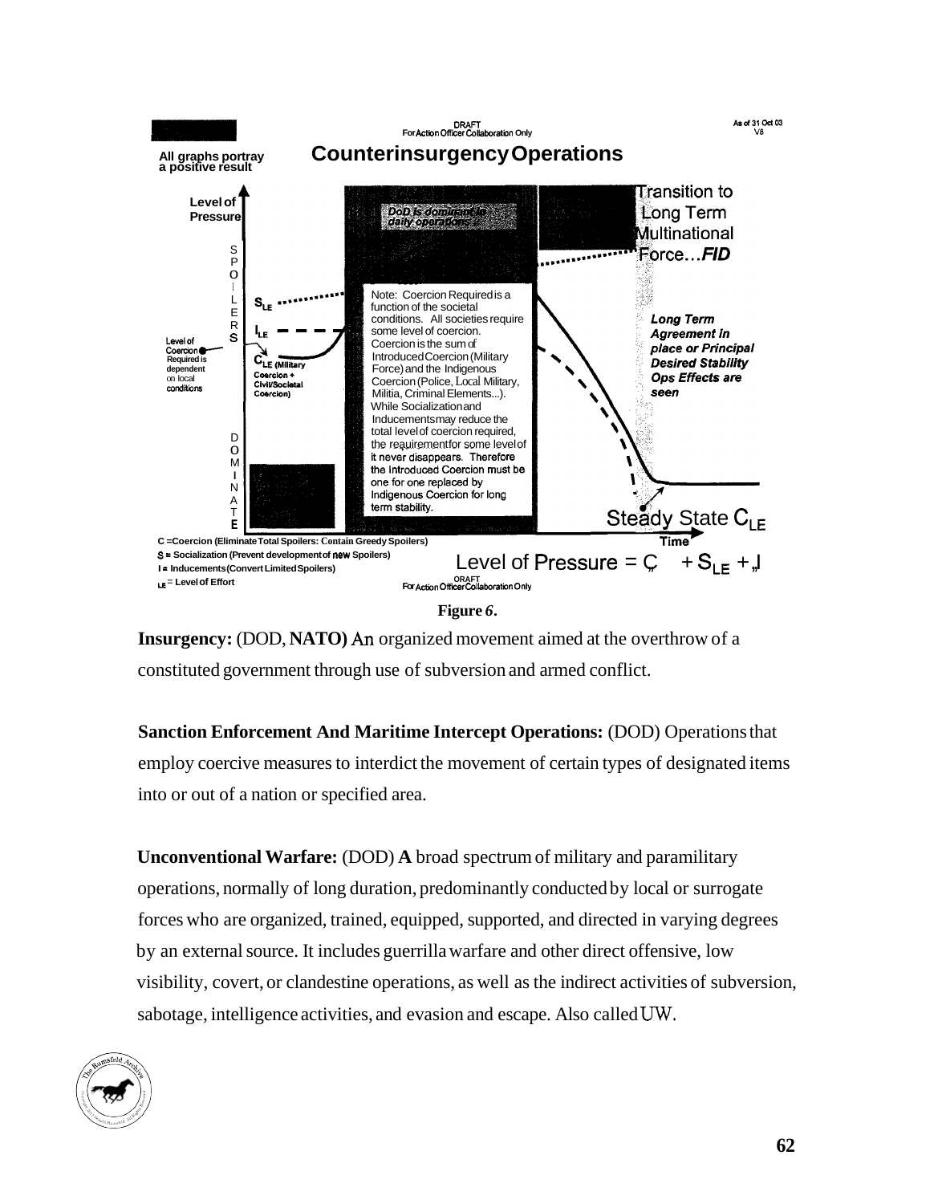DRAFT
For Action Officer Collaboration Only

As of 31 Oct 03
V8

All graphs portray a positive result

## Counterinsurgency Operations

Level of Pressure

SPOILERS

DOMINATE

Level of Coercion Required is dependent on local conditions

$S_{LE}$

$I_{LE}$

$C_{LE}$ (Military Coercion + Civil/Societal Coercion)

DoD is dominant in daily operations

Note: Coercion Required is a function of the societal conditions. All societies require some level of coercion. Coercion is the sum of Introduced Coercion (Military Force) and the Indigenous Coercion (Police, Local Military, Militia, Criminal Elements...). While Socialization and Inducements may reduce the total level of coercion required, the requirement for some level of it never disappears. Therefore the Introduced Coercion must be one for one replaced by Indigenous Coercion for long term stability.

Transition to Long Term Multinational Force...*FID*

***Long Term Agreement in place or Principal Desired Stability Ops Effects are seen***

Steady State $C_{LE}$

Time

C = Coercion (Eliminate Total Spoilers: Contain Greedy Spoilers)
S = Socialization (Prevent development of new Spoilers)
I = Inducements (Convert Limited Spoilers)
LE = Level of Effort

Level of Pressure = $C_{LE} + S_{LE} + I_{LE}$

DRAFT
For Action Officer Collaboration Only

**Figure *6*.**

**Insurgency:** (DOD, **NATO)** An organized movement aimed at the overthrow of a constituted government through use of subversion and armed conflict.

**Sanction Enforcement And Maritime Intercept Operations:** (DOD) Operations that employ coercive measures to interdict the movement of certain types of designated items into or out of a nation or specified area.

**Unconventional Warfare:** (DOD) **A** broad spectrum of military and paramilitary operations, normally of long duration, predominantly conducted by local or surrogate forces who are organized, trained, equipped, supported, and directed in varying degrees by an external source. It includes guerrilla warfare and other direct offensive, low visibility, covert, or clandestine operations, as well as the indirect activities of subversion, sabotage, intelligence activities, and evasion and escape. Also called UW.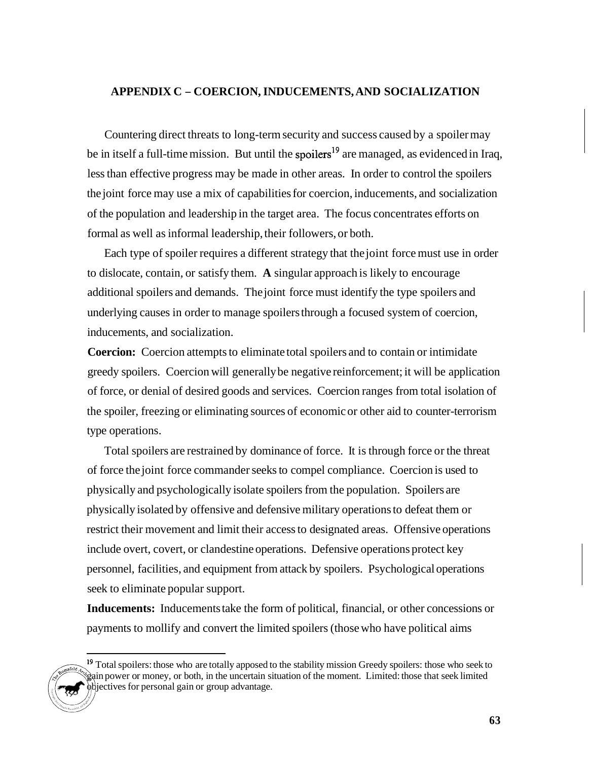## APPENDIX C – COERCION, INDUCEMENTS, AND SOCIALIZATION

Countering direct threats to long-term security and success caused by a spoiler may be in itself a full-time mission. But until the spoilers[19] are managed, as evidenced in Iraq, less than effective progress may be made in other areas. In order to control the spoilers the joint force may use a mix of capabilities for coercion, inducements, and socialization of the population and leadership in the target area. The focus concentrates efforts on formal as well as informal leadership, their followers, or both.

Each type of spoiler requires a different strategy that the joint force must use in order to dislocate, contain, or satisfy them. **A** singular approach is likely to encourage additional spoilers and demands. The joint force must identify the type spoilers and underlying causes in order to manage spoilers through a focused system of coercion, inducements, and socialization.

**Coercion:** Coercion attempts to eliminate total spoilers and to contain or intimidate greedy spoilers. Coercion will generally be negative reinforcement; it will be application of force, or denial of desired goods and services. Coercion ranges from total isolation of the spoiler, freezing or eliminating sources of economic or other aid to counter-terrorism type operations.

Total spoilers are restrained by dominance of force. It is through force or the threat of force the joint force commander seeks to compel compliance. Coercion is used to physically and psychologically isolate spoilers from the population. Spoilers are physically isolated by offensive and defensive military operations to defeat them or restrict their movement and limit their access to designated areas. Offensive operations include overt, covert, or clandestine operations. Defensive operations protect key personnel, facilities, and equipment from attack by spoilers. Psychological operations seek to eliminate popular support.

**Inducements:** Inducements take the form of political, financial, or other concessions or payments to mollify and convert the limited spoilers (those who have political aims

---

[19] Total spoilers: those who are totally apposed to the stability mission Greedy spoilers: those who seek to gain power or money, or both, in the uncertain situation of the moment. Limited: those that seek limited objectives for personal gain or group advantage.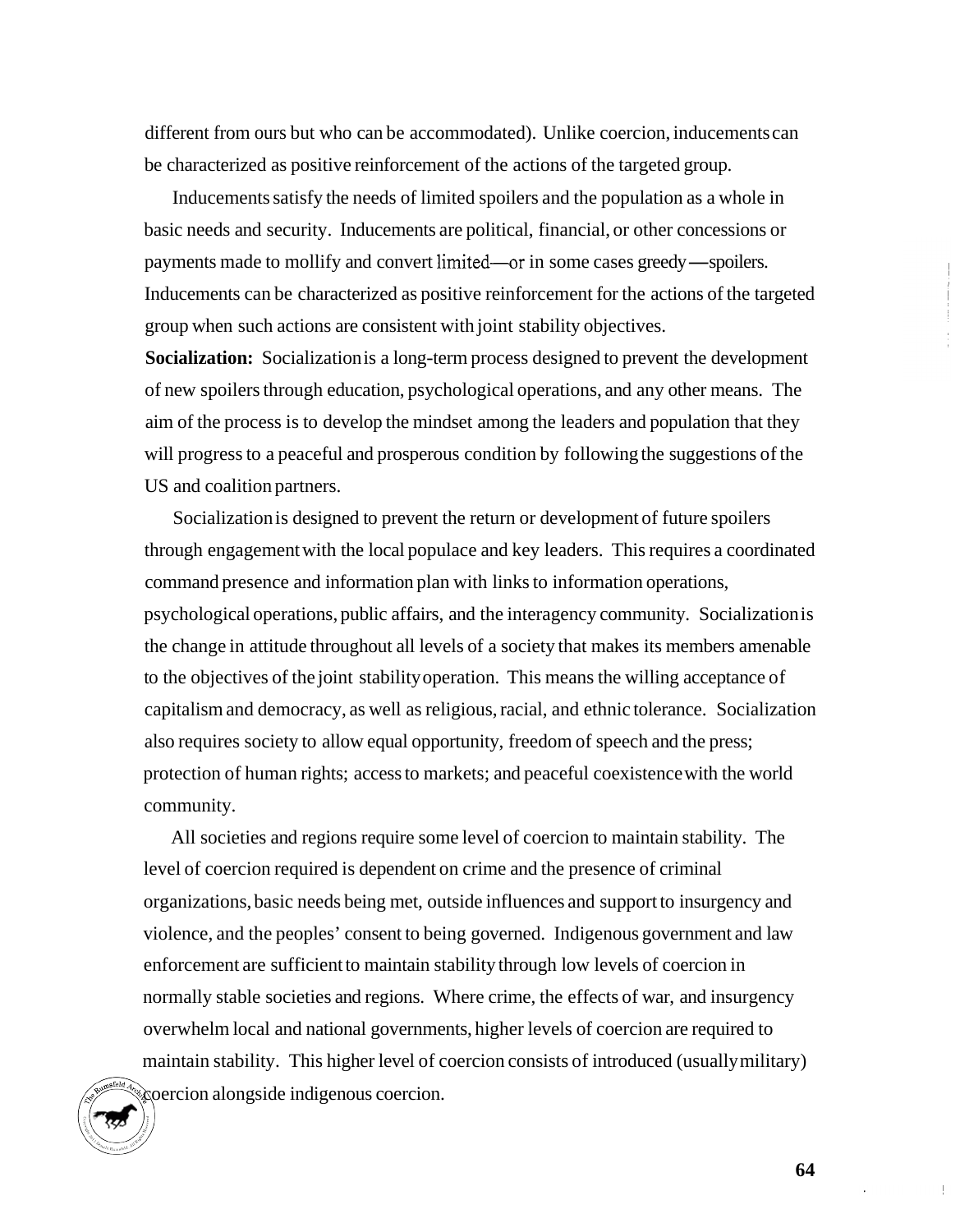different from ours but who can be accommodated). Unlike coercion, inducements can be characterized as positive reinforcement of the actions of the targeted group.

Inducements satisfy the needs of limited spoilers and the population as a whole in basic needs and security. Inducements are political, financial, or other concessions or payments made to mollify and convert limited—or in some cases greedy—spoilers. Inducements can be characterized as positive reinforcement for the actions of the targeted group when such actions are consistent with joint stability objectives.

**Socialization:** Socialization is a long-term process designed to prevent the development of new spoilers through education, psychological operations, and any other means. The aim of the process is to develop the mindset among the leaders and population that they will progress to a peaceful and prosperous condition by following the suggestions of the US and coalition partners.

Socialization is designed to prevent the return or development of future spoilers through engagement with the local populace and key leaders. This requires a coordinated command presence and information plan with links to information operations, psychological operations, public affairs, and the interagency community. Socialization is the change in attitude throughout all levels of a society that makes its members amenable to the objectives of the joint stability operation. This means the willing acceptance of capitalism and democracy, as well as religious, racial, and ethnic tolerance. Socialization also requires society to allow equal opportunity, freedom of speech and the press; protection of human rights; access to markets; and peaceful coexistence with the world community.

All societies and regions require some level of coercion to maintain stability. The level of coercion required is dependent on crime and the presence of criminal organizations, basic needs being met, outside influences and support to insurgency and violence, and the peoples' consent to being governed. Indigenous government and law enforcement are sufficient to maintain stability through low levels of coercion in normally stable societies and regions. Where crime, the effects of war, and insurgency overwhelm local and national governments, higher levels of coercion are required to maintain stability. This higher level of coercion consists of introduced (usually military) coercion alongside indigenous coercion.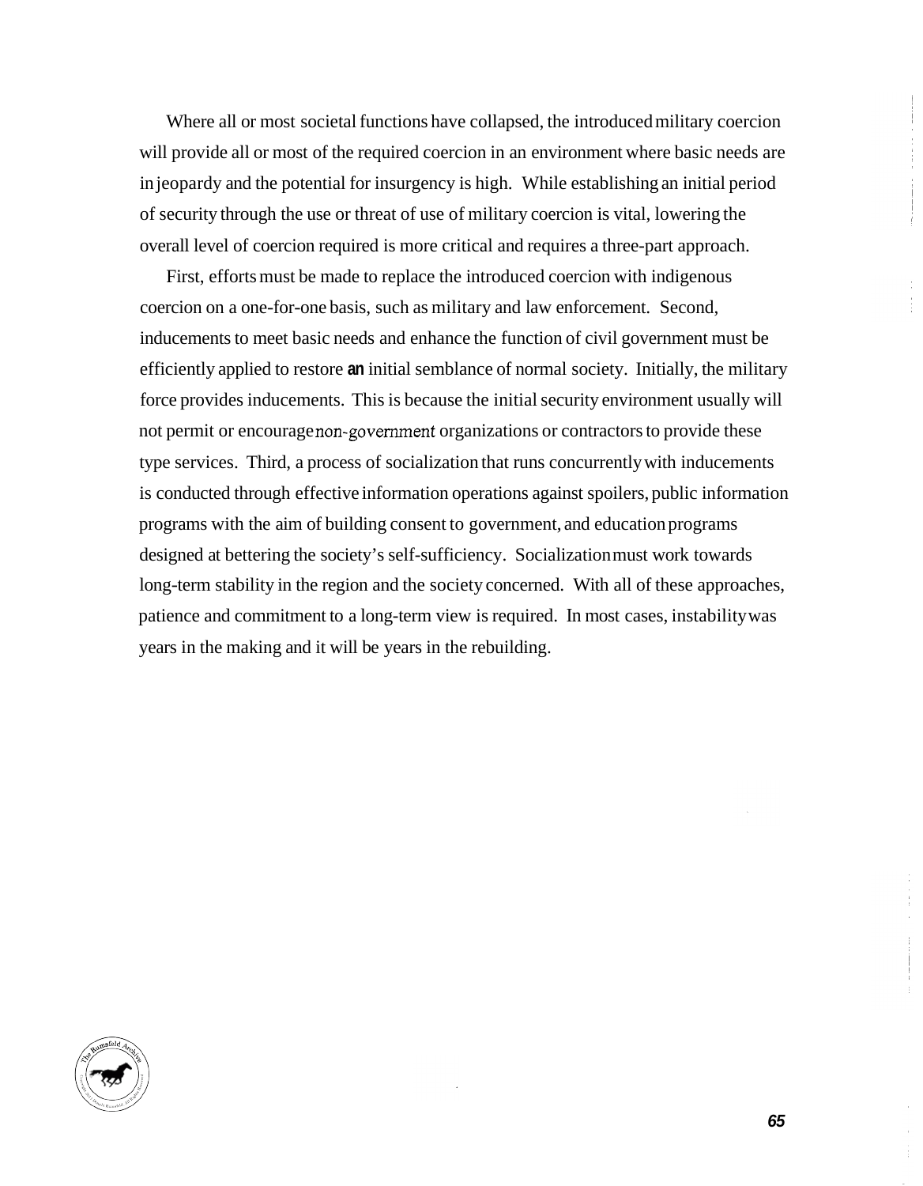Where all or most societal functions have collapsed, the introduced military coercion will provide all or most of the required coercion in an environment where basic needs are in jeopardy and the potential for insurgency is high. While establishing an initial period of security through the use or threat of use of military coercion is vital, lowering the overall level of coercion required is more critical and requires a three-part approach.

First, efforts must be made to replace the introduced coercion with indigenous coercion on a one-for-one basis, such as military and law enforcement. Second, inducements to meet basic needs and enhance the function of civil government must be efficiently applied to restore **an** initial semblance of normal society. Initially, the military force provides inducements. This is because the initial security environment usually will not permit or encourage non-government organizations or contractors to provide these type services. Third, a process of socialization that runs concurrently with inducements is conducted through effective information operations against spoilers, public information programs with the aim of building consent to government, and education programs designed at bettering the society's self-sufficiency. Socialization must work towards long-term stability in the region and the society concerned. With all of these approaches, patience and commitment to a long-term view is required. In most cases, instability was years in the making and it will be years in the rebuilding.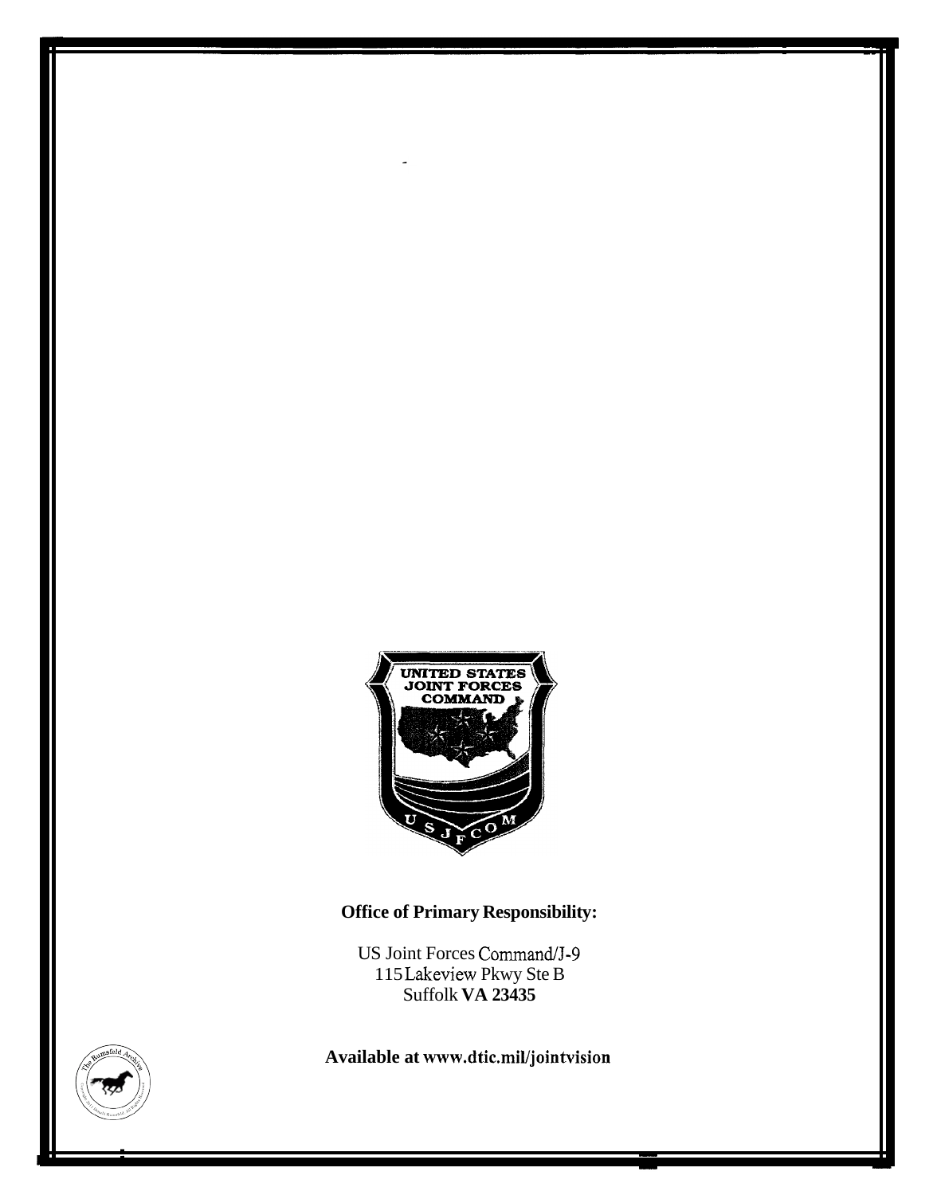UNITED STATES JOINT FORCES COMMAND

USJFCOM

**Office of Primary Responsibility:**

US Joint Forces Command/J-9
115 Lakeview Pkwy Ste B
Suffolk **VA 23435**

**Available at www.dtic.mil/jointvision**